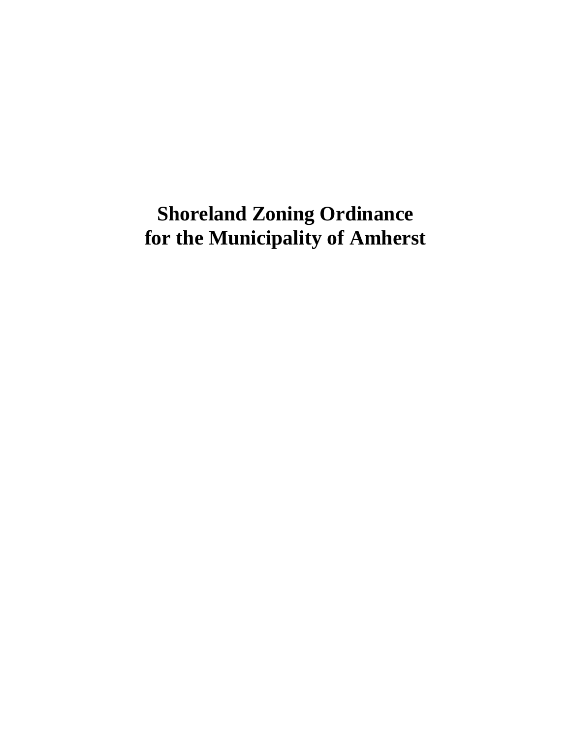# Shoreland Zoning Ordinance for the Municipality of Amherst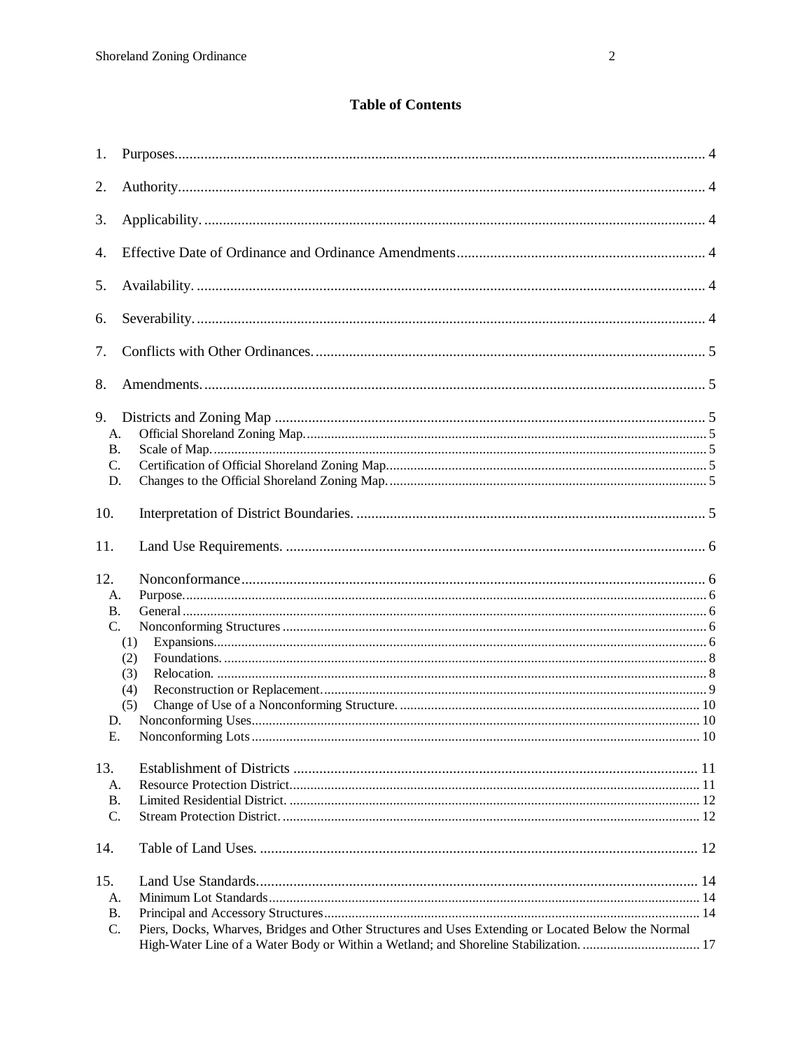## Table of Contents

1. Purposes ..... 4
2. Authority ..... 4
3. Applicability. ..... 4
4. Effective Date of Ordinance and Ordinance Amendments ..... 4
5. Availability. ..... 4
6. Severability. ..... 4
7. Conflicts with Other Ordinances. ..... 5
8. Amendments. ..... 5
9. Districts and Zoning Map ..... 5
   - A. Official Shoreland Zoning Map. ..... 5
   - B. Scale of Map. ..... 5
   - C. Certification of Official Shoreland Zoning Map. ..... 5
   - D. Changes to the Official Shoreland Zoning Map. ..... 5
10. Interpretation of District Boundaries. ..... 5
11. Land Use Requirements. ..... 6
12. Nonconformance ..... 6
    - A. Purpose. ..... 6
    - B. General ..... 6
    - C. Nonconforming Structures ..... 6
      - (1) Expansions ..... 6
      - (2) Foundations. ..... 8
      - (3) Relocation. ..... 8
      - (4) Reconstruction or Replacement ..... 9
      - (5) Change of Use of a Nonconforming Structure. ..... 10
    - D. Nonconforming Uses ..... 10
    - E. Nonconforming Lots ..... 10
13. Establishment of Districts ..... 11
    - A. Resource Protection District ..... 11
    - B. Limited Residential District. ..... 12
    - C. Stream Protection District. ..... 12
14. Table of Land Uses. ..... 12
15. Land Use Standards. ..... 14
    - A. Minimum Lot Standards ..... 14
    - B. Principal and Accessory Structures ..... 14
    - C. Piers, Docks, Wharves, Bridges and Other Structures and Uses Extending or Located Below the Normal High-Water Line of a Water Body or Within a Wetland; and Shoreline Stabilization. ..... 17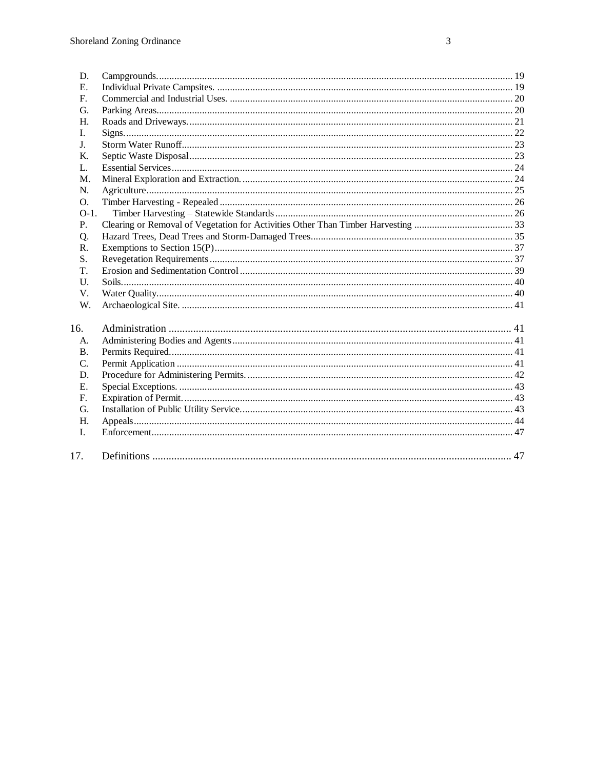D. Campgrounds. 19
E. Individual Private Campsites. 19
F. Commercial and Industrial Uses. 20
G. Parking Areas. 20
H. Roads and Driveways. 21
I. Signs. 22
J. Storm Water Runoff 23
K. Septic Waste Disposal 23
L. Essential Services 24
M. Mineral Exploration and Extraction. 24
N. Agriculture 25
O. Timber Harvesting - Repealed 26
O-1. Timber Harvesting – Statewide Standards 26
P. Clearing or Removal of Vegetation for Activities Other Than Timber Harvesting 33
Q. Hazard Trees, Dead Trees and Storm-Damaged Trees 35
R. Exemptions to Section 15(P) 37
S. Revegetation Requirements 37
T. Erosion and Sedimentation Control 39
U. Soils. 40
V. Water Quality. 40
W. Archaeological Site. 41

16. Administration 41
A. Administering Bodies and Agents 41
B. Permits Required. 41
C. Permit Application 41
D. Procedure for Administering Permits. 42
E. Special Exceptions. 43
F. Expiration of Permit. 43
G. Installation of Public Utility Service. 43
H. Appeals 44
I. Enforcement. 47

17. Definitions 47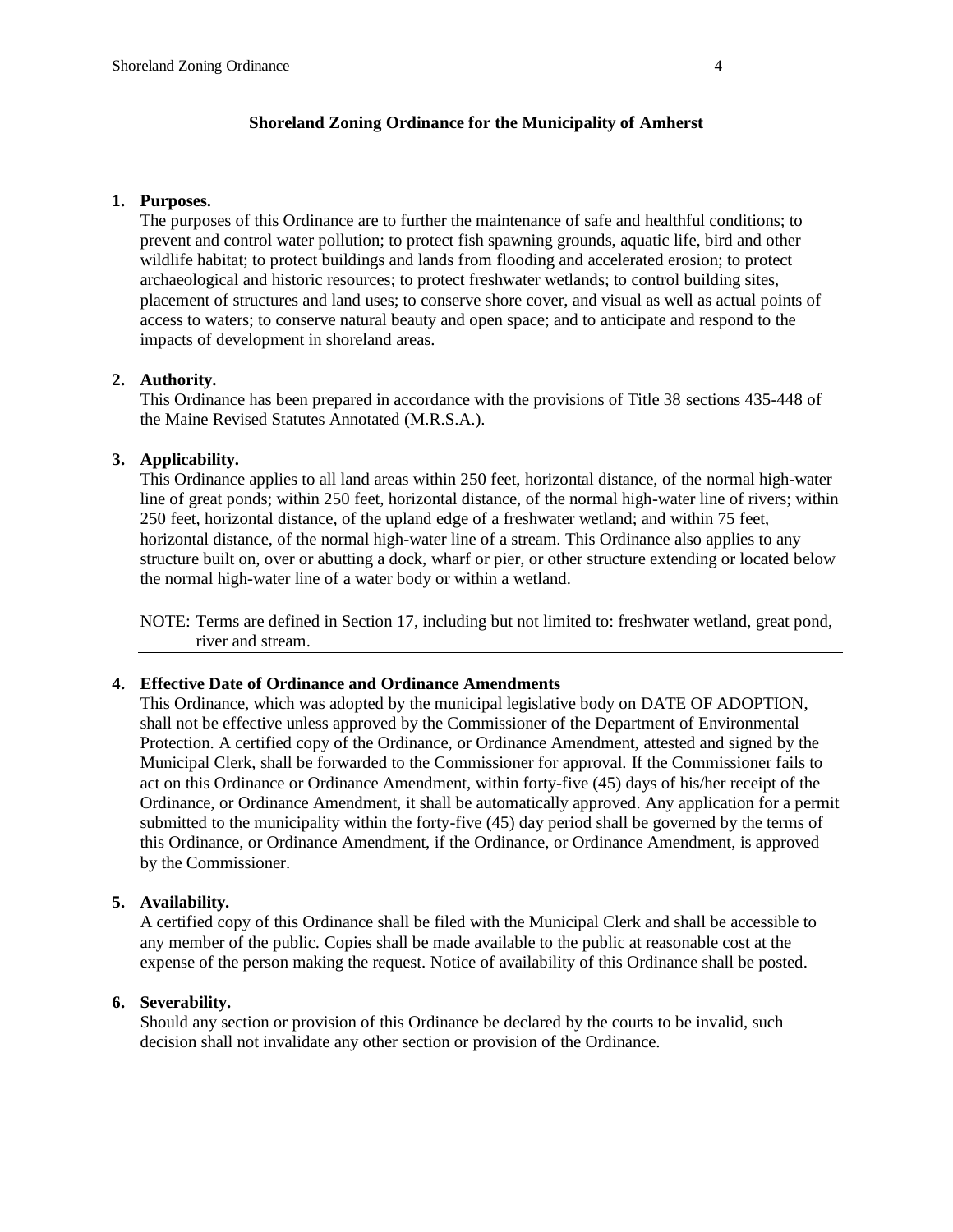## Shoreland Zoning Ordinance for the Municipality of Amherst

1. **Purposes.**
   The purposes of this Ordinance are to further the maintenance of safe and healthful conditions; to prevent and control water pollution; to protect fish spawning grounds, aquatic life, bird and other wildlife habitat; to protect buildings and lands from flooding and accelerated erosion; to protect archaeological and historic resources; to protect freshwater wetlands; to control building sites, placement of structures and land uses; to conserve shore cover, and visual as well as actual points of access to waters; to conserve natural beauty and open space; and to anticipate and respond to the impacts of development in shoreland areas.

2. **Authority.**
   This Ordinance has been prepared in accordance with the provisions of Title 38 sections 435-448 of the Maine Revised Statutes Annotated (M.R.S.A.).

3. **Applicability.**
   This Ordinance applies to all land areas within 250 feet, horizontal distance, of the normal high-water line of great ponds; within 250 feet, horizontal distance, of the normal high-water line of rivers; within 250 feet, horizontal distance, of the upland edge of a freshwater wetland; and within 75 feet, horizontal distance, of the normal high-water line of a stream. This Ordinance also applies to any structure built on, over or abutting a dock, wharf or pier, or other structure extending or located below the normal high-water line of a water body or within a wetland.

   NOTE: Terms are defined in Section 17, including but not limited to: freshwater wetland, great pond, river and stream.

4. **Effective Date of Ordinance and Ordinance Amendments**
   This Ordinance, which was adopted by the municipal legislative body on DATE OF ADOPTION, shall not be effective unless approved by the Commissioner of the Department of Environmental Protection. A certified copy of the Ordinance, or Ordinance Amendment, attested and signed by the Municipal Clerk, shall be forwarded to the Commissioner for approval. If the Commissioner fails to act on this Ordinance or Ordinance Amendment, within forty-five (45) days of his/her receipt of the Ordinance, or Ordinance Amendment, it shall be automatically approved. Any application for a permit submitted to the municipality within the forty-five (45) day period shall be governed by the terms of this Ordinance, or Ordinance Amendment, if the Ordinance, or Ordinance Amendment, is approved by the Commissioner.

5. **Availability.**
   A certified copy of this Ordinance shall be filed with the Municipal Clerk and shall be accessible to any member of the public. Copies shall be made available to the public at reasonable cost at the expense of the person making the request. Notice of availability of this Ordinance shall be posted.

6. **Severability.**
   Should any section or provision of this Ordinance be declared by the courts to be invalid, such decision shall not invalidate any other section or provision of the Ordinance.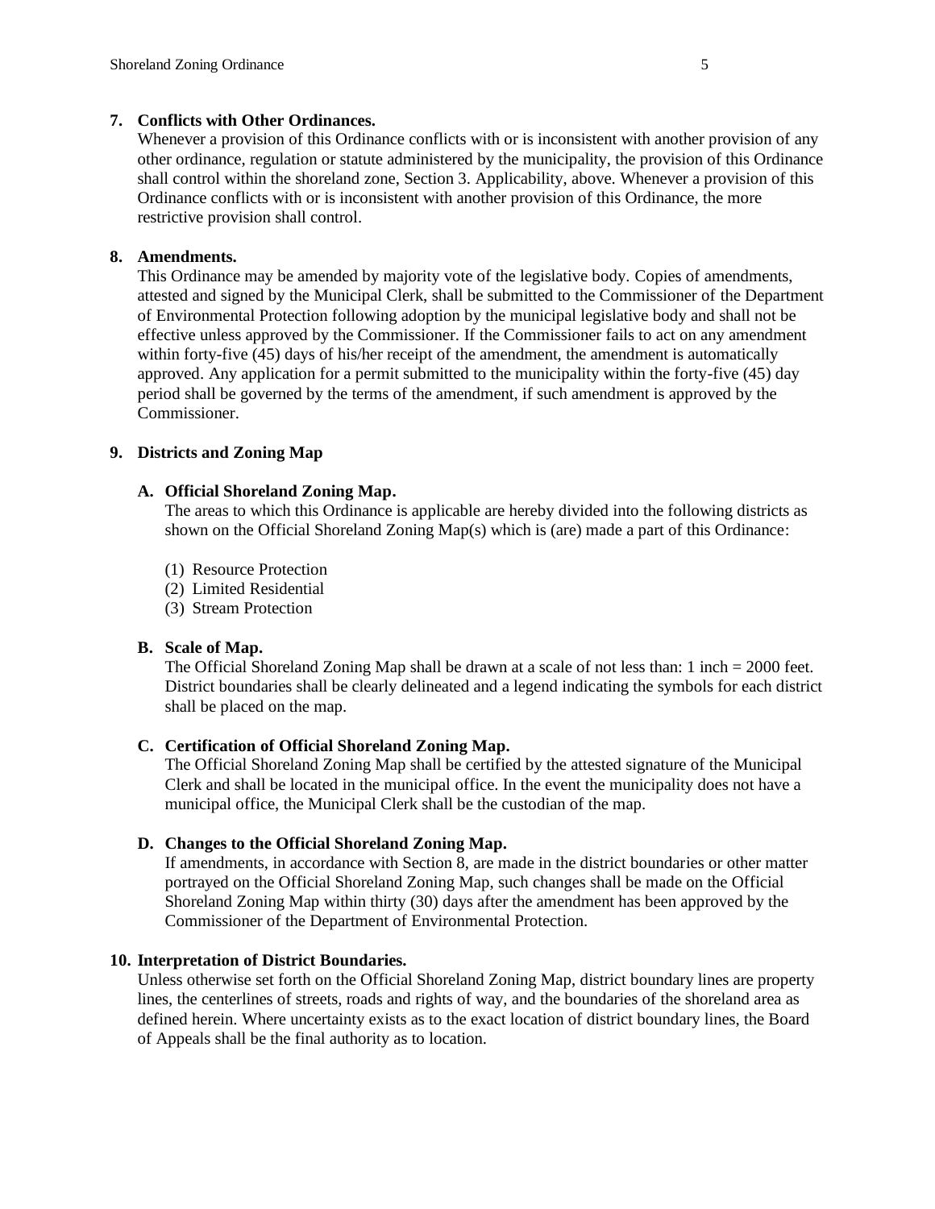**7. Conflicts with Other Ordinances.**

Whenever a provision of this Ordinance conflicts with or is inconsistent with another provision of any other ordinance, regulation or statute administered by the municipality, the provision of this Ordinance shall control within the shoreland zone, Section 3. Applicability, above. Whenever a provision of this Ordinance conflicts with or is inconsistent with another provision of this Ordinance, the more restrictive provision shall control.

**8. Amendments.**

This Ordinance may be amended by majority vote of the legislative body. Copies of amendments, attested and signed by the Municipal Clerk, shall be submitted to the Commissioner of the Department of Environmental Protection following adoption by the municipal legislative body and shall not be effective unless approved by the Commissioner. If the Commissioner fails to act on any amendment within forty-five (45) days of his/her receipt of the amendment, the amendment is automatically approved. Any application for a permit submitted to the municipality within the forty-five (45) day period shall be governed by the terms of the amendment, if such amendment is approved by the Commissioner.

**9. Districts and Zoning Map**

**A. Official Shoreland Zoning Map.**

The areas to which this Ordinance is applicable are hereby divided into the following districts as shown on the Official Shoreland Zoning Map(s) which is (are) made a part of this Ordinance:

(1) Resource Protection
(2) Limited Residential
(3) Stream Protection

**B. Scale of Map.**

The Official Shoreland Zoning Map shall be drawn at a scale of not less than: 1 inch = 2000 feet. District boundaries shall be clearly delineated and a legend indicating the symbols for each district shall be placed on the map.

**C. Certification of Official Shoreland Zoning Map.**

The Official Shoreland Zoning Map shall be certified by the attested signature of the Municipal Clerk and shall be located in the municipal office. In the event the municipality does not have a municipal office, the Municipal Clerk shall be the custodian of the map.

**D. Changes to the Official Shoreland Zoning Map.**

If amendments, in accordance with Section 8, are made in the district boundaries or other matter portrayed on the Official Shoreland Zoning Map, such changes shall be made on the Official Shoreland Zoning Map within thirty (30) days after the amendment has been approved by the Commissioner of the Department of Environmental Protection.

**10. Interpretation of District Boundaries.**

Unless otherwise set forth on the Official Shoreland Zoning Map, district boundary lines are property lines, the centerlines of streets, roads and rights of way, and the boundaries of the shoreland area as defined herein. Where uncertainty exists as to the exact location of district boundary lines, the Board of Appeals shall be the final authority as to location.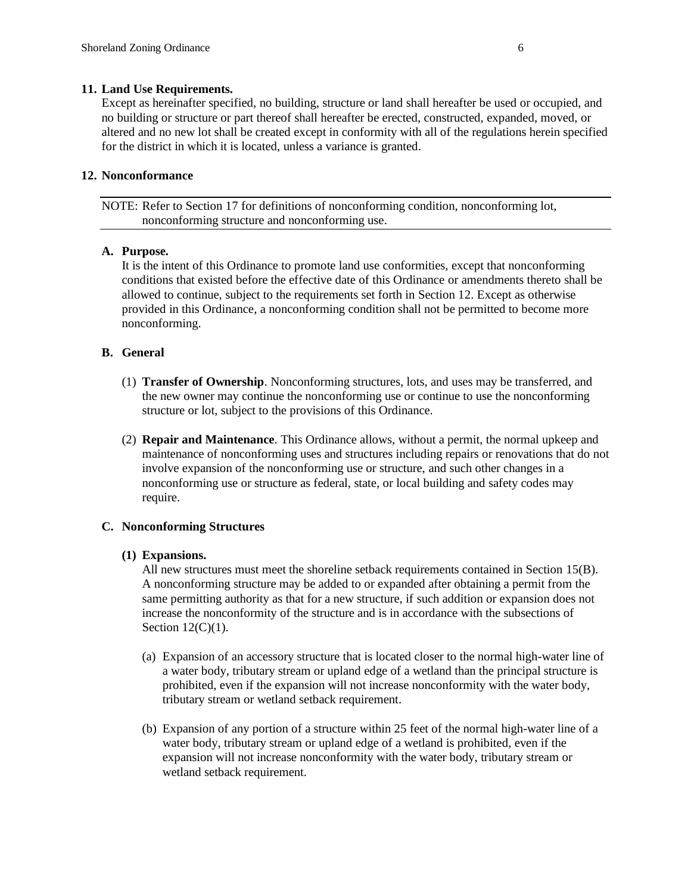## 11. Land Use Requirements.

Except as hereinafter specified, no building, structure or land shall hereafter be used or occupied, and no building or structure or part thereof shall hereafter be erected, constructed, expanded, moved, or altered and no new lot shall be created except in conformity with all of the regulations herein specified for the district in which it is located, unless a variance is granted.

## 12. Nonconformance

NOTE: Refer to Section 17 for definitions of nonconforming condition, nonconforming lot, nonconforming structure and nonconforming use.

### A. Purpose.

It is the intent of this Ordinance to promote land use conformities, except that nonconforming conditions that existed before the effective date of this Ordinance or amendments thereto shall be allowed to continue, subject to the requirements set forth in Section 12. Except as otherwise provided in this Ordinance, a nonconforming condition shall not be permitted to become more nonconforming.

### B. General

(1) **Transfer of Ownership**. Nonconforming structures, lots, and uses may be transferred, and the new owner may continue the nonconforming use or continue to use the nonconforming structure or lot, subject to the provisions of this Ordinance.

(2) **Repair and Maintenance**. This Ordinance allows, without a permit, the normal upkeep and maintenance of nonconforming uses and structures including repairs or renovations that do not involve expansion of the nonconforming use or structure, and such other changes in a nonconforming use or structure as federal, state, or local building and safety codes may require.

### C. Nonconforming Structures

**(1) Expansions.**

All new structures must meet the shoreline setback requirements contained in Section 15(B). A nonconforming structure may be added to or expanded after obtaining a permit from the same permitting authority as that for a new structure, if such addition or expansion does not increase the nonconformity of the structure and is in accordance with the subsections of Section 12(C)(1).

(a) Expansion of an accessory structure that is located closer to the normal high-water line of a water body, tributary stream or upland edge of a wetland than the principal structure is prohibited, even if the expansion will not increase nonconformity with the water body, tributary stream or wetland setback requirement.

(b) Expansion of any portion of a structure within 25 feet of the normal high-water line of a water body, tributary stream or upland edge of a wetland is prohibited, even if the expansion will not increase nonconformity with the water body, tributary stream or wetland setback requirement.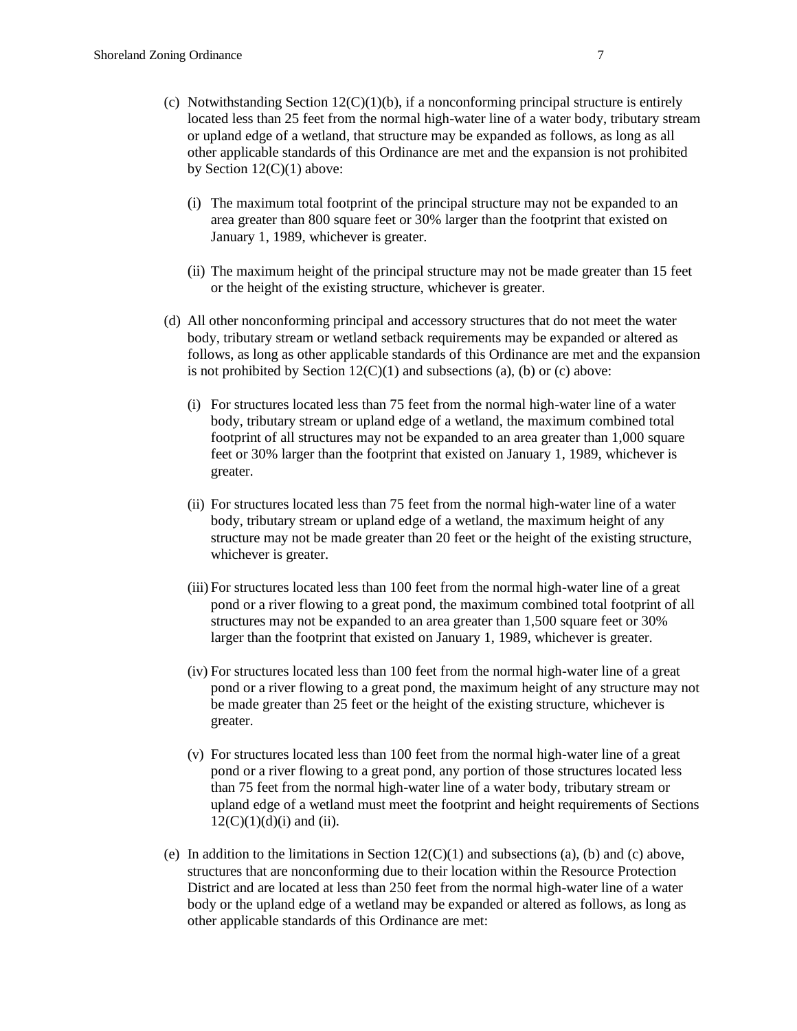(c) Notwithstanding Section 12(C)(1)(b), if a nonconforming principal structure is entirely located less than 25 feet from the normal high-water line of a water body, tributary stream or upland edge of a wetland, that structure may be expanded as follows, as long as all other applicable standards of this Ordinance are met and the expansion is not prohibited by Section 12(C)(1) above:

   (i) The maximum total footprint of the principal structure may not be expanded to an area greater than 800 square feet or 30% larger than the footprint that existed on January 1, 1989, whichever is greater.

   (ii) The maximum height of the principal structure may not be made greater than 15 feet or the height of the existing structure, whichever is greater.

(d) All other nonconforming principal and accessory structures that do not meet the water body, tributary stream or wetland setback requirements may be expanded or altered as follows, as long as other applicable standards of this Ordinance are met and the expansion is not prohibited by Section 12(C)(1) and subsections (a), (b) or (c) above:

   (i) For structures located less than 75 feet from the normal high-water line of a water body, tributary stream or upland edge of a wetland, the maximum combined total footprint of all structures may not be expanded to an area greater than 1,000 square feet or 30% larger than the footprint that existed on January 1, 1989, whichever is greater.

   (ii) For structures located less than 75 feet from the normal high-water line of a water body, tributary stream or upland edge of a wetland, the maximum height of any structure may not be made greater than 20 feet or the height of the existing structure, whichever is greater.

   (iii) For structures located less than 100 feet from the normal high-water line of a great pond or a river flowing to a great pond, the maximum combined total footprint of all structures may not be expanded to an area greater than 1,500 square feet or 30% larger than the footprint that existed on January 1, 1989, whichever is greater.

   (iv) For structures located less than 100 feet from the normal high-water line of a great pond or a river flowing to a great pond, the maximum height of any structure may not be made greater than 25 feet or the height of the existing structure, whichever is greater.

   (v) For structures located less than 100 feet from the normal high-water line of a great pond or a river flowing to a great pond, any portion of those structures located less than 75 feet from the normal high-water line of a water body, tributary stream or upland edge of a wetland must meet the footprint and height requirements of Sections 12(C)(1)(d)(i) and (ii).

(e) In addition to the limitations in Section 12(C)(1) and subsections (a), (b) and (c) above, structures that are nonconforming due to their location within the Resource Protection District and are located at less than 250 feet from the normal high-water line of a water body or the upland edge of a wetland may be expanded or altered as follows, as long as other applicable standards of this Ordinance are met: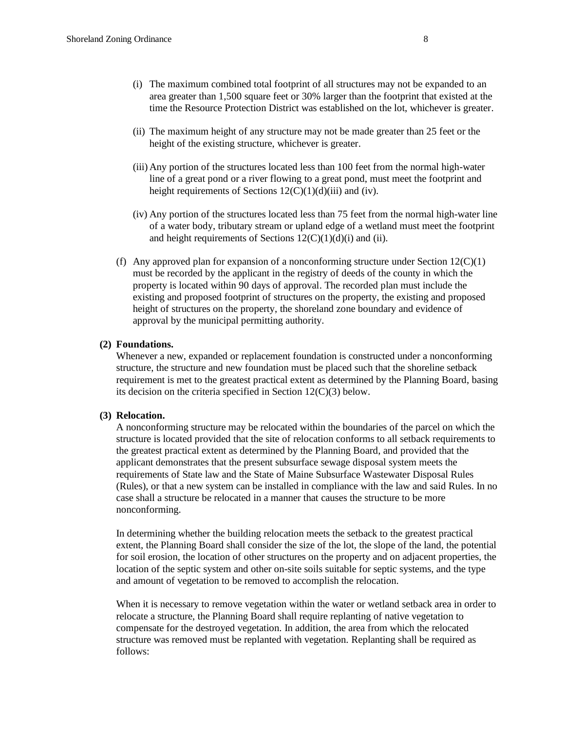(i) The maximum combined total footprint of all structures may not be expanded to an area greater than 1,500 square feet or 30% larger than the footprint that existed at the time the Resource Protection District was established on the lot, whichever is greater.

(ii) The maximum height of any structure may not be made greater than 25 feet or the height of the existing structure, whichever is greater.

(iii) Any portion of the structures located less than 100 feet from the normal high-water line of a great pond or a river flowing to a great pond, must meet the footprint and height requirements of Sections 12(C)(1)(d)(iii) and (iv).

(iv) Any portion of the structures located less than 75 feet from the normal high-water line of a water body, tributary stream or upland edge of a wetland must meet the footprint and height requirements of Sections 12(C)(1)(d)(i) and (ii).

(f) Any approved plan for expansion of a nonconforming structure under Section 12(C)(1) must be recorded by the applicant in the registry of deeds of the county in which the property is located within 90 days of approval. The recorded plan must include the existing and proposed footprint of structures on the property, the existing and proposed height of structures on the property, the shoreland zone boundary and evidence of approval by the municipal permitting authority.

**(2) Foundations.**

Whenever a new, expanded or replacement foundation is constructed under a nonconforming structure, the structure and new foundation must be placed such that the shoreline setback requirement is met to the greatest practical extent as determined by the Planning Board, basing its decision on the criteria specified in Section 12(C)(3) below.

**(3) Relocation.**

A nonconforming structure may be relocated within the boundaries of the parcel on which the structure is located provided that the site of relocation conforms to all setback requirements to the greatest practical extent as determined by the Planning Board, and provided that the applicant demonstrates that the present subsurface sewage disposal system meets the requirements of State law and the State of Maine Subsurface Wastewater Disposal Rules (Rules), or that a new system can be installed in compliance with the law and said Rules. In no case shall a structure be relocated in a manner that causes the structure to be more nonconforming.

In determining whether the building relocation meets the setback to the greatest practical extent, the Planning Board shall consider the size of the lot, the slope of the land, the potential for soil erosion, the location of other structures on the property and on adjacent properties, the location of the septic system and other on-site soils suitable for septic systems, and the type and amount of vegetation to be removed to accomplish the relocation.

When it is necessary to remove vegetation within the water or wetland setback area in order to relocate a structure, the Planning Board shall require replanting of native vegetation to compensate for the destroyed vegetation. In addition, the area from which the relocated structure was removed must be replanted with vegetation. Replanting shall be required as follows: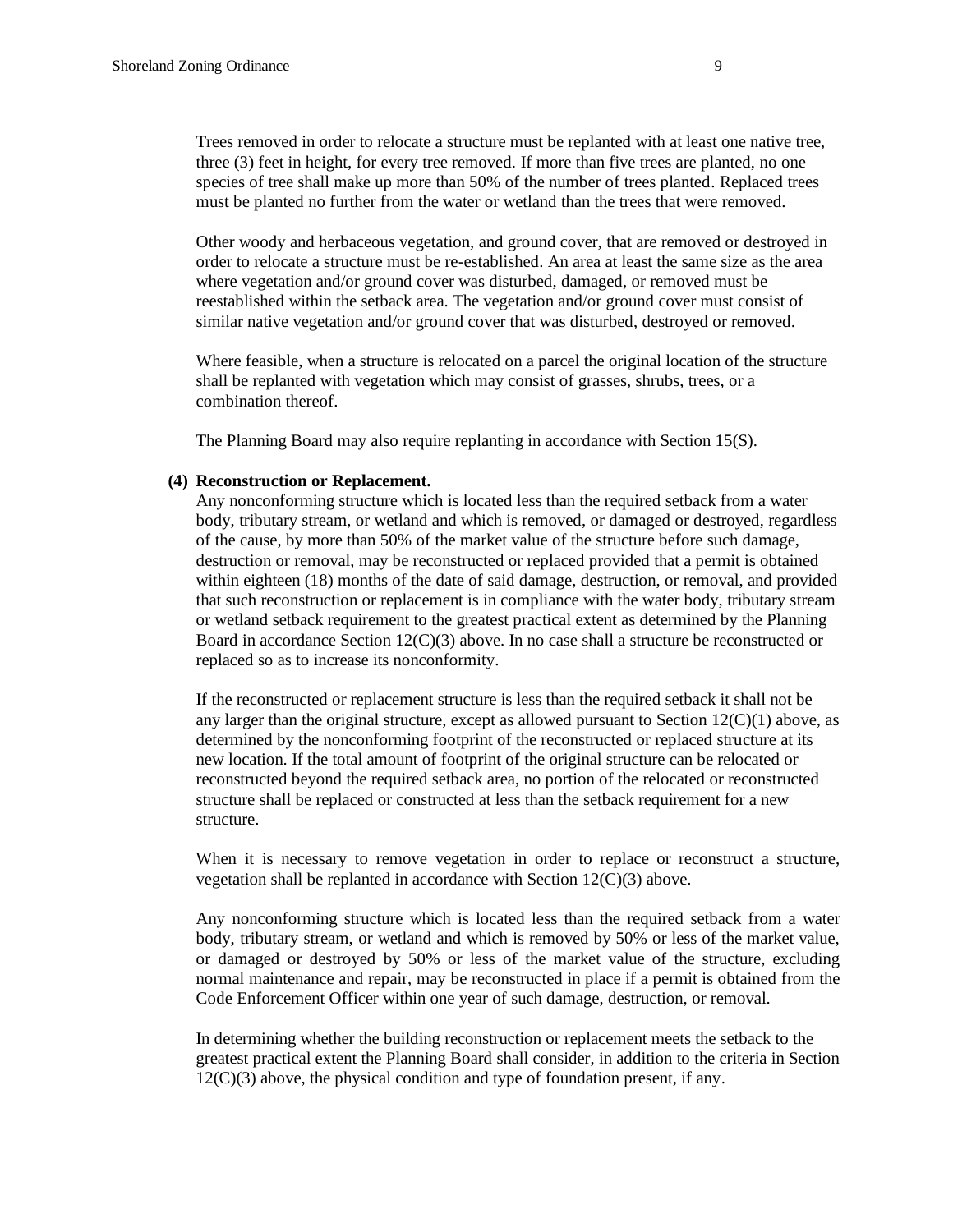Trees removed in order to relocate a structure must be replanted with at least one native tree, three (3) feet in height, for every tree removed. If more than five trees are planted, no one species of tree shall make up more than 50% of the number of trees planted. Replaced trees must be planted no further from the water or wetland than the trees that were removed.

Other woody and herbaceous vegetation, and ground cover, that are removed or destroyed in order to relocate a structure must be re-established. An area at least the same size as the area where vegetation and/or ground cover was disturbed, damaged, or removed must be reestablished within the setback area. The vegetation and/or ground cover must consist of similar native vegetation and/or ground cover that was disturbed, destroyed or removed.

Where feasible, when a structure is relocated on a parcel the original location of the structure shall be replanted with vegetation which may consist of grasses, shrubs, trees, or a combination thereof.

The Planning Board may also require replanting in accordance with Section 15(S).

**(4) Reconstruction or Replacement.**

Any nonconforming structure which is located less than the required setback from a water body, tributary stream, or wetland and which is removed, or damaged or destroyed, regardless of the cause, by more than 50% of the market value of the structure before such damage, destruction or removal, may be reconstructed or replaced provided that a permit is obtained within eighteen (18) months of the date of said damage, destruction, or removal, and provided that such reconstruction or replacement is in compliance with the water body, tributary stream or wetland setback requirement to the greatest practical extent as determined by the Planning Board in accordance Section 12(C)(3) above. In no case shall a structure be reconstructed or replaced so as to increase its nonconformity.

If the reconstructed or replacement structure is less than the required setback it shall not be any larger than the original structure, except as allowed pursuant to Section 12(C)(1) above, as determined by the nonconforming footprint of the reconstructed or replaced structure at its new location. If the total amount of footprint of the original structure can be relocated or reconstructed beyond the required setback area, no portion of the relocated or reconstructed structure shall be replaced or constructed at less than the setback requirement for a new structure.

When it is necessary to remove vegetation in order to replace or reconstruct a structure, vegetation shall be replanted in accordance with Section 12(C)(3) above.

Any nonconforming structure which is located less than the required setback from a water body, tributary stream, or wetland and which is removed by 50% or less of the market value, or damaged or destroyed by 50% or less of the market value of the structure, excluding normal maintenance and repair, may be reconstructed in place if a permit is obtained from the Code Enforcement Officer within one year of such damage, destruction, or removal.

In determining whether the building reconstruction or replacement meets the setback to the greatest practical extent the Planning Board shall consider, in addition to the criteria in Section 12(C)(3) above, the physical condition and type of foundation present, if any.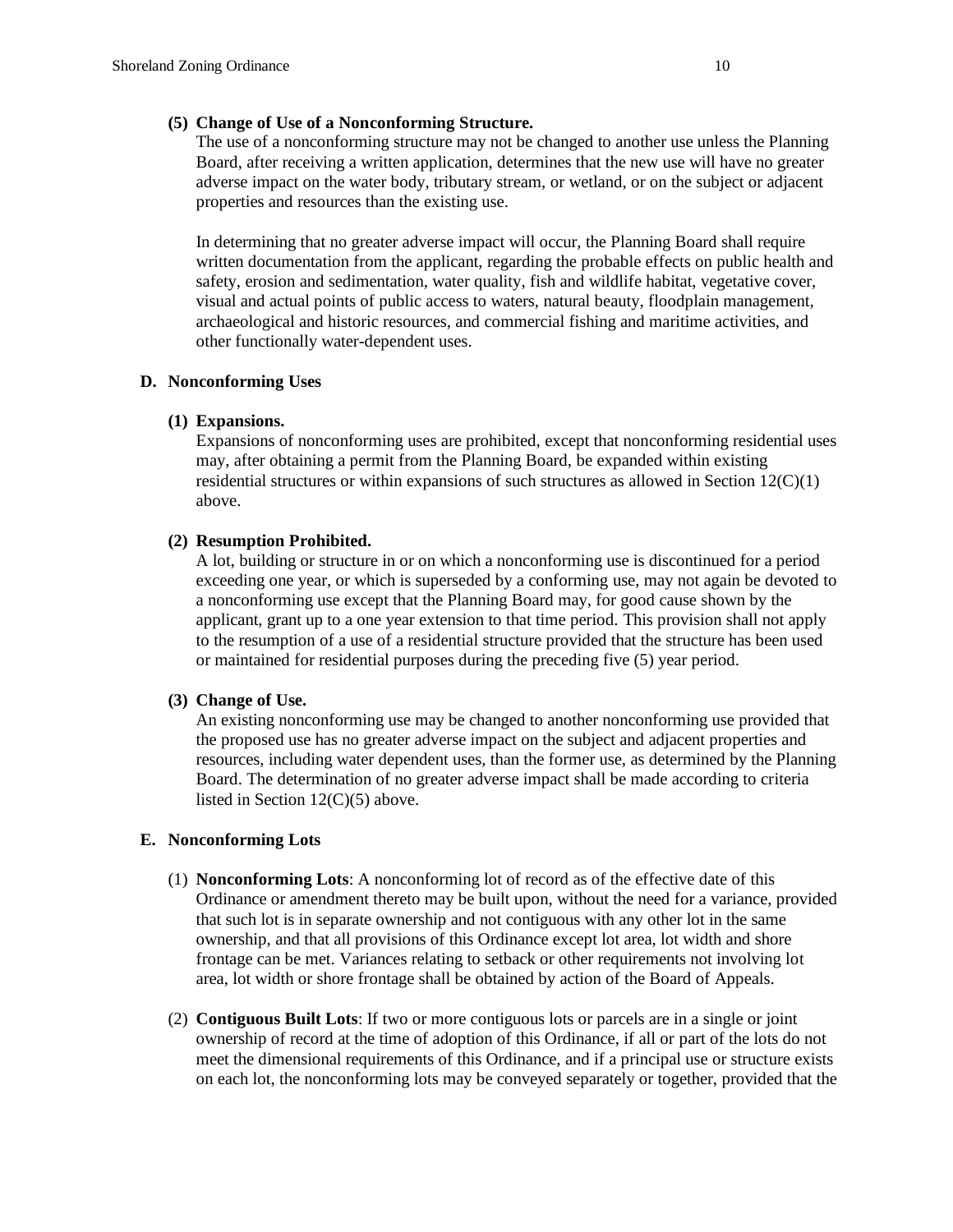**(5) Change of Use of a Nonconforming Structure.**

The use of a nonconforming structure may not be changed to another use unless the Planning Board, after receiving a written application, determines that the new use will have no greater adverse impact on the water body, tributary stream, or wetland, or on the subject or adjacent properties and resources than the existing use.

In determining that no greater adverse impact will occur, the Planning Board shall require written documentation from the applicant, regarding the probable effects on public health and safety, erosion and sedimentation, water quality, fish and wildlife habitat, vegetative cover, visual and actual points of public access to waters, natural beauty, floodplain management, archaeological and historic resources, and commercial fishing and maritime activities, and other functionally water-dependent uses.

**D. Nonconforming Uses**

**(1) Expansions.**

Expansions of nonconforming uses are prohibited, except that nonconforming residential uses may, after obtaining a permit from the Planning Board, be expanded within existing residential structures or within expansions of such structures as allowed in Section 12(C)(1) above.

**(2) Resumption Prohibited.**

A lot, building or structure in or on which a nonconforming use is discontinued for a period exceeding one year, or which is superseded by a conforming use, may not again be devoted to a nonconforming use except that the Planning Board may, for good cause shown by the applicant, grant up to a one year extension to that time period. This provision shall not apply to the resumption of a use of a residential structure provided that the structure has been used or maintained for residential purposes during the preceding five (5) year period.

**(3) Change of Use.**

An existing nonconforming use may be changed to another nonconforming use provided that the proposed use has no greater adverse impact on the subject and adjacent properties and resources, including water dependent uses, than the former use, as determined by the Planning Board. The determination of no greater adverse impact shall be made according to criteria listed in Section 12(C)(5) above.

**E. Nonconforming Lots**

(1) **Nonconforming Lots**: A nonconforming lot of record as of the effective date of this Ordinance or amendment thereto may be built upon, without the need for a variance, provided that such lot is in separate ownership and not contiguous with any other lot in the same ownership, and that all provisions of this Ordinance except lot area, lot width and shore frontage can be met. Variances relating to setback or other requirements not involving lot area, lot width or shore frontage shall be obtained by action of the Board of Appeals.

(2) **Contiguous Built Lots**: If two or more contiguous lots or parcels are in a single or joint ownership of record at the time of adoption of this Ordinance, if all or part of the lots do not meet the dimensional requirements of this Ordinance, and if a principal use or structure exists on each lot, the nonconforming lots may be conveyed separately or together, provided that the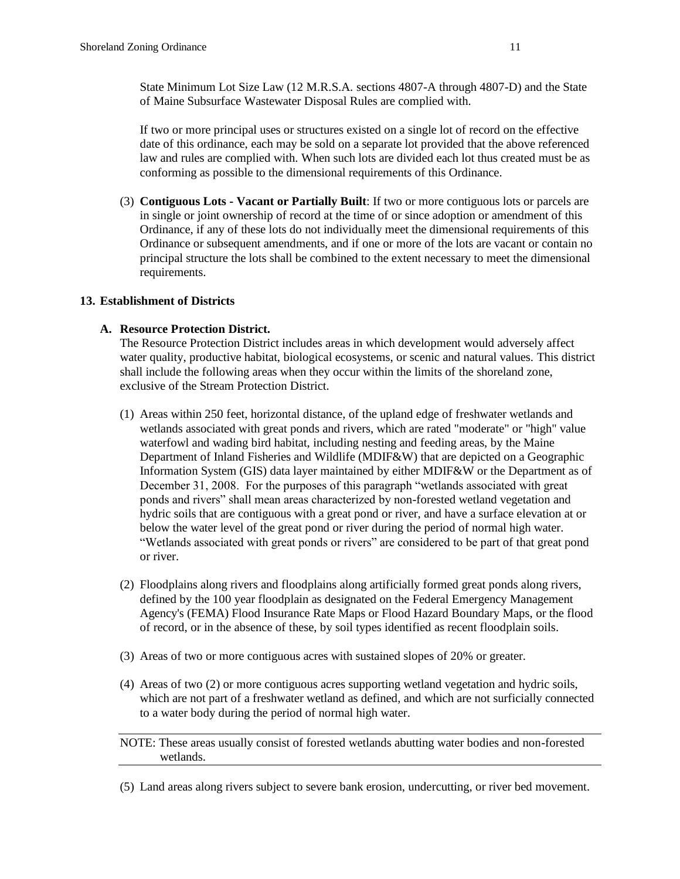State Minimum Lot Size Law (12 M.R.S.A. sections 4807-A through 4807-D) and the State of Maine Subsurface Wastewater Disposal Rules are complied with.

If two or more principal uses or structures existed on a single lot of record on the effective date of this ordinance, each may be sold on a separate lot provided that the above referenced law and rules are complied with. When such lots are divided each lot thus created must be as conforming as possible to the dimensional requirements of this Ordinance.

(3) **Contiguous Lots - Vacant or Partially Built**: If two or more contiguous lots or parcels are in single or joint ownership of record at the time of or since adoption or amendment of this Ordinance, if any of these lots do not individually meet the dimensional requirements of this Ordinance or subsequent amendments, and if one or more of the lots are vacant or contain no principal structure the lots shall be combined to the extent necessary to meet the dimensional requirements.

## 13. Establishment of Districts

### A. Resource Protection District.

The Resource Protection District includes areas in which development would adversely affect water quality, productive habitat, biological ecosystems, or scenic and natural values. This district shall include the following areas when they occur within the limits of the shoreland zone, exclusive of the Stream Protection District.

(1) Areas within 250 feet, horizontal distance, of the upland edge of freshwater wetlands and wetlands associated with great ponds and rivers, which are rated "moderate" or "high" value waterfowl and wading bird habitat, including nesting and feeding areas, by the Maine Department of Inland Fisheries and Wildlife (MDIF&W) that are depicted on a Geographic Information System (GIS) data layer maintained by either MDIF&W or the Department as of December 31, 2008. For the purposes of this paragraph "wetlands associated with great ponds and rivers" shall mean areas characterized by non-forested wetland vegetation and hydric soils that are contiguous with a great pond or river, and have a surface elevation at or below the water level of the great pond or river during the period of normal high water. "Wetlands associated with great ponds or rivers" are considered to be part of that great pond or river.

(2) Floodplains along rivers and floodplains along artificially formed great ponds along rivers, defined by the 100 year floodplain as designated on the Federal Emergency Management Agency's (FEMA) Flood Insurance Rate Maps or Flood Hazard Boundary Maps, or the flood of record, or in the absence of these, by soil types identified as recent floodplain soils.

(3) Areas of two or more contiguous acres with sustained slopes of 20% or greater.

(4) Areas of two (2) or more contiguous acres supporting wetland vegetation and hydric soils, which are not part of a freshwater wetland as defined, and which are not surficially connected to a water body during the period of normal high water.

NOTE: These areas usually consist of forested wetlands abutting water bodies and non-forested wetlands.

(5) Land areas along rivers subject to severe bank erosion, undercutting, or river bed movement.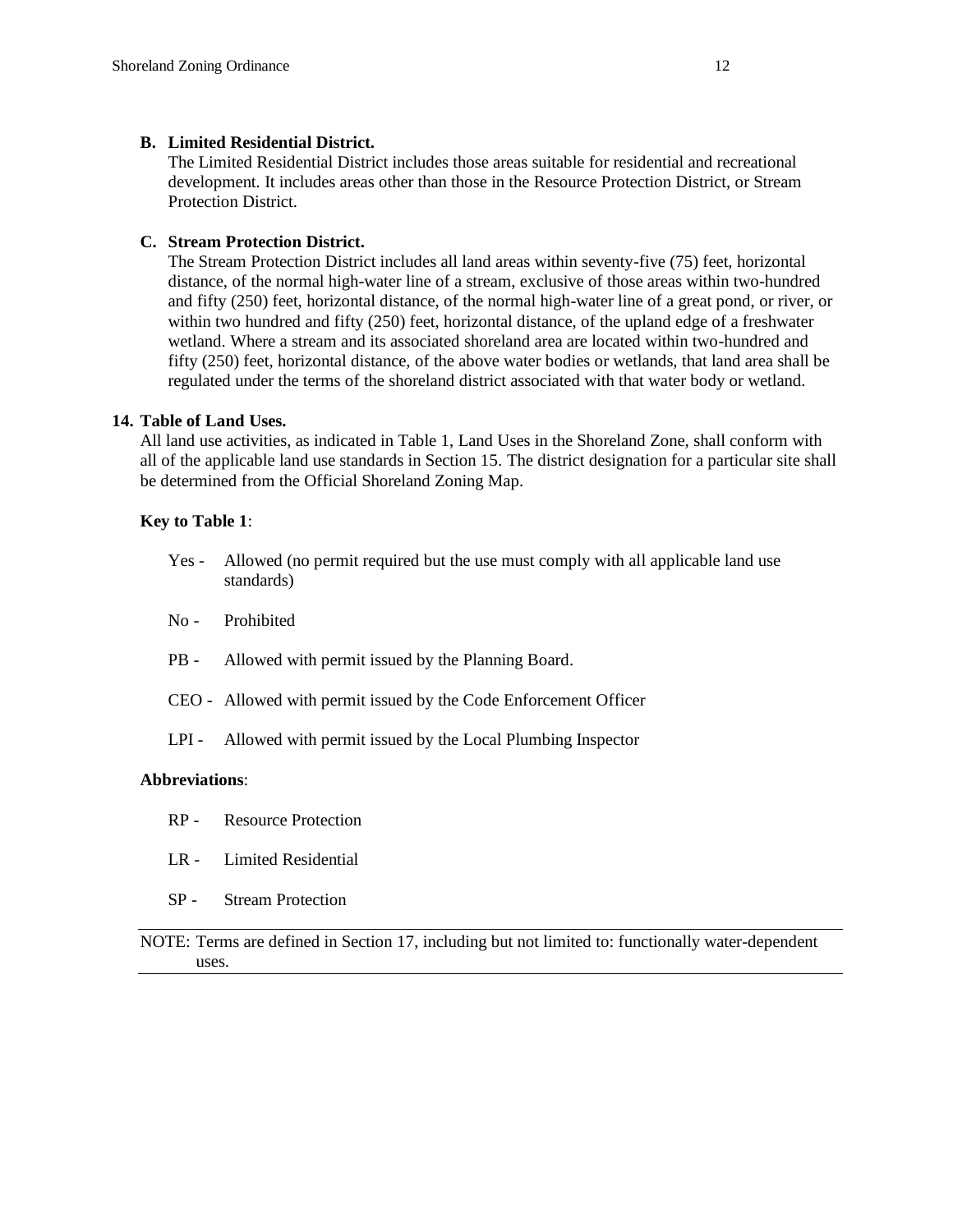**B. Limited Residential District.**

The Limited Residential District includes those areas suitable for residential and recreational development. It includes areas other than those in the Resource Protection District, or Stream Protection District.

**C. Stream Protection District.**

The Stream Protection District includes all land areas within seventy-five (75) feet, horizontal distance, of the normal high-water line of a stream, exclusive of those areas within two-hundred and fifty (250) feet, horizontal distance, of the normal high-water line of a great pond, or river, or within two hundred and fifty (250) feet, horizontal distance, of the upland edge of a freshwater wetland. Where a stream and its associated shoreland area are located within two-hundred and fifty (250) feet, horizontal distance, of the above water bodies or wetlands, that land area shall be regulated under the terms of the shoreland district associated with that water body or wetland.

## 14. Table of Land Uses.

All land use activities, as indicated in Table 1, Land Uses in the Shoreland Zone, shall conform with all of the applicable land use standards in Section 15. The district designation for a particular site shall be determined from the Official Shoreland Zoning Map.

**Key to Table 1**:

- Yes - Allowed (no permit required but the use must comply with all applicable land use standards)
- No - Prohibited
- PB - Allowed with permit issued by the Planning Board.
- CEO - Allowed with permit issued by the Code Enforcement Officer
- LPI - Allowed with permit issued by the Local Plumbing Inspector

**Abbreviations**:

- RP - Resource Protection
- LR - Limited Residential
- SP - Stream Protection

NOTE: Terms are defined in Section 17, including but not limited to: functionally water-dependent uses.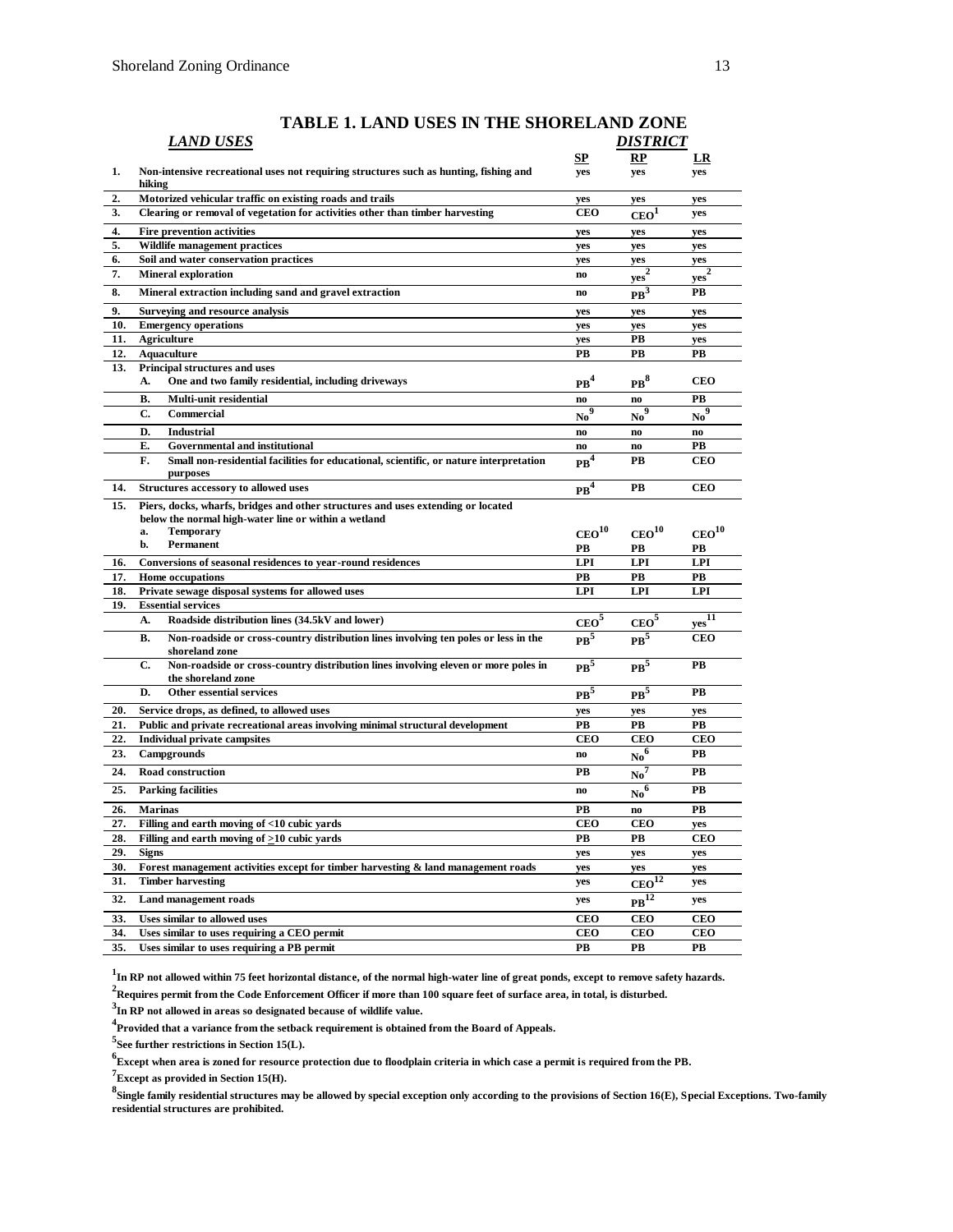## TABLE 1. LAND USES IN THE SHORELAND ZONE

| | *LAND USES* | *DISTRICT* | | |
|---|---|---|---|---|
| | | SP | RP | LR |
| 1. | Non-intensive recreational uses not requiring structures such as hunting, fishing and hiking | yes | yes | yes |
| 2. | Motorized vehicular traffic on existing roads and trails | yes | yes | yes |
| 3. | Clearing or removal of vegetation for activities other than timber harvesting | CEO | CEO[1] | yes |
| 4. | Fire prevention activities | yes | yes | yes |
| 5. | Wildlife management practices | yes | yes | yes |
| 6. | Soil and water conservation practices | yes | yes | yes |
| 7. | Mineral exploration | no | yes[2] | yes[2] |
| 8. | Mineral extraction including sand and gravel extraction | no | PB[3] | PB |
| 9. | Surveying and resource analysis | yes | yes | yes |
| 10. | Emergency operations | yes | yes | yes |
| 11. | Agriculture | yes | PB | yes |
| 12. | Aquaculture | PB | PB | PB |
| 13. | Principal structures and uses | | | |
| | A. One and two family residential, including driveways | PB[4] | PB[8] | CEO |
| | B. Multi-unit residential | no | no | PB |
| | C. Commercial | No[9] | No[9] | No[9] |
| | D. Industrial | no | no | no |
| | E. Governmental and institutional | no | no | PB |
| | F. Small non-residential facilities for educational, scientific, or nature interpretation purposes | PB[4] | PB | CEO |
| 14. | Structures accessory to allowed uses | PB[4] | PB | CEO |
| 15. | Piers, docks, wharfs, bridges and other structures and uses extending or located below the normal high-water line or within a wetland | | | |
| | a. Temporary | CEO[10] | CEO[10] | CEO[10] |
| | b. Permanent | PB | PB | PB |
| 16. | Conversions of seasonal residences to year-round residences | LPI | LPI | LPI |
| 17. | Home occupations | PB | PB | PB |
| 18. | Private sewage disposal systems for allowed uses | LPI | LPI | LPI |
| 19. | Essential services | | | |
| | A. Roadside distribution lines (34.5kV and lower) | CEO[5] | CEO[5] | yes[11] |
| | B. Non-roadside or cross-country distribution lines involving ten poles or less in the shoreland zone | PB[5] | PB[5] | CEO |
| | C. Non-roadside or cross-country distribution lines involving eleven or more poles in the shoreland zone | PB[5] | PB[5] | PB |
| | D. Other essential services | PB[5] | PB[5] | PB |
| 20. | Service drops, as defined, to allowed uses | yes | yes | yes |
| 21. | Public and private recreational areas involving minimal structural development | PB | PB | PB |
| 22. | Individual private campsites | CEO | CEO | CEO |
| 23. | Campgrounds | no | No[6] | PB |
| 24. | Road construction | PB | No[7] | PB |
| 25. | Parking facilities | no | No[6] | PB |
| 26. | Marinas | PB | no | PB |
| 27. | Filling and earth moving of <10 cubic yards | CEO | CEO | yes |
| 28. | Filling and earth moving of $\geq$10 cubic yards | PB | PB | CEO |
| 29. | Signs | yes | yes | yes |
| 30. | Forest management activities except for timber harvesting & land management roads | yes | yes | yes |
| 31. | Timber harvesting | yes | CEO[12] | yes |
| 32. | Land management roads | yes | PB[12] | yes |
| 33. | Uses similar to allowed uses | CEO | CEO | CEO |
| 34. | Uses similar to uses requiring a CEO permit | CEO | CEO | CEO |
| 35. | Uses similar to uses requiring a PB permit | PB | PB | PB |

[1]In RP not allowed within 75 feet horizontal distance, of the normal high-water line of great ponds, except to remove safety hazards.

[2]Requires permit from the Code Enforcement Officer if more than 100 square feet of surface area, in total, is disturbed.

[3]In RP not allowed in areas so designated because of wildlife value.

[4]Provided that a variance from the setback requirement is obtained from the Board of Appeals.

[5]See further restrictions in Section 15(L).

[6]Except when area is zoned for resource protection due to floodplain criteria in which case a permit is required from the PB.

[7]Except as provided in Section 15(H).

[8]Single family residential structures may be allowed by special exception only according to the provisions of Section 16(E), Special Exceptions. Two-family residential structures are prohibited.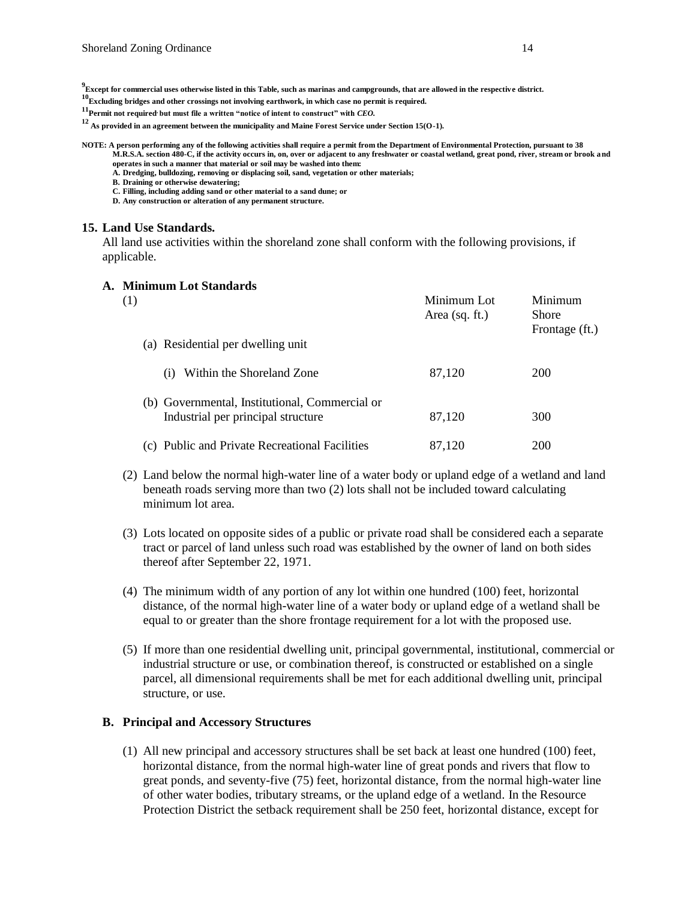[9] **Except for commercial uses otherwise listed in this Table, such as marinas and campgrounds, that are allowed in the respective district.**

[10] **Excluding bridges and other crossings not involving earthwork, in which case no permit is required.**

[11] **Permit not required, but must file a written "notice of intent to construct" with *CEO*.**

[12] **As provided in an agreement between the municipality and Maine Forest Service under Section 15(O-1).**

**NOTE: A person performing any of the following activities shall require a permit from the Department of Environmental Protection, pursuant to 38 M.R.S.A. section 480-C, if the activity occurs in, on, over or adjacent to any freshwater or coastal wetland, great pond, river, stream or brook and operates in such a manner that material or soil may be washed into them:**
**A. Dredging, bulldozing, removing or displacing soil, sand, vegetation or other materials;**
**B. Draining or otherwise dewatering;**
**C. Filling, including adding sand or other material to a sand dune; or**
**D. Any construction or alteration of any permanent structure.**

## 15. Land Use Standards.

All land use activities within the shoreland zone shall conform with the following provisions, if applicable.

### A. Minimum Lot Standards

(1)

| | Minimum Lot Area (sq. ft.) | Minimum Shore Frontage (ft.) |
|---|---|---|
| (a) Residential per dwelling unit | | |
| (i) Within the Shoreland Zone | 87,120 | 200 |
| (b) Governmental, Institutional, Commercial or Industrial per principal structure | 87,120 | 300 |
| (c) Public and Private Recreational Facilities | 87,120 | 200 |

(2) Land below the normal high-water line of a water body or upland edge of a wetland and land beneath roads serving more than two (2) lots shall not be included toward calculating minimum lot area.

(3) Lots located on opposite sides of a public or private road shall be considered each a separate tract or parcel of land unless such road was established by the owner of land on both sides thereof after September 22, 1971.

(4) The minimum width of any portion of any lot within one hundred (100) feet, horizontal distance, of the normal high-water line of a water body or upland edge of a wetland shall be equal to or greater than the shore frontage requirement for a lot with the proposed use.

(5) If more than one residential dwelling unit, principal governmental, institutional, commercial or industrial structure or use, or combination thereof, is constructed or established on a single parcel, all dimensional requirements shall be met for each additional dwelling unit, principal structure, or use.

### B. Principal and Accessory Structures

(1) All new principal and accessory structures shall be set back at least one hundred (100) feet, horizontal distance, from the normal high-water line of great ponds and rivers that flow to great ponds, and seventy-five (75) feet, horizontal distance, from the normal high-water line of other water bodies, tributary streams, or the upland edge of a wetland. In the Resource Protection District the setback requirement shall be 250 feet, horizontal distance, except for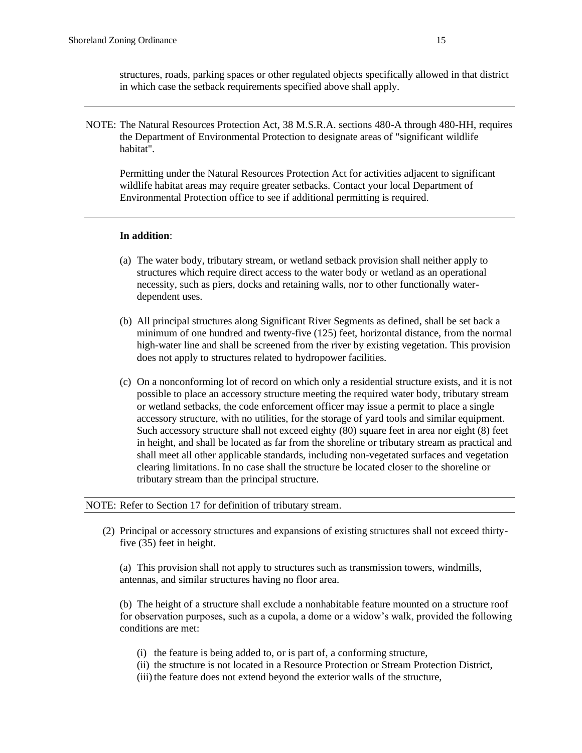structures, roads, parking spaces or other regulated objects specifically allowed in that district in which case the setback requirements specified above shall apply.

---

NOTE: The Natural Resources Protection Act, 38 M.S.R.A. sections 480-A through 480-HH, requires the Department of Environmental Protection to designate areas of "significant wildlife habitat".

Permitting under the Natural Resources Protection Act for activities adjacent to significant wildlife habitat areas may require greater setbacks. Contact your local Department of Environmental Protection office to see if additional permitting is required.

---

**In addition**:

(a) The water body, tributary stream, or wetland setback provision shall neither apply to structures which require direct access to the water body or wetland as an operational necessity, such as piers, docks and retaining walls, nor to other functionally water-dependent uses.

(b) All principal structures along Significant River Segments as defined, shall be set back a minimum of one hundred and twenty-five (125) feet, horizontal distance, from the normal high-water line and shall be screened from the river by existing vegetation. This provision does not apply to structures related to hydropower facilities.

(c) On a nonconforming lot of record on which only a residential structure exists, and it is not possible to place an accessory structure meeting the required water body, tributary stream or wetland setbacks, the code enforcement officer may issue a permit to place a single accessory structure, with no utilities, for the storage of yard tools and similar equipment. Such accessory structure shall not exceed eighty (80) square feet in area nor eight (8) feet in height, and shall be located as far from the shoreline or tributary stream as practical and shall meet all other applicable standards, including non-vegetated surfaces and vegetation clearing limitations. In no case shall the structure be located closer to the shoreline or tributary stream than the principal structure.

---

NOTE: Refer to Section 17 for definition of tributary stream.

---

(2) Principal or accessory structures and expansions of existing structures shall not exceed thirty-five (35) feet in height.

(a) This provision shall not apply to structures such as transmission towers, windmills, antennas, and similar structures having no floor area.

(b) The height of a structure shall exclude a nonhabitable feature mounted on a structure roof for observation purposes, such as a cupola, a dome or a widow's walk, provided the following conditions are met:

(i) the feature is being added to, or is part of, a conforming structure,
(ii) the structure is not located in a Resource Protection or Stream Protection District,
(iii) the feature does not extend beyond the exterior walls of the structure,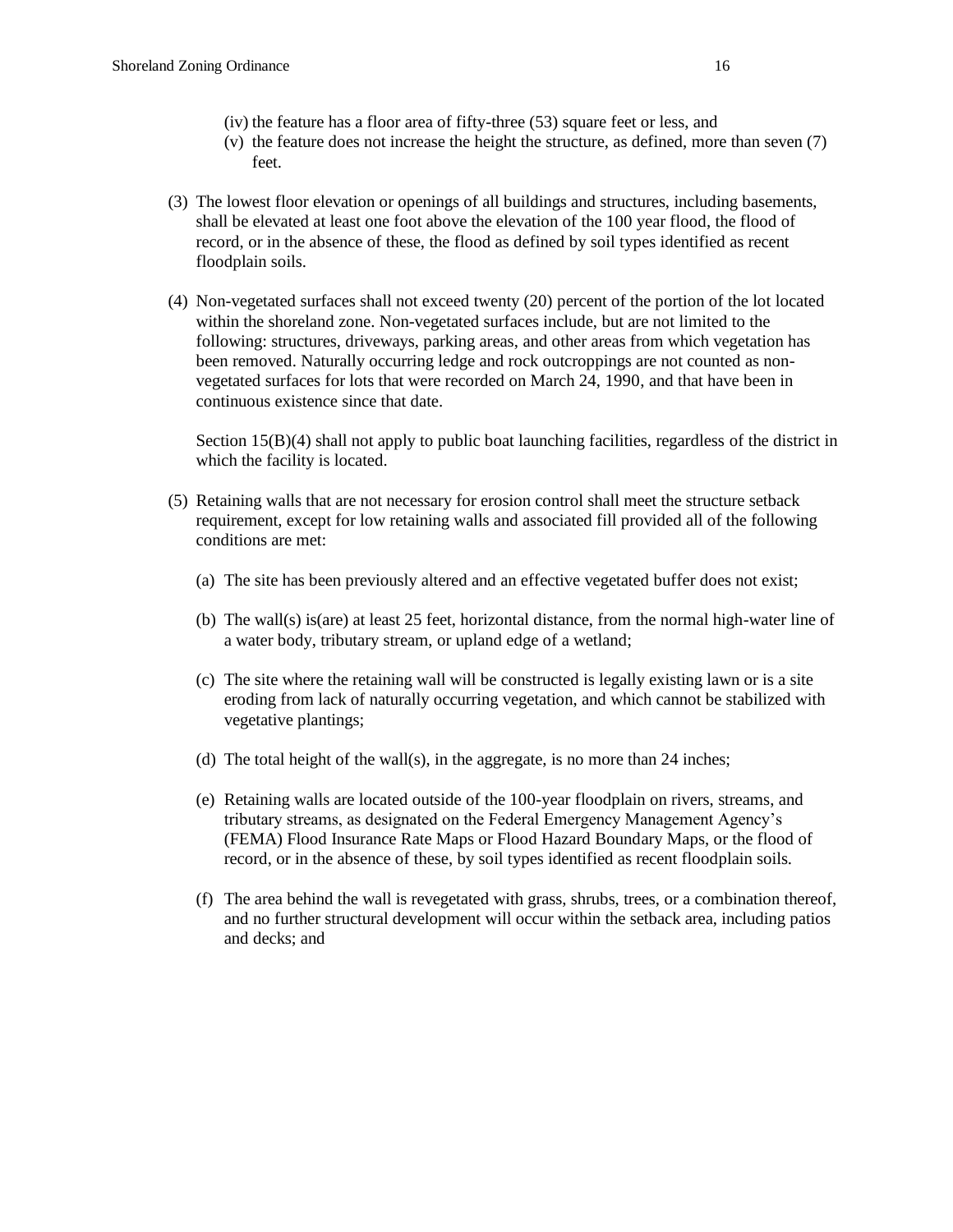(iv) the feature has a floor area of fifty-three (53) square feet or less, and
(v) the feature does not increase the height the structure, as defined, more than seven (7) feet.

(3) The lowest floor elevation or openings of all buildings and structures, including basements, shall be elevated at least one foot above the elevation of the 100 year flood, the flood of record, or in the absence of these, the flood as defined by soil types identified as recent floodplain soils.

(4) Non-vegetated surfaces shall not exceed twenty (20) percent of the portion of the lot located within the shoreland zone. Non-vegetated surfaces include, but are not limited to the following: structures, driveways, parking areas, and other areas from which vegetation has been removed. Naturally occurring ledge and rock outcroppings are not counted as non-vegetated surfaces for lots that were recorded on March 24, 1990, and that have been in continuous existence since that date.

Section 15(B)(4) shall not apply to public boat launching facilities, regardless of the district in which the facility is located.

(5) Retaining walls that are not necessary for erosion control shall meet the structure setback requirement, except for low retaining walls and associated fill provided all of the following conditions are met:

(a) The site has been previously altered and an effective vegetated buffer does not exist;

(b) The wall(s) is(are) at least 25 feet, horizontal distance, from the normal high-water line of a water body, tributary stream, or upland edge of a wetland;

(c) The site where the retaining wall will be constructed is legally existing lawn or is a site eroding from lack of naturally occurring vegetation, and which cannot be stabilized with vegetative plantings;

(d) The total height of the wall(s), in the aggregate, is no more than 24 inches;

(e) Retaining walls are located outside of the 100-year floodplain on rivers, streams, and tributary streams, as designated on the Federal Emergency Management Agency's (FEMA) Flood Insurance Rate Maps or Flood Hazard Boundary Maps, or the flood of record, or in the absence of these, by soil types identified as recent floodplain soils.

(f) The area behind the wall is revegetated with grass, shrubs, trees, or a combination thereof, and no further structural development will occur within the setback area, including patios and decks; and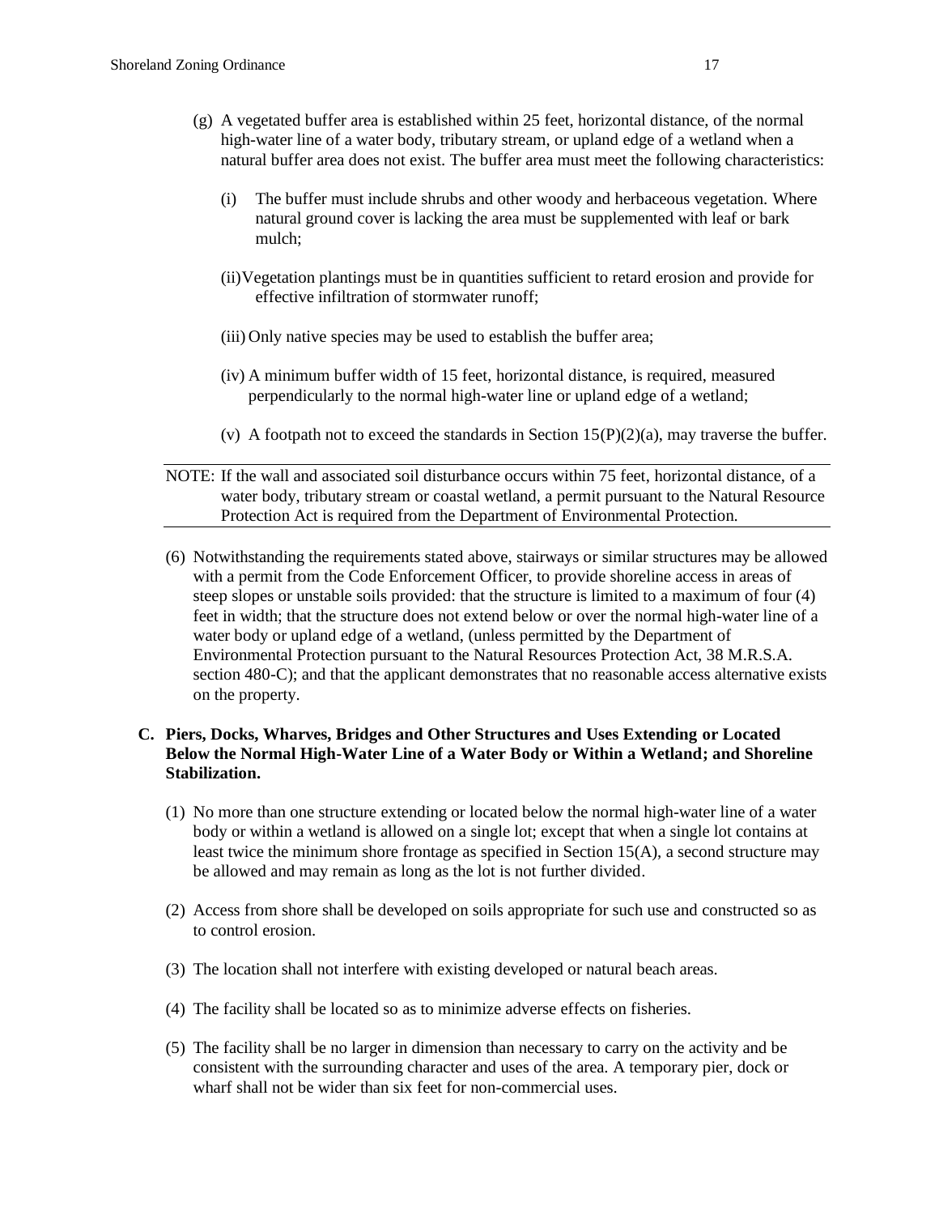(g) A vegetated buffer area is established within 25 feet, horizontal distance, of the normal high-water line of a water body, tributary stream, or upland edge of a wetland when a natural buffer area does not exist. The buffer area must meet the following characteristics:

   (i) The buffer must include shrubs and other woody and herbaceous vegetation. Where natural ground cover is lacking the area must be supplemented with leaf or bark mulch;

   (ii) Vegetation plantings must be in quantities sufficient to retard erosion and provide for effective infiltration of stormwater runoff;

   (iii) Only native species may be used to establish the buffer area;

   (iv) A minimum buffer width of 15 feet, horizontal distance, is required, measured perpendicularly to the normal high-water line or upland edge of a wetland;

   (v) A footpath not to exceed the standards in Section 15(P)(2)(a), may traverse the buffer.

---

NOTE: If the wall and associated soil disturbance occurs within 75 feet, horizontal distance, of a water body, tributary stream or coastal wetland, a permit pursuant to the Natural Resource Protection Act is required from the Department of Environmental Protection.

---

(6) Notwithstanding the requirements stated above, stairways or similar structures may be allowed with a permit from the Code Enforcement Officer, to provide shoreline access in areas of steep slopes or unstable soils provided: that the structure is limited to a maximum of four (4) feet in width; that the structure does not extend below or over the normal high-water line of a water body or upland edge of a wetland, (unless permitted by the Department of Environmental Protection pursuant to the Natural Resources Protection Act, 38 M.R.S.A. section 480-C); and that the applicant demonstrates that no reasonable access alternative exists on the property.

**C. Piers, Docks, Wharves, Bridges and Other Structures and Uses Extending or Located Below the Normal High-Water Line of a Water Body or Within a Wetland; and Shoreline Stabilization.**

(1) No more than one structure extending or located below the normal high-water line of a water body or within a wetland is allowed on a single lot; except that when a single lot contains at least twice the minimum shore frontage as specified in Section 15(A), a second structure may be allowed and may remain as long as the lot is not further divided.

(2) Access from shore shall be developed on soils appropriate for such use and constructed so as to control erosion.

(3) The location shall not interfere with existing developed or natural beach areas.

(4) The facility shall be located so as to minimize adverse effects on fisheries.

(5) The facility shall be no larger in dimension than necessary to carry on the activity and be consistent with the surrounding character and uses of the area. A temporary pier, dock or wharf shall not be wider than six feet for non-commercial uses.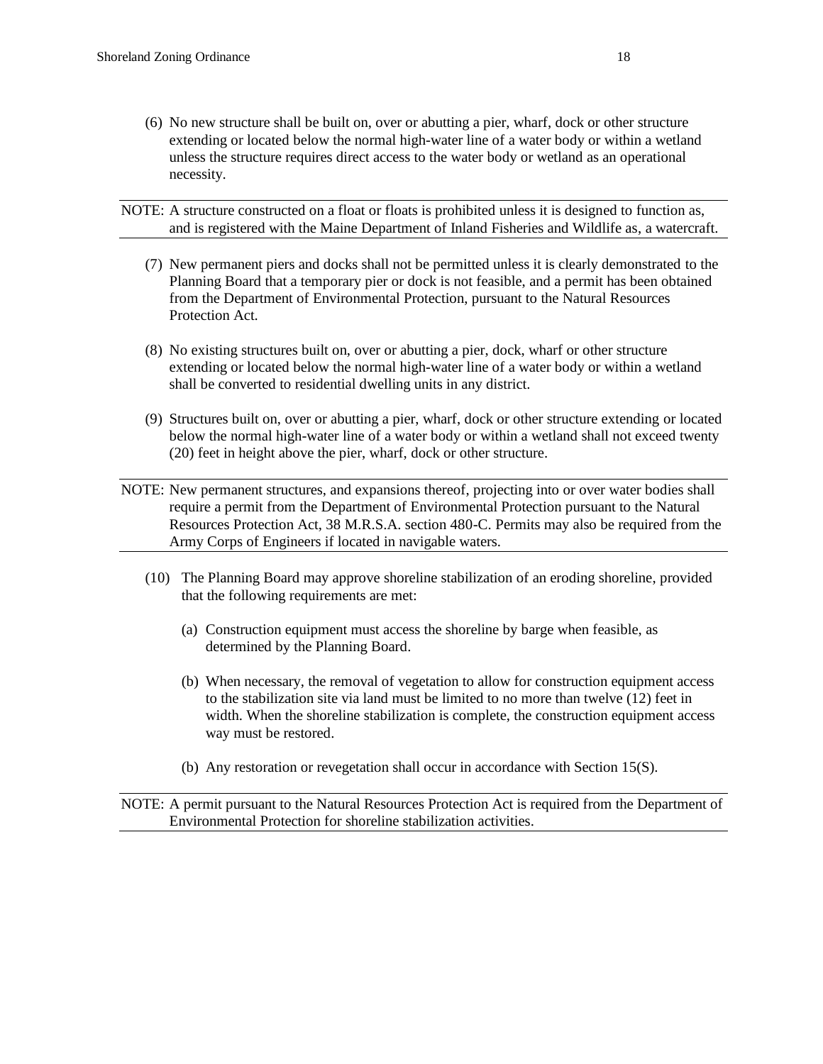(6) No new structure shall be built on, over or abutting a pier, wharf, dock or other structure extending or located below the normal high-water line of a water body or within a wetland unless the structure requires direct access to the water body or wetland as an operational necessity.

---

NOTE: A structure constructed on a float or floats is prohibited unless it is designed to function as, and is registered with the Maine Department of Inland Fisheries and Wildlife as, a watercraft.

---

(7) New permanent piers and docks shall not be permitted unless it is clearly demonstrated to the Planning Board that a temporary pier or dock is not feasible, and a permit has been obtained from the Department of Environmental Protection, pursuant to the Natural Resources Protection Act.

(8) No existing structures built on, over or abutting a pier, dock, wharf or other structure extending or located below the normal high-water line of a water body or within a wetland shall be converted to residential dwelling units in any district.

(9) Structures built on, over or abutting a pier, wharf, dock or other structure extending or located below the normal high-water line of a water body or within a wetland shall not exceed twenty (20) feet in height above the pier, wharf, dock or other structure.

---

NOTE: New permanent structures, and expansions thereof, projecting into or over water bodies shall require a permit from the Department of Environmental Protection pursuant to the Natural Resources Protection Act, 38 M.R.S.A. section 480-C. Permits may also be required from the Army Corps of Engineers if located in navigable waters.

---

(10) The Planning Board may approve shoreline stabilization of an eroding shoreline, provided that the following requirements are met:

(a) Construction equipment must access the shoreline by barge when feasible, as determined by the Planning Board.

(b) When necessary, the removal of vegetation to allow for construction equipment access to the stabilization site via land must be limited to no more than twelve (12) feet in width. When the shoreline stabilization is complete, the construction equipment access way must be restored.

(b) Any restoration or revegetation shall occur in accordance with Section 15(S).

---

NOTE: A permit pursuant to the Natural Resources Protection Act is required from the Department of Environmental Protection for shoreline stabilization activities.

---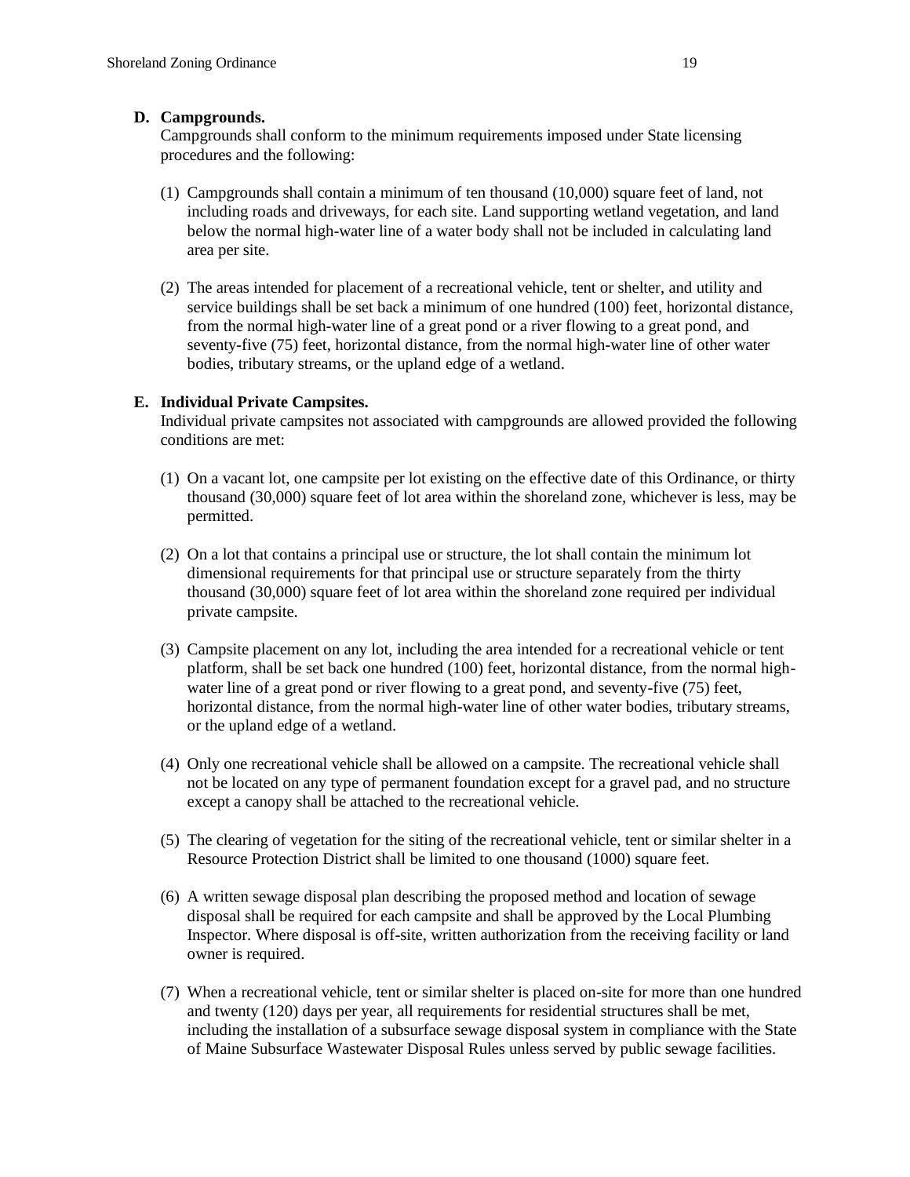**D. Campgrounds.**

Campgrounds shall conform to the minimum requirements imposed under State licensing procedures and the following:

(1) Campgrounds shall contain a minimum of ten thousand (10,000) square feet of land, not including roads and driveways, for each site. Land supporting wetland vegetation, and land below the normal high-water line of a water body shall not be included in calculating land area per site.

(2) The areas intended for placement of a recreational vehicle, tent or shelter, and utility and service buildings shall be set back a minimum of one hundred (100) feet, horizontal distance, from the normal high-water line of a great pond or a river flowing to a great pond, and seventy-five (75) feet, horizontal distance, from the normal high-water line of other water bodies, tributary streams, or the upland edge of a wetland.

**E. Individual Private Campsites.**

Individual private campsites not associated with campgrounds are allowed provided the following conditions are met:

(1) On a vacant lot, one campsite per lot existing on the effective date of this Ordinance, or thirty thousand (30,000) square feet of lot area within the shoreland zone, whichever is less, may be permitted.

(2) On a lot that contains a principal use or structure, the lot shall contain the minimum lot dimensional requirements for that principal use or structure separately from the thirty thousand (30,000) square feet of lot area within the shoreland zone required per individual private campsite.

(3) Campsite placement on any lot, including the area intended for a recreational vehicle or tent platform, shall be set back one hundred (100) feet, horizontal distance, from the normal high-water line of a great pond or river flowing to a great pond, and seventy-five (75) feet, horizontal distance, from the normal high-water line of other water bodies, tributary streams, or the upland edge of a wetland.

(4) Only one recreational vehicle shall be allowed on a campsite. The recreational vehicle shall not be located on any type of permanent foundation except for a gravel pad, and no structure except a canopy shall be attached to the recreational vehicle.

(5) The clearing of vegetation for the siting of the recreational vehicle, tent or similar shelter in a Resource Protection District shall be limited to one thousand (1000) square feet.

(6) A written sewage disposal plan describing the proposed method and location of sewage disposal shall be required for each campsite and shall be approved by the Local Plumbing Inspector. Where disposal is off-site, written authorization from the receiving facility or land owner is required.

(7) When a recreational vehicle, tent or similar shelter is placed on-site for more than one hundred and twenty (120) days per year, all requirements for residential structures shall be met, including the installation of a subsurface sewage disposal system in compliance with the State of Maine Subsurface Wastewater Disposal Rules unless served by public sewage facilities.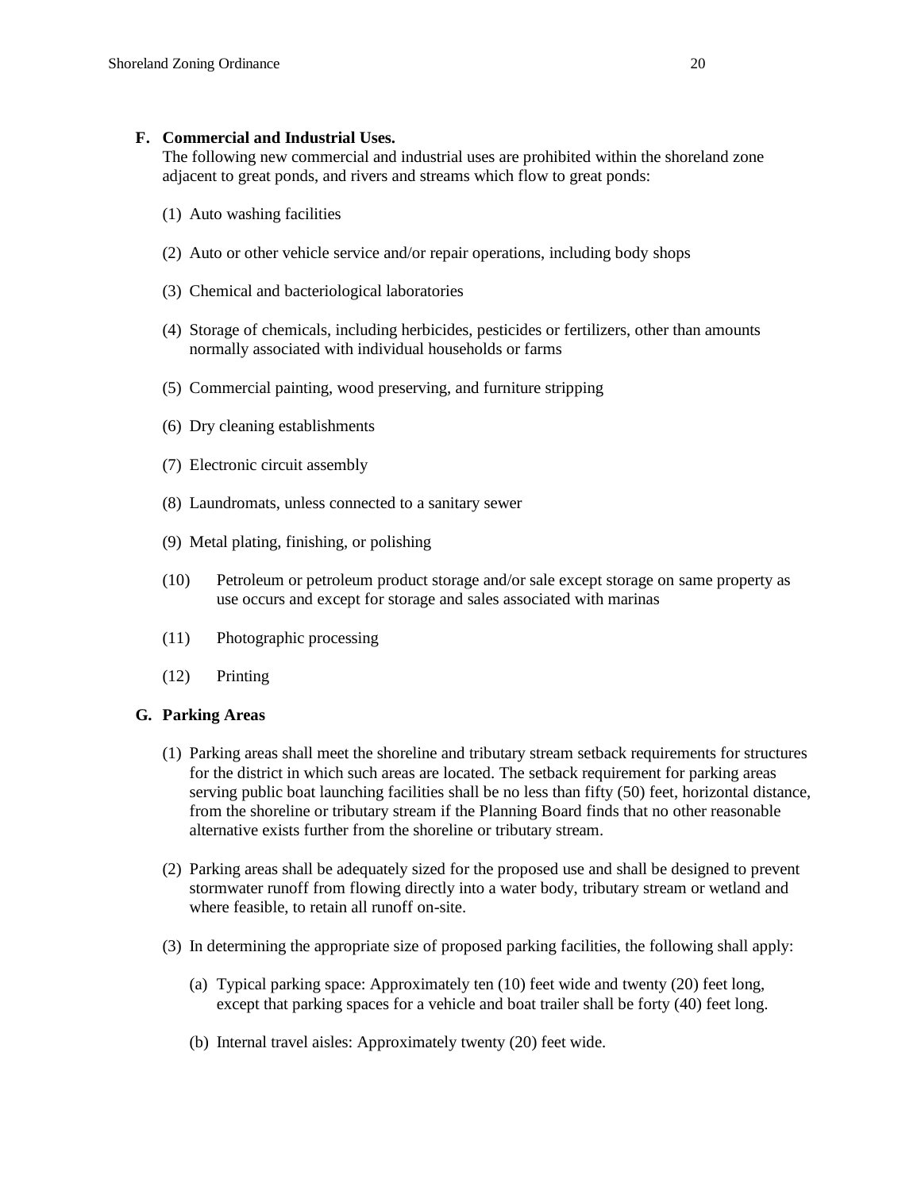**F. Commercial and Industrial Uses.**
The following new commercial and industrial uses are prohibited within the shoreland zone adjacent to great ponds, and rivers and streams which flow to great ponds:

(1) Auto washing facilities

(2) Auto or other vehicle service and/or repair operations, including body shops

(3) Chemical and bacteriological laboratories

(4) Storage of chemicals, including herbicides, pesticides or fertilizers, other than amounts normally associated with individual households or farms

(5) Commercial painting, wood preserving, and furniture stripping

(6) Dry cleaning establishments

(7) Electronic circuit assembly

(8) Laundromats, unless connected to a sanitary sewer

(9) Metal plating, finishing, or polishing

(10) Petroleum or petroleum product storage and/or sale except storage on same property as use occurs and except for storage and sales associated with marinas

(11) Photographic processing

(12) Printing

**G. Parking Areas**

(1) Parking areas shall meet the shoreline and tributary stream setback requirements for structures for the district in which such areas are located. The setback requirement for parking areas serving public boat launching facilities shall be no less than fifty (50) feet, horizontal distance, from the shoreline or tributary stream if the Planning Board finds that no other reasonable alternative exists further from the shoreline or tributary stream.

(2) Parking areas shall be adequately sized for the proposed use and shall be designed to prevent stormwater runoff from flowing directly into a water body, tributary stream or wetland and where feasible, to retain all runoff on-site.

(3) In determining the appropriate size of proposed parking facilities, the following shall apply:

(a) Typical parking space: Approximately ten (10) feet wide and twenty (20) feet long, except that parking spaces for a vehicle and boat trailer shall be forty (40) feet long.

(b) Internal travel aisles: Approximately twenty (20) feet wide.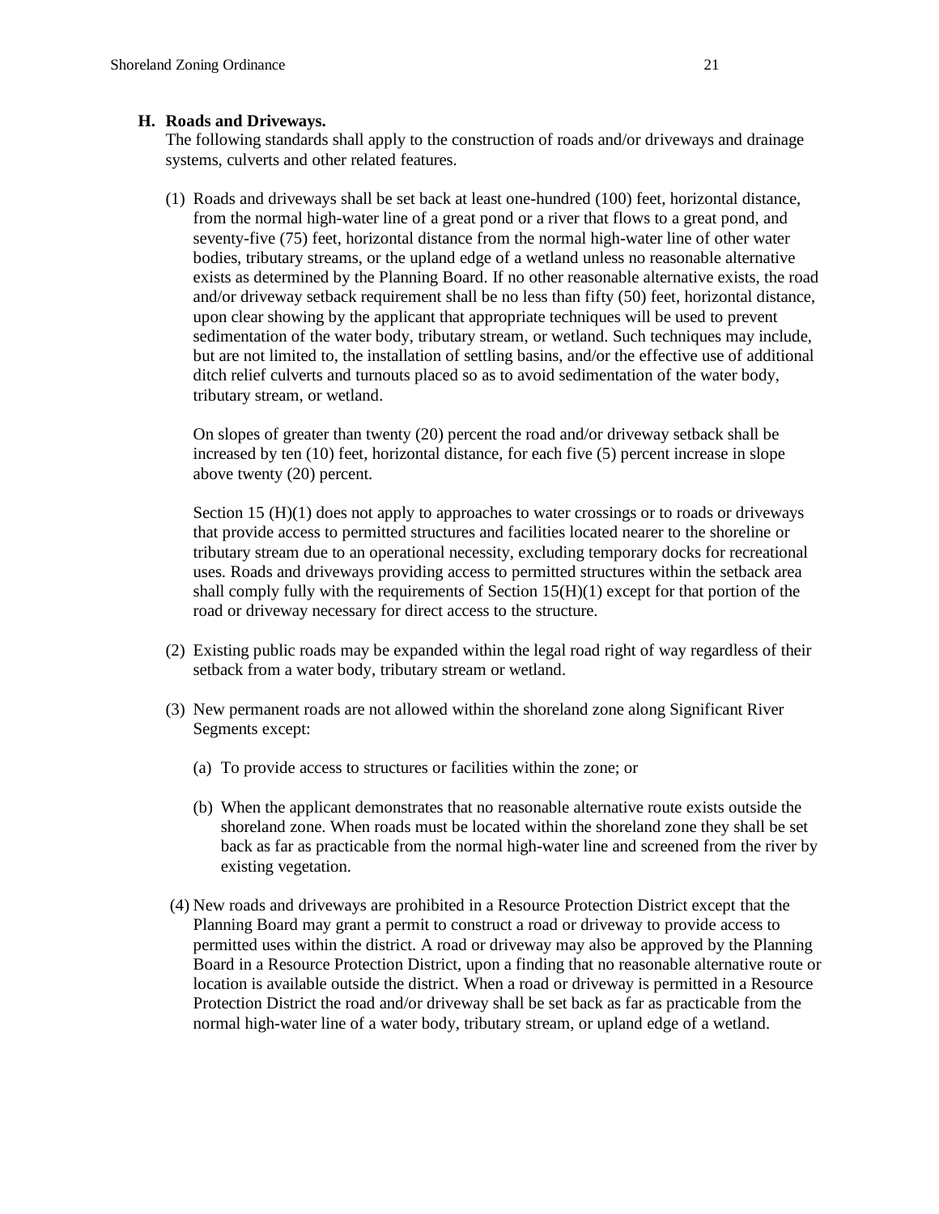**H. Roads and Driveways.**

The following standards shall apply to the construction of roads and/or driveways and drainage systems, culverts and other related features.

(1) Roads and driveways shall be set back at least one-hundred (100) feet, horizontal distance, from the normal high-water line of a great pond or a river that flows to a great pond, and seventy-five (75) feet, horizontal distance from the normal high-water line of other water bodies, tributary streams, or the upland edge of a wetland unless no reasonable alternative exists as determined by the Planning Board. If no other reasonable alternative exists, the road and/or driveway setback requirement shall be no less than fifty (50) feet, horizontal distance, upon clear showing by the applicant that appropriate techniques will be used to prevent sedimentation of the water body, tributary stream, or wetland. Such techniques may include, but are not limited to, the installation of settling basins, and/or the effective use of additional ditch relief culverts and turnouts placed so as to avoid sedimentation of the water body, tributary stream, or wetland.

On slopes of greater than twenty (20) percent the road and/or driveway setback shall be increased by ten (10) feet, horizontal distance, for each five (5) percent increase in slope above twenty (20) percent.

Section 15 (H)(1) does not apply to approaches to water crossings or to roads or driveways that provide access to permitted structures and facilities located nearer to the shoreline or tributary stream due to an operational necessity, excluding temporary docks for recreational uses. Roads and driveways providing access to permitted structures within the setback area shall comply fully with the requirements of Section 15(H)(1) except for that portion of the road or driveway necessary for direct access to the structure.

(2) Existing public roads may be expanded within the legal road right of way regardless of their setback from a water body, tributary stream or wetland.

(3) New permanent roads are not allowed within the shoreland zone along Significant River Segments except:

   (a) To provide access to structures or facilities within the zone; or

   (b) When the applicant demonstrates that no reasonable alternative route exists outside the shoreland zone. When roads must be located within the shoreland zone they shall be set back as far as practicable from the normal high-water line and screened from the river by existing vegetation.

(4) New roads and driveways are prohibited in a Resource Protection District except that the Planning Board may grant a permit to construct a road or driveway to provide access to permitted uses within the district. A road or driveway may also be approved by the Planning Board in a Resource Protection District, upon a finding that no reasonable alternative route or location is available outside the district. When a road or driveway is permitted in a Resource Protection District the road and/or driveway shall be set back as far as practicable from the normal high-water line of a water body, tributary stream, or upland edge of a wetland.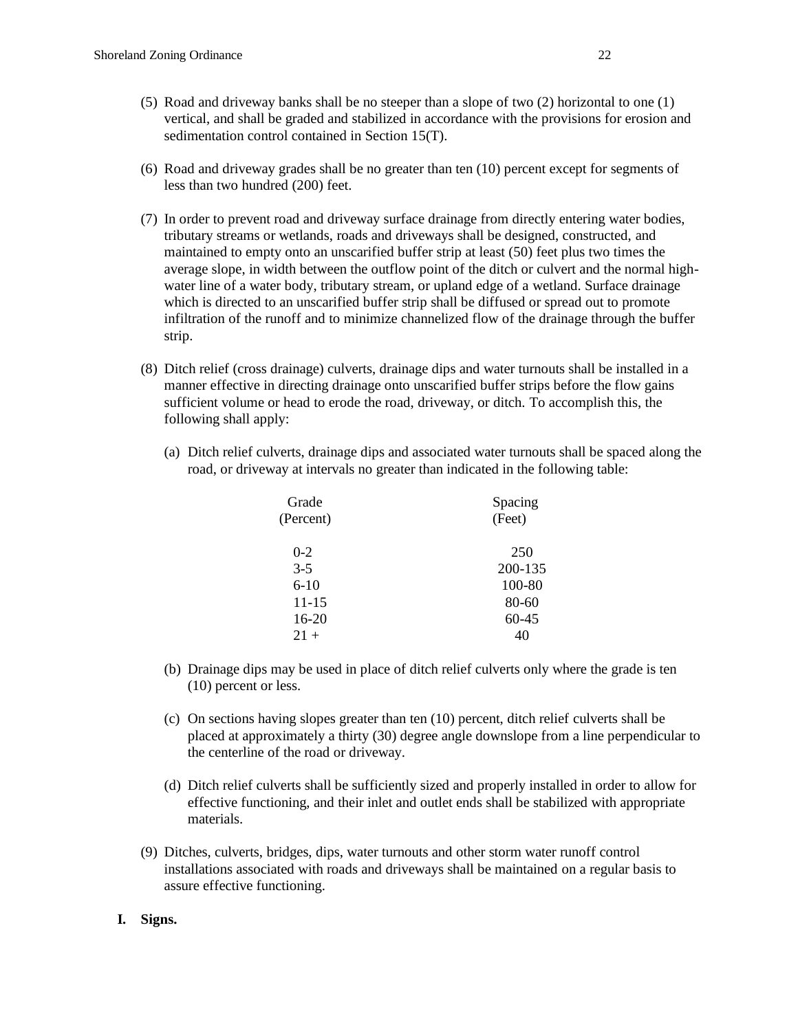(5) Road and driveway banks shall be no steeper than a slope of two (2) horizontal to one (1) vertical, and shall be graded and stabilized in accordance with the provisions for erosion and sedimentation control contained in Section 15(T).

(6) Road and driveway grades shall be no greater than ten (10) percent except for segments of less than two hundred (200) feet.

(7) In order to prevent road and driveway surface drainage from directly entering water bodies, tributary streams or wetlands, roads and driveways shall be designed, constructed, and maintained to empty onto an unscarified buffer strip at least (50) feet plus two times the average slope, in width between the outflow point of the ditch or culvert and the normal high-water line of a water body, tributary stream, or upland edge of a wetland. Surface drainage which is directed to an unscarified buffer strip shall be diffused or spread out to promote infiltration of the runoff and to minimize channelized flow of the drainage through the buffer strip.

(8) Ditch relief (cross drainage) culverts, drainage dips and water turnouts shall be installed in a manner effective in directing drainage onto unscarified buffer strips before the flow gains sufficient volume or head to erode the road, driveway, or ditch. To accomplish this, the following shall apply:

(a) Ditch relief culverts, drainage dips and associated water turnouts shall be spaced along the road, or driveway at intervals no greater than indicated in the following table:

| Grade (Percent) | Spacing (Feet) |
|---|---|
| 0-2 | 250 |
| 3-5 | 200-135 |
| 6-10 | 100-80 |
| 11-15 | 80-60 |
| 16-20 | 60-45 |
| 21 + | 40 |

(b) Drainage dips may be used in place of ditch relief culverts only where the grade is ten (10) percent or less.

(c) On sections having slopes greater than ten (10) percent, ditch relief culverts shall be placed at approximately a thirty (30) degree angle downslope from a line perpendicular to the centerline of the road or driveway.

(d) Ditch relief culverts shall be sufficiently sized and properly installed in order to allow for effective functioning, and their inlet and outlet ends shall be stabilized with appropriate materials.

(9) Ditches, culverts, bridges, dips, water turnouts and other storm water runoff control installations associated with roads and driveways shall be maintained on a regular basis to assure effective functioning.

**I. Signs.**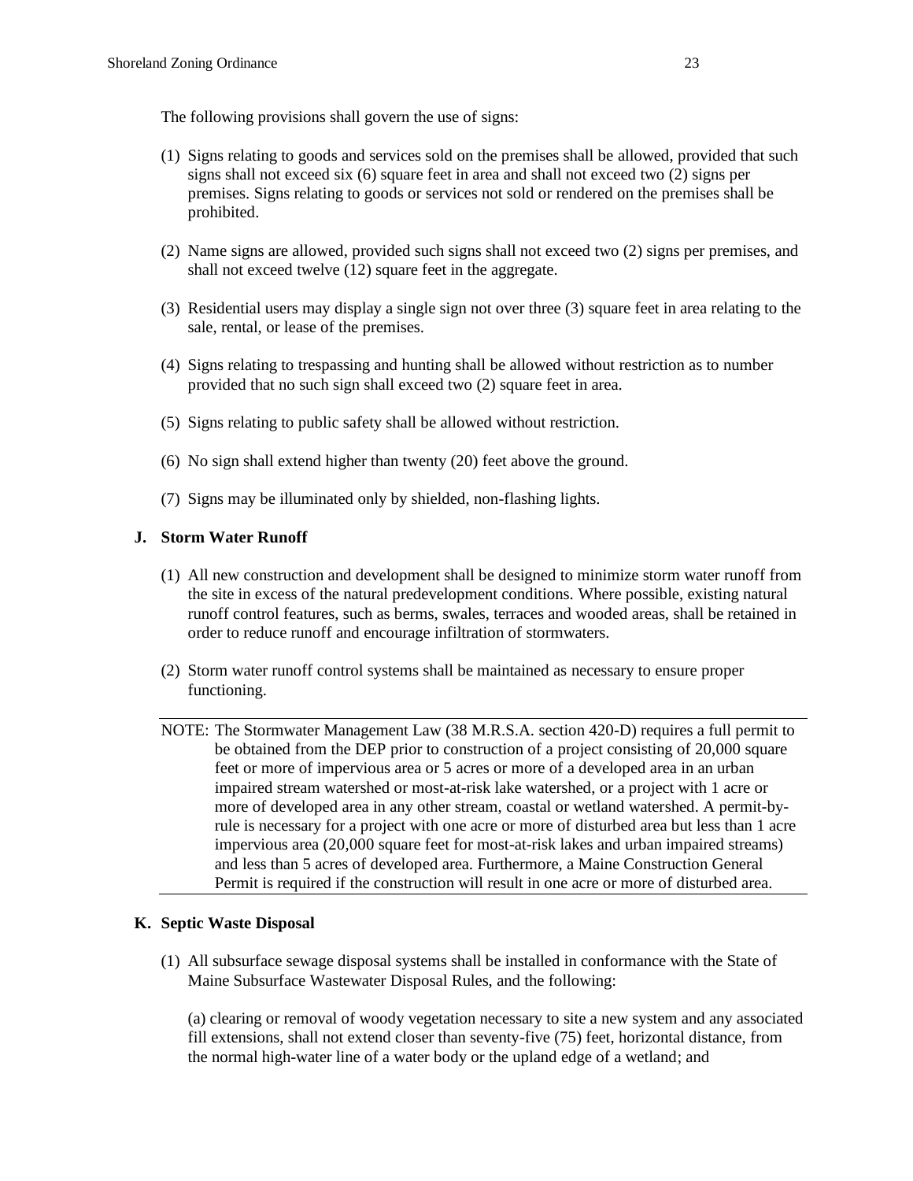The following provisions shall govern the use of signs:

(1) Signs relating to goods and services sold on the premises shall be allowed, provided that such signs shall not exceed six (6) square feet in area and shall not exceed two (2) signs per premises. Signs relating to goods or services not sold or rendered on the premises shall be prohibited.

(2) Name signs are allowed, provided such signs shall not exceed two (2) signs per premises, and shall not exceed twelve (12) square feet in the aggregate.

(3) Residential users may display a single sign not over three (3) square feet in area relating to the sale, rental, or lease of the premises.

(4) Signs relating to trespassing and hunting shall be allowed without restriction as to number provided that no such sign shall exceed two (2) square feet in area.

(5) Signs relating to public safety shall be allowed without restriction.

(6) No sign shall extend higher than twenty (20) feet above the ground.

(7) Signs may be illuminated only by shielded, non-flashing lights.

### J. Storm Water Runoff

(1) All new construction and development shall be designed to minimize storm water runoff from the site in excess of the natural predevelopment conditions. Where possible, existing natural runoff control features, such as berms, swales, terraces and wooded areas, shall be retained in order to reduce runoff and encourage infiltration of stormwaters.

(2) Storm water runoff control systems shall be maintained as necessary to ensure proper functioning.

---

NOTE: The Stormwater Management Law (38 M.R.S.A. section 420-D) requires a full permit to be obtained from the DEP prior to construction of a project consisting of 20,000 square feet or more of impervious area or 5 acres or more of a developed area in an urban impaired stream watershed or most-at-risk lake watershed, or a project with 1 acre or more of developed area in any other stream, coastal or wetland watershed. A permit-by-rule is necessary for a project with one acre or more of disturbed area but less than 1 acre impervious area (20,000 square feet for most-at-risk lakes and urban impaired streams) and less than 5 acres of developed area. Furthermore, a Maine Construction General Permit is required if the construction will result in one acre or more of disturbed area.

---

### K. Septic Waste Disposal

(1) All subsurface sewage disposal systems shall be installed in conformance with the State of Maine Subsurface Wastewater Disposal Rules, and the following:

(a) clearing or removal of woody vegetation necessary to site a new system and any associated fill extensions, shall not extend closer than seventy-five (75) feet, horizontal distance, from the normal high-water line of a water body or the upland edge of a wetland; and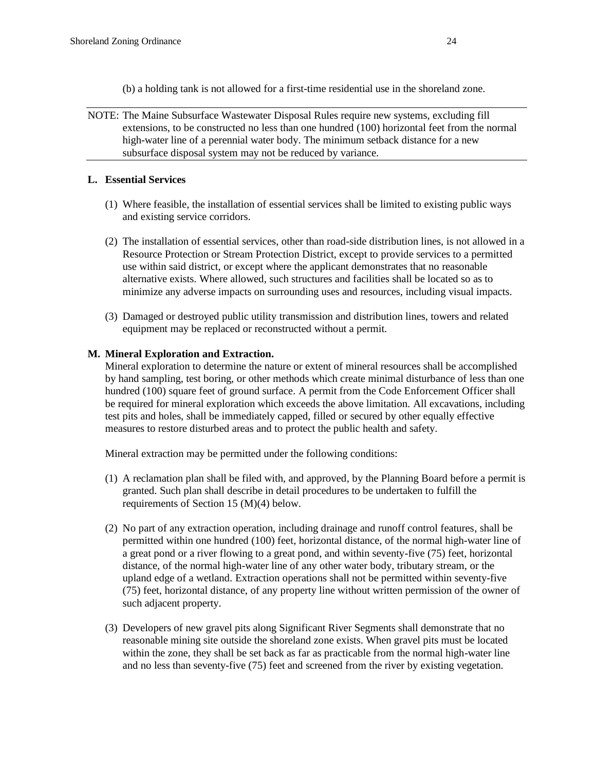(b) a holding tank is not allowed for a first-time residential use in the shoreland zone.

---

NOTE: The Maine Subsurface Wastewater Disposal Rules require new systems, excluding fill extensions, to be constructed no less than one hundred (100) horizontal feet from the normal high-water line of a perennial water body. The minimum setback distance for a new subsurface disposal system may not be reduced by variance.

---

**L. Essential Services**

(1) Where feasible, the installation of essential services shall be limited to existing public ways and existing service corridors.

(2) The installation of essential services, other than road-side distribution lines, is not allowed in a Resource Protection or Stream Protection District, except to provide services to a permitted use within said district, or except where the applicant demonstrates that no reasonable alternative exists. Where allowed, such structures and facilities shall be located so as to minimize any adverse impacts on surrounding uses and resources, including visual impacts.

(3) Damaged or destroyed public utility transmission and distribution lines, towers and related equipment may be replaced or reconstructed without a permit.

**M. Mineral Exploration and Extraction.**

Mineral exploration to determine the nature or extent of mineral resources shall be accomplished by hand sampling, test boring, or other methods which create minimal disturbance of less than one hundred (100) square feet of ground surface. A permit from the Code Enforcement Officer shall be required for mineral exploration which exceeds the above limitation. All excavations, including test pits and holes, shall be immediately capped, filled or secured by other equally effective measures to restore disturbed areas and to protect the public health and safety.

Mineral extraction may be permitted under the following conditions:

(1) A reclamation plan shall be filed with, and approved, by the Planning Board before a permit is granted. Such plan shall describe in detail procedures to be undertaken to fulfill the requirements of Section 15 (M)(4) below.

(2) No part of any extraction operation, including drainage and runoff control features, shall be permitted within one hundred (100) feet, horizontal distance, of the normal high-water line of a great pond or a river flowing to a great pond, and within seventy-five (75) feet, horizontal distance, of the normal high-water line of any other water body, tributary stream, or the upland edge of a wetland. Extraction operations shall not be permitted within seventy-five (75) feet, horizontal distance, of any property line without written permission of the owner of such adjacent property.

(3) Developers of new gravel pits along Significant River Segments shall demonstrate that no reasonable mining site outside the shoreland zone exists. When gravel pits must be located within the zone, they shall be set back as far as practicable from the normal high-water line and no less than seventy-five (75) feet and screened from the river by existing vegetation.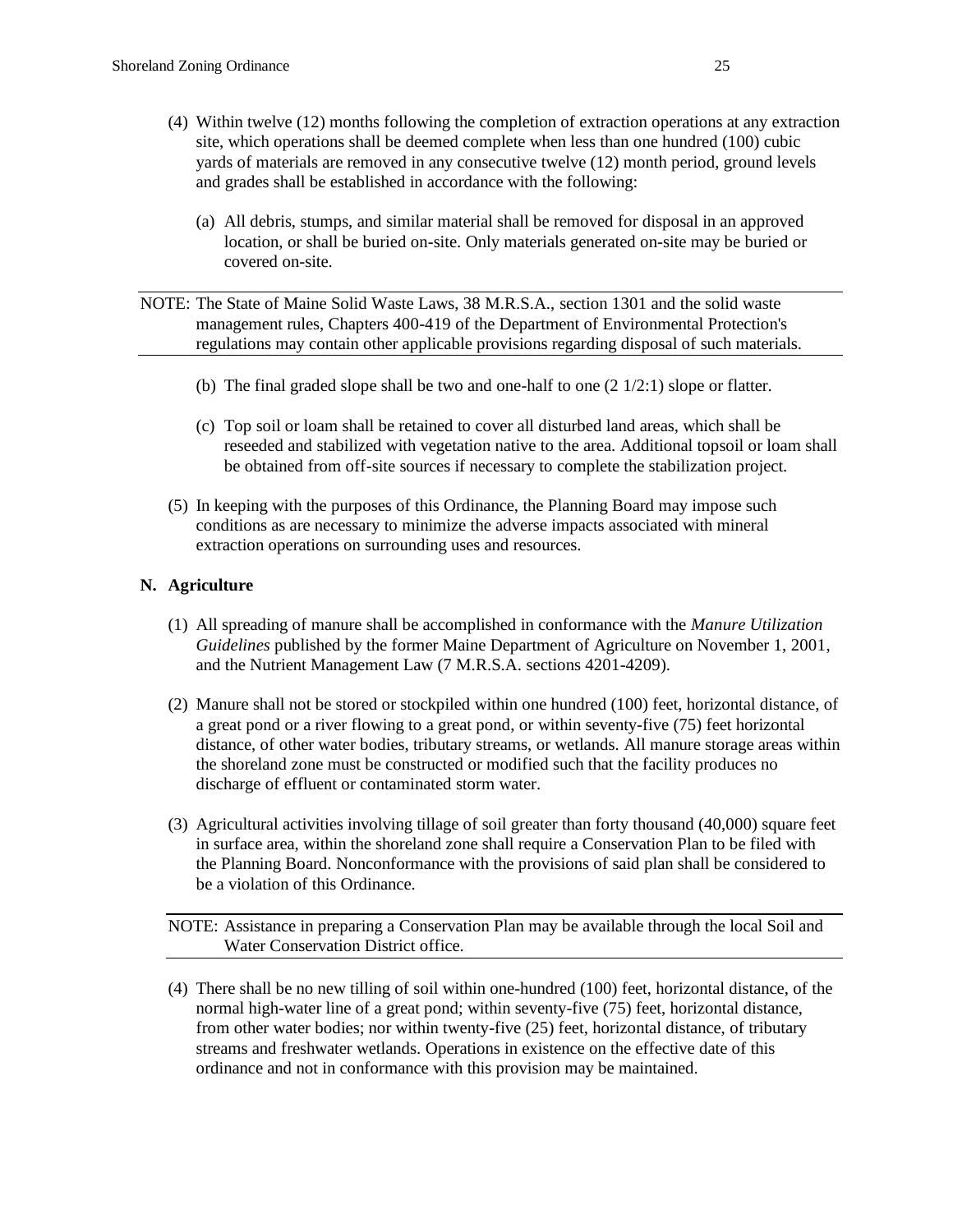(4) Within twelve (12) months following the completion of extraction operations at any extraction site, which operations shall be deemed complete when less than one hundred (100) cubic yards of materials are removed in any consecutive twelve (12) month period, ground levels and grades shall be established in accordance with the following:

   (a) All debris, stumps, and similar material shall be removed for disposal in an approved location, or shall be buried on-site. Only materials generated on-site may be buried or covered on-site.

---

NOTE: The State of Maine Solid Waste Laws, 38 M.R.S.A., section 1301 and the solid waste management rules, Chapters 400-419 of the Department of Environmental Protection's regulations may contain other applicable provisions regarding disposal of such materials.

---

   (b) The final graded slope shall be two and one-half to one (2 1/2:1) slope or flatter.

   (c) Top soil or loam shall be retained to cover all disturbed land areas, which shall be reseeded and stabilized with vegetation native to the area. Additional topsoil or loam shall be obtained from off-site sources if necessary to complete the stabilization project.

(5) In keeping with the purposes of this Ordinance, the Planning Board may impose such conditions as are necessary to minimize the adverse impacts associated with mineral extraction operations on surrounding uses and resources.

### N. Agriculture

(1) All spreading of manure shall be accomplished in conformance with the *Manure Utilization Guidelines* published by the former Maine Department of Agriculture on November 1, 2001, and the Nutrient Management Law (7 M.R.S.A. sections 4201-4209).

(2) Manure shall not be stored or stockpiled within one hundred (100) feet, horizontal distance, of a great pond or a river flowing to a great pond, or within seventy-five (75) feet horizontal distance, of other water bodies, tributary streams, or wetlands. All manure storage areas within the shoreland zone must be constructed or modified such that the facility produces no discharge of effluent or contaminated storm water.

(3) Agricultural activities involving tillage of soil greater than forty thousand (40,000) square feet in surface area, within the shoreland zone shall require a Conservation Plan to be filed with the Planning Board. Nonconformance with the provisions of said plan shall be considered to be a violation of this Ordinance.

---

NOTE: Assistance in preparing a Conservation Plan may be available through the local Soil and Water Conservation District office.

---

(4) There shall be no new tilling of soil within one-hundred (100) feet, horizontal distance, of the normal high-water line of a great pond; within seventy-five (75) feet, horizontal distance, from other water bodies; nor within twenty-five (25) feet, horizontal distance, of tributary streams and freshwater wetlands. Operations in existence on the effective date of this ordinance and not in conformance with this provision may be maintained.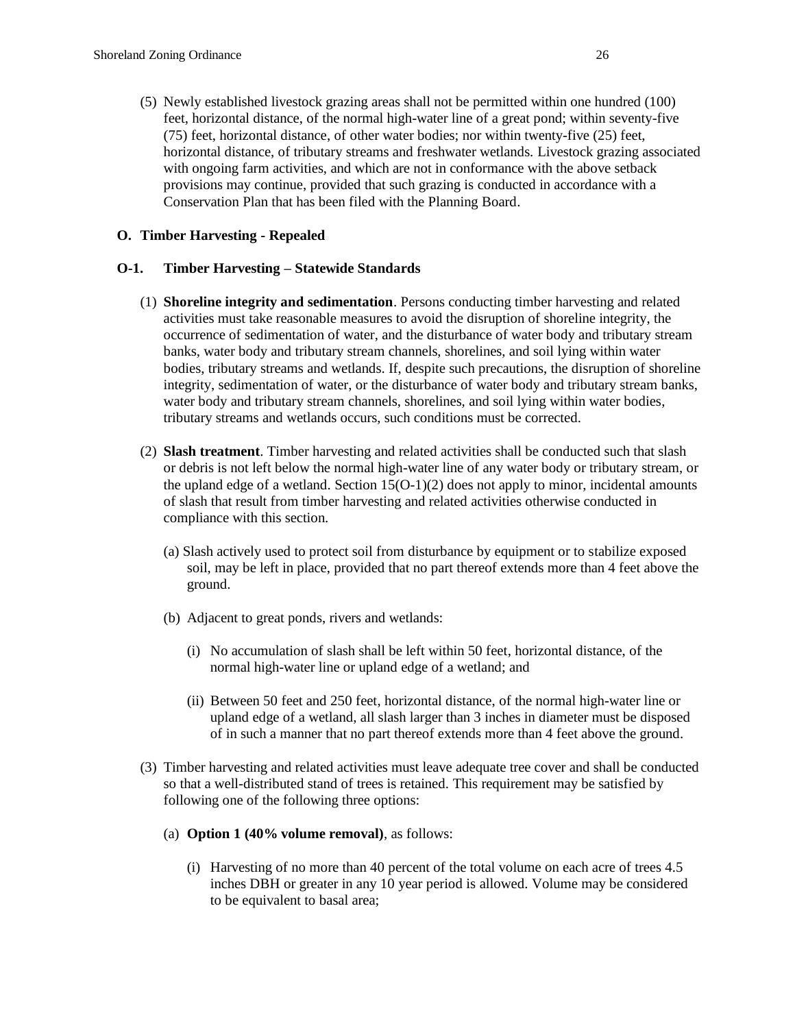(5) Newly established livestock grazing areas shall not be permitted within one hundred (100) feet, horizontal distance, of the normal high-water line of a great pond; within seventy-five (75) feet, horizontal distance, of other water bodies; nor within twenty-five (25) feet, horizontal distance, of tributary streams and freshwater wetlands. Livestock grazing associated with ongoing farm activities, and which are not in conformance with the above setback provisions may continue, provided that such grazing is conducted in accordance with a Conservation Plan that has been filed with the Planning Board.

**O. Timber Harvesting - Repealed**

**O-1. Timber Harvesting – Statewide Standards**

(1) **Shoreline integrity and sedimentation**. Persons conducting timber harvesting and related activities must take reasonable measures to avoid the disruption of shoreline integrity, the occurrence of sedimentation of water, and the disturbance of water body and tributary stream banks, water body and tributary stream channels, shorelines, and soil lying within water bodies, tributary streams and wetlands. If, despite such precautions, the disruption of shoreline integrity, sedimentation of water, or the disturbance of water body and tributary stream banks, water body and tributary stream channels, shorelines, and soil lying within water bodies, tributary streams and wetlands occurs, such conditions must be corrected.

(2) **Slash treatment**. Timber harvesting and related activities shall be conducted such that slash or debris is not left below the normal high-water line of any water body or tributary stream, or the upland edge of a wetland. Section 15(O-1)(2) does not apply to minor, incidental amounts of slash that result from timber harvesting and related activities otherwise conducted in compliance with this section.

(a) Slash actively used to protect soil from disturbance by equipment or to stabilize exposed soil, may be left in place, provided that no part thereof extends more than 4 feet above the ground.

(b) Adjacent to great ponds, rivers and wetlands:

(i) No accumulation of slash shall be left within 50 feet, horizontal distance, of the normal high-water line or upland edge of a wetland; and

(ii) Between 50 feet and 250 feet, horizontal distance, of the normal high-water line or upland edge of a wetland, all slash larger than 3 inches in diameter must be disposed of in such a manner that no part thereof extends more than 4 feet above the ground.

(3) Timber harvesting and related activities must leave adequate tree cover and shall be conducted so that a well-distributed stand of trees is retained. This requirement may be satisfied by following one of the following three options:

(a) **Option 1 (40% volume removal)**, as follows:

(i) Harvesting of no more than 40 percent of the total volume on each acre of trees 4.5 inches DBH or greater in any 10 year period is allowed. Volume may be considered to be equivalent to basal area;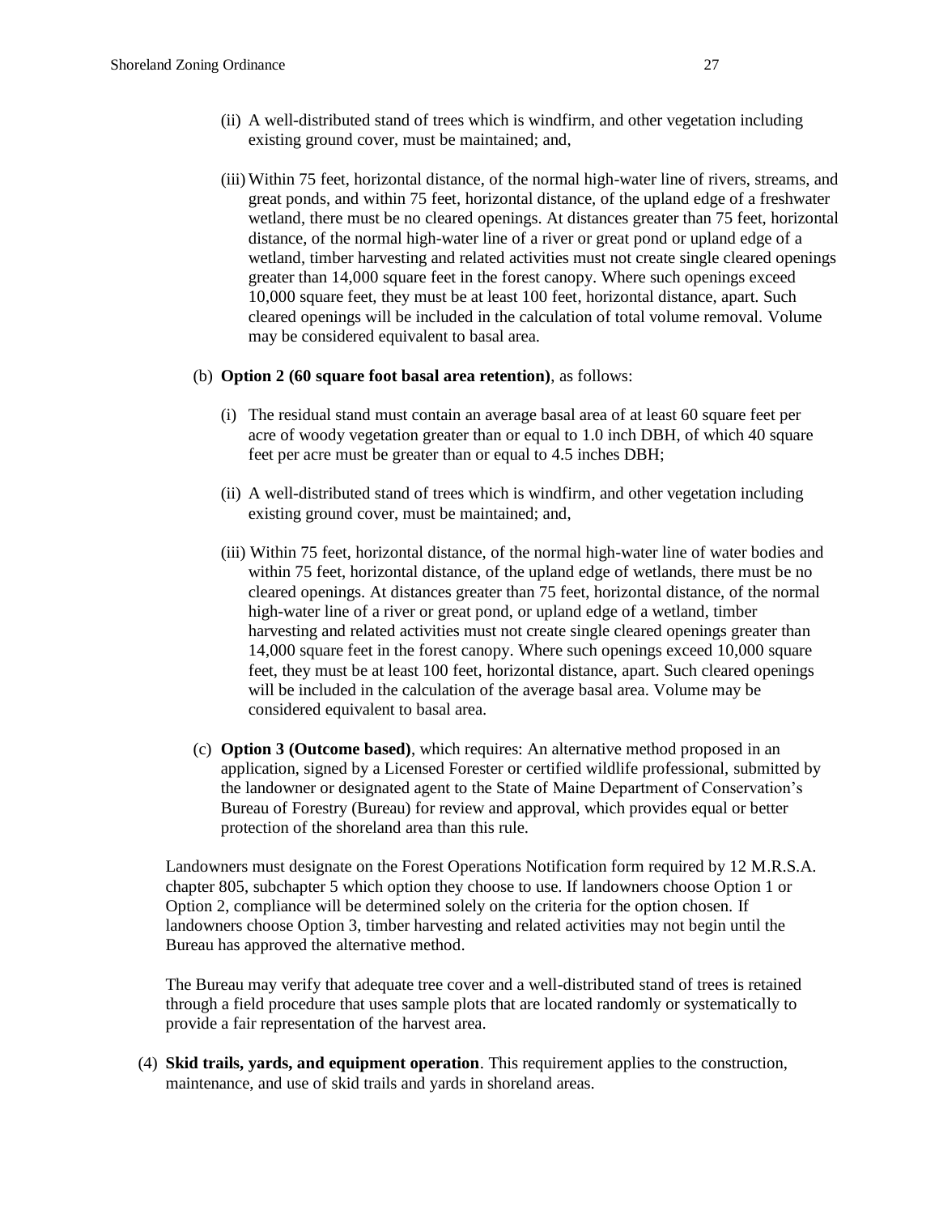(ii) A well-distributed stand of trees which is windfirm, and other vegetation including existing ground cover, must be maintained; and,

(iii) Within 75 feet, horizontal distance, of the normal high-water line of rivers, streams, and great ponds, and within 75 feet, horizontal distance, of the upland edge of a freshwater wetland, there must be no cleared openings. At distances greater than 75 feet, horizontal distance, of the normal high-water line of a river or great pond or upland edge of a wetland, timber harvesting and related activities must not create single cleared openings greater than 14,000 square feet in the forest canopy. Where such openings exceed 10,000 square feet, they must be at least 100 feet, horizontal distance, apart. Such cleared openings will be included in the calculation of total volume removal. Volume may be considered equivalent to basal area.

(b) **Option 2 (60 square foot basal area retention)**, as follows:

(i) The residual stand must contain an average basal area of at least 60 square feet per acre of woody vegetation greater than or equal to 1.0 inch DBH, of which 40 square feet per acre must be greater than or equal to 4.5 inches DBH;

(ii) A well-distributed stand of trees which is windfirm, and other vegetation including existing ground cover, must be maintained; and,

(iii) Within 75 feet, horizontal distance, of the normal high-water line of water bodies and within 75 feet, horizontal distance, of the upland edge of wetlands, there must be no cleared openings. At distances greater than 75 feet, horizontal distance, of the normal high-water line of a river or great pond, or upland edge of a wetland, timber harvesting and related activities must not create single cleared openings greater than 14,000 square feet in the forest canopy. Where such openings exceed 10,000 square feet, they must be at least 100 feet, horizontal distance, apart. Such cleared openings will be included in the calculation of the average basal area. Volume may be considered equivalent to basal area.

(c) **Option 3 (Outcome based)**, which requires: An alternative method proposed in an application, signed by a Licensed Forester or certified wildlife professional, submitted by the landowner or designated agent to the State of Maine Department of Conservation's Bureau of Forestry (Bureau) for review and approval, which provides equal or better protection of the shoreland area than this rule.

Landowners must designate on the Forest Operations Notification form required by 12 M.R.S.A. chapter 805, subchapter 5 which option they choose to use. If landowners choose Option 1 or Option 2, compliance will be determined solely on the criteria for the option chosen. If landowners choose Option 3, timber harvesting and related activities may not begin until the Bureau has approved the alternative method.

The Bureau may verify that adequate tree cover and a well-distributed stand of trees is retained through a field procedure that uses sample plots that are located randomly or systematically to provide a fair representation of the harvest area.

(4) **Skid trails, yards, and equipment operation**. This requirement applies to the construction, maintenance, and use of skid trails and yards in shoreland areas.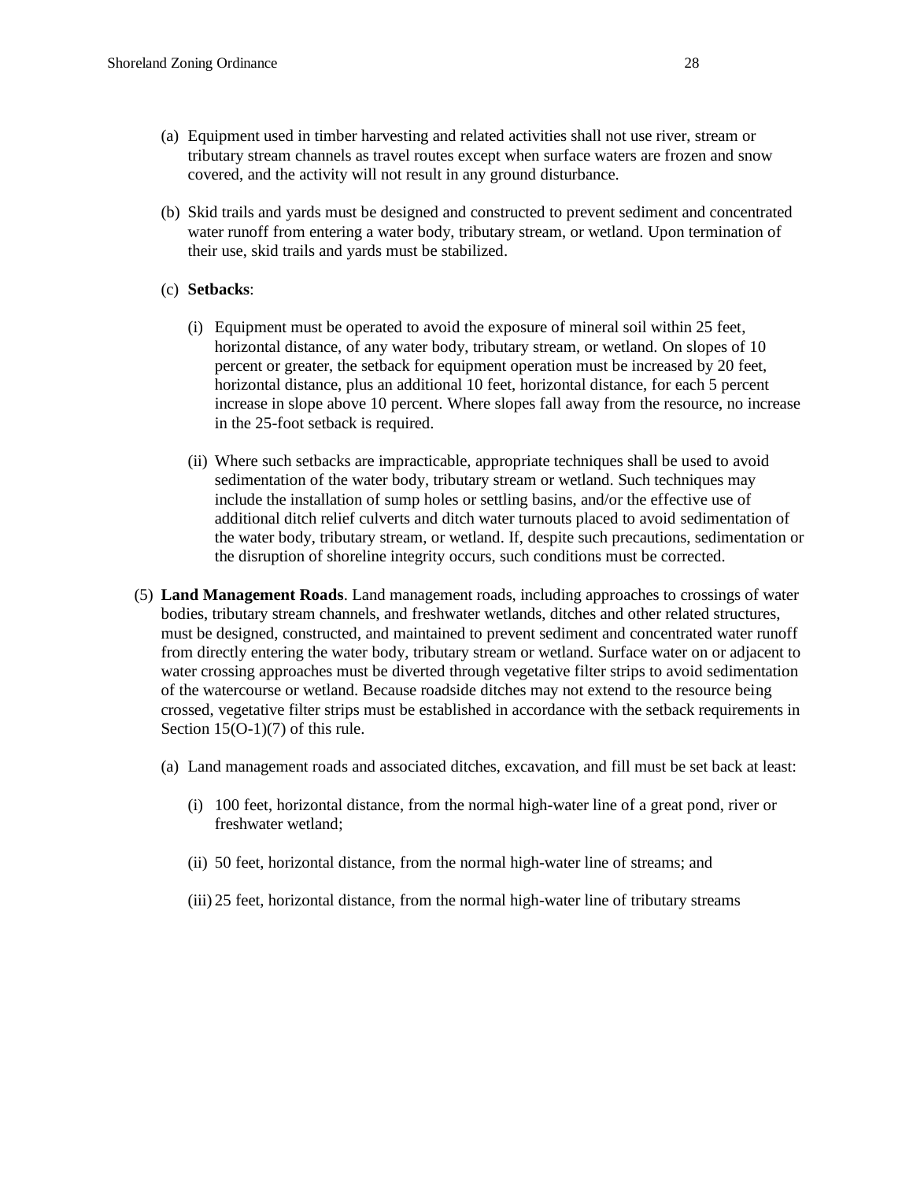(a) Equipment used in timber harvesting and related activities shall not use river, stream or tributary stream channels as travel routes except when surface waters are frozen and snow covered, and the activity will not result in any ground disturbance.

(b) Skid trails and yards must be designed and constructed to prevent sediment and concentrated water runoff from entering a water body, tributary stream, or wetland. Upon termination of their use, skid trails and yards must be stabilized.

(c) **Setbacks**:

(i) Equipment must be operated to avoid the exposure of mineral soil within 25 feet, horizontal distance, of any water body, tributary stream, or wetland. On slopes of 10 percent or greater, the setback for equipment operation must be increased by 20 feet, horizontal distance, plus an additional 10 feet, horizontal distance, for each 5 percent increase in slope above 10 percent. Where slopes fall away from the resource, no increase in the 25-foot setback is required.

(ii) Where such setbacks are impracticable, appropriate techniques shall be used to avoid sedimentation of the water body, tributary stream or wetland. Such techniques may include the installation of sump holes or settling basins, and/or the effective use of additional ditch relief culverts and ditch water turnouts placed to avoid sedimentation of the water body, tributary stream, or wetland. If, despite such precautions, sedimentation or the disruption of shoreline integrity occurs, such conditions must be corrected.

(5) **Land Management Roads**. Land management roads, including approaches to crossings of water bodies, tributary stream channels, and freshwater wetlands, ditches and other related structures, must be designed, constructed, and maintained to prevent sediment and concentrated water runoff from directly entering the water body, tributary stream or wetland. Surface water on or adjacent to water crossing approaches must be diverted through vegetative filter strips to avoid sedimentation of the watercourse or wetland. Because roadside ditches may not extend to the resource being crossed, vegetative filter strips must be established in accordance with the setback requirements in Section 15(O-1)(7) of this rule.

(a) Land management roads and associated ditches, excavation, and fill must be set back at least:

(i) 100 feet, horizontal distance, from the normal high-water line of a great pond, river or freshwater wetland;

(ii) 50 feet, horizontal distance, from the normal high-water line of streams; and

(iii) 25 feet, horizontal distance, from the normal high-water line of tributary streams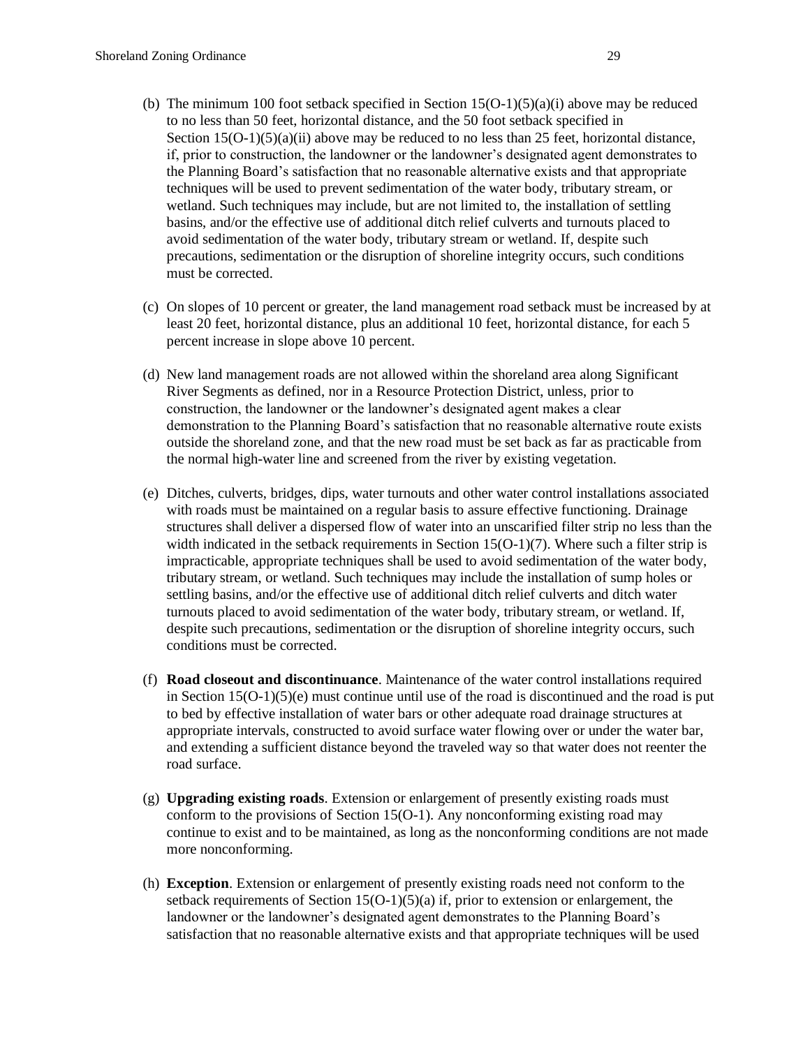(b) The minimum 100 foot setback specified in Section 15(O-1)(5)(a)(i) above may be reduced to no less than 50 feet, horizontal distance, and the 50 foot setback specified in Section 15(O-1)(5)(a)(ii) above may be reduced to no less than 25 feet, horizontal distance, if, prior to construction, the landowner or the landowner's designated agent demonstrates to the Planning Board's satisfaction that no reasonable alternative exists and that appropriate techniques will be used to prevent sedimentation of the water body, tributary stream, or wetland. Such techniques may include, but are not limited to, the installation of settling basins, and/or the effective use of additional ditch relief culverts and turnouts placed to avoid sedimentation of the water body, tributary stream or wetland. If, despite such precautions, sedimentation or the disruption of shoreline integrity occurs, such conditions must be corrected.

(c) On slopes of 10 percent or greater, the land management road setback must be increased by at least 20 feet, horizontal distance, plus an additional 10 feet, horizontal distance, for each 5 percent increase in slope above 10 percent.

(d) New land management roads are not allowed within the shoreland area along Significant River Segments as defined, nor in a Resource Protection District, unless, prior to construction, the landowner or the landowner's designated agent makes a clear demonstration to the Planning Board's satisfaction that no reasonable alternative route exists outside the shoreland zone, and that the new road must be set back as far as practicable from the normal high-water line and screened from the river by existing vegetation.

(e) Ditches, culverts, bridges, dips, water turnouts and other water control installations associated with roads must be maintained on a regular basis to assure effective functioning. Drainage structures shall deliver a dispersed flow of water into an unscarified filter strip no less than the width indicated in the setback requirements in Section 15(O-1)(7). Where such a filter strip is impracticable, appropriate techniques shall be used to avoid sedimentation of the water body, tributary stream, or wetland. Such techniques may include the installation of sump holes or settling basins, and/or the effective use of additional ditch relief culverts and ditch water turnouts placed to avoid sedimentation of the water body, tributary stream, or wetland. If, despite such precautions, sedimentation or the disruption of shoreline integrity occurs, such conditions must be corrected.

(f) **Road closeout and discontinuance**. Maintenance of the water control installations required in Section 15(O-1)(5)(e) must continue until use of the road is discontinued and the road is put to bed by effective installation of water bars or other adequate road drainage structures at appropriate intervals, constructed to avoid surface water flowing over or under the water bar, and extending a sufficient distance beyond the traveled way so that water does not reenter the road surface.

(g) **Upgrading existing roads**. Extension or enlargement of presently existing roads must conform to the provisions of Section 15(O-1). Any nonconforming existing road may continue to exist and to be maintained, as long as the nonconforming conditions are not made more nonconforming.

(h) **Exception**. Extension or enlargement of presently existing roads need not conform to the setback requirements of Section 15(O-1)(5)(a) if, prior to extension or enlargement, the landowner or the landowner's designated agent demonstrates to the Planning Board's satisfaction that no reasonable alternative exists and that appropriate techniques will be used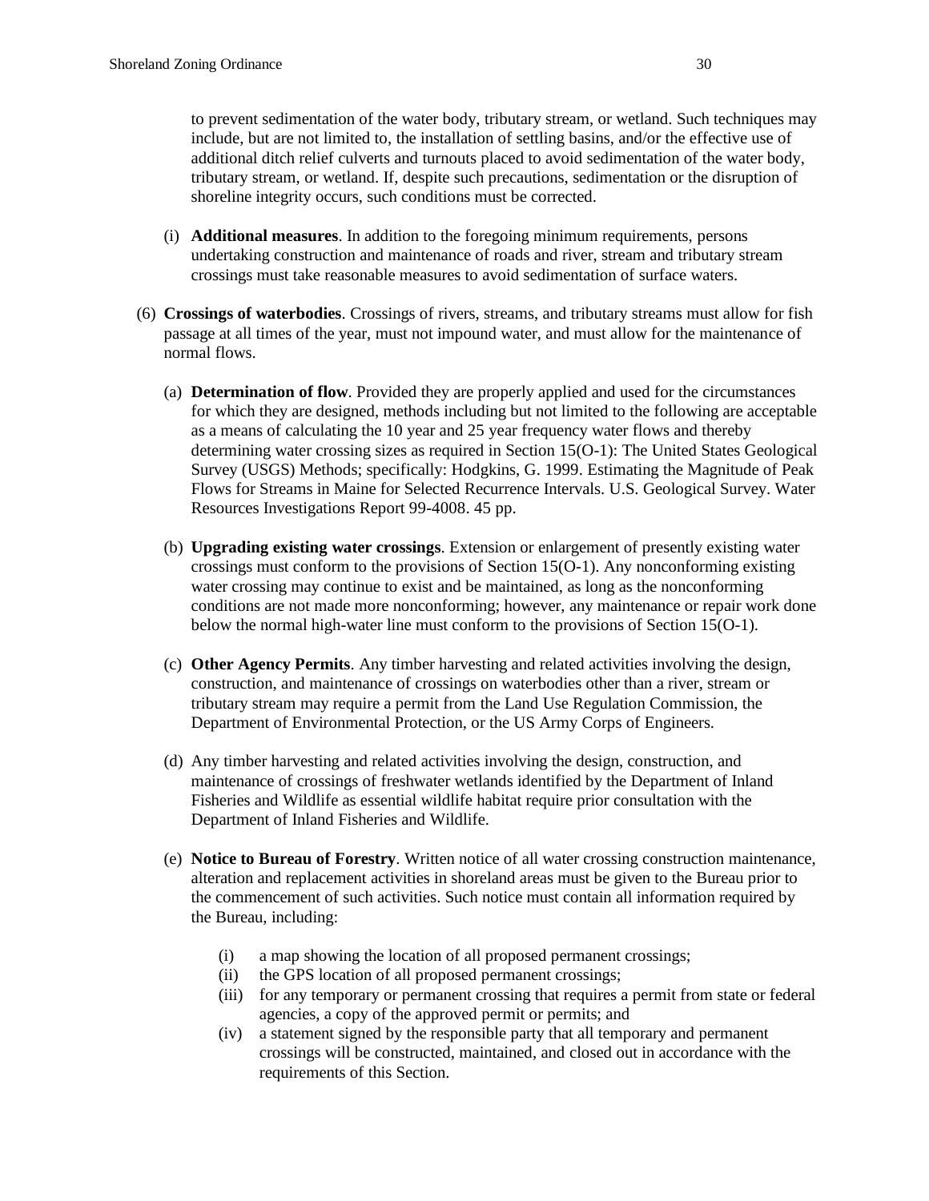to prevent sedimentation of the water body, tributary stream, or wetland. Such techniques may include, but are not limited to, the installation of settling basins, and/or the effective use of additional ditch relief culverts and turnouts placed to avoid sedimentation of the water body, tributary stream, or wetland. If, despite such precautions, sedimentation or the disruption of shoreline integrity occurs, such conditions must be corrected.

(i) **Additional measures**. In addition to the foregoing minimum requirements, persons undertaking construction and maintenance of roads and river, stream and tributary stream crossings must take reasonable measures to avoid sedimentation of surface waters.

(6) **Crossings of waterbodies**. Crossings of rivers, streams, and tributary streams must allow for fish passage at all times of the year, must not impound water, and must allow for the maintenance of normal flows.

(a) **Determination of flow**. Provided they are properly applied and used for the circumstances for which they are designed, methods including but not limited to the following are acceptable as a means of calculating the 10 year and 25 year frequency water flows and thereby determining water crossing sizes as required in Section 15(O-1): The United States Geological Survey (USGS) Methods; specifically: Hodgkins, G. 1999. Estimating the Magnitude of Peak Flows for Streams in Maine for Selected Recurrence Intervals. U.S. Geological Survey. Water Resources Investigations Report 99-4008. 45 pp.

(b) **Upgrading existing water crossings**. Extension or enlargement of presently existing water crossings must conform to the provisions of Section 15(O-1). Any nonconforming existing water crossing may continue to exist and be maintained, as long as the nonconforming conditions are not made more nonconforming; however, any maintenance or repair work done below the normal high-water line must conform to the provisions of Section 15(O-1).

(c) **Other Agency Permits**. Any timber harvesting and related activities involving the design, construction, and maintenance of crossings on waterbodies other than a river, stream or tributary stream may require a permit from the Land Use Regulation Commission, the Department of Environmental Protection, or the US Army Corps of Engineers.

(d) Any timber harvesting and related activities involving the design, construction, and maintenance of crossings of freshwater wetlands identified by the Department of Inland Fisheries and Wildlife as essential wildlife habitat require prior consultation with the Department of Inland Fisheries and Wildlife.

(e) **Notice to Bureau of Forestry**. Written notice of all water crossing construction maintenance, alteration and replacement activities in shoreland areas must be given to the Bureau prior to the commencement of such activities. Such notice must contain all information required by the Bureau, including:

(i) a map showing the location of all proposed permanent crossings;
(ii) the GPS location of all proposed permanent crossings;
(iii) for any temporary or permanent crossing that requires a permit from state or federal agencies, a copy of the approved permit or permits; and
(iv) a statement signed by the responsible party that all temporary and permanent crossings will be constructed, maintained, and closed out in accordance with the requirements of this Section.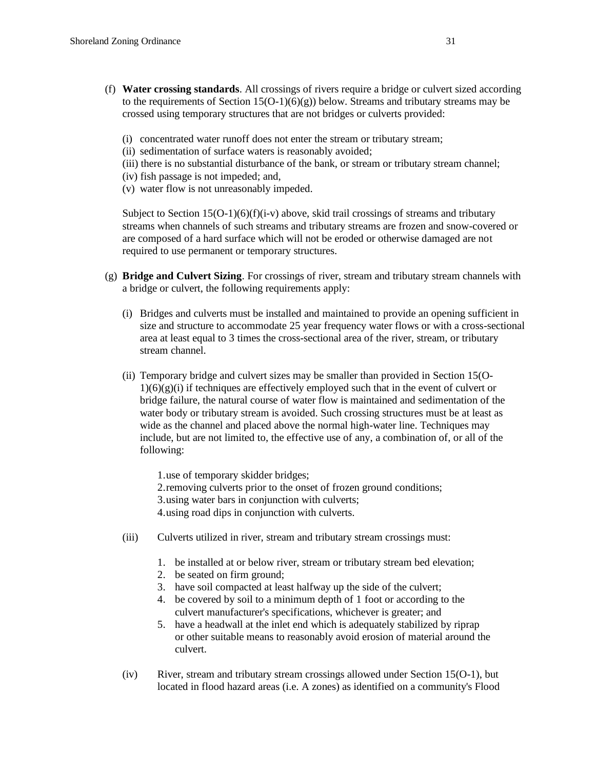(f) **Water crossing standards**. All crossings of rivers require a bridge or culvert sized according to the requirements of Section 15(O-1)(6)(g)) below. Streams and tributary streams may be crossed using temporary structures that are not bridges or culverts provided:

   (i) concentrated water runoff does not enter the stream or tributary stream;
   (ii) sedimentation of surface waters is reasonably avoided;
   (iii) there is no substantial disturbance of the bank, or stream or tributary stream channel;
   (iv) fish passage is not impeded; and,
   (v) water flow is not unreasonably impeded.

   Subject to Section 15(O-1)(6)(f)(i-v) above, skid trail crossings of streams and tributary streams when channels of such streams and tributary streams are frozen and snow-covered or are composed of a hard surface which will not be eroded or otherwise damaged are not required to use permanent or temporary structures.

(g) **Bridge and Culvert Sizing**. For crossings of river, stream and tributary stream channels with a bridge or culvert, the following requirements apply:

   (i) Bridges and culverts must be installed and maintained to provide an opening sufficient in size and structure to accommodate 25 year frequency water flows or with a cross-sectional area at least equal to 3 times the cross-sectional area of the river, stream, or tributary stream channel.

   (ii) Temporary bridge and culvert sizes may be smaller than provided in Section 15(O-1)(6)(g)(i) if techniques are effectively employed such that in the event of culvert or bridge failure, the natural course of water flow is maintained and sedimentation of the water body or tributary stream is avoided. Such crossing structures must be at least as wide as the channel and placed above the normal high-water line. Techniques may include, but are not limited to, the effective use of any, a combination of, or all of the following:

      1. use of temporary skidder bridges;
      2. removing culverts prior to the onset of frozen ground conditions;
      3. using water bars in conjunction with culverts;
      4. using road dips in conjunction with culverts.

   (iii) Culverts utilized in river, stream and tributary stream crossings must:

      1. be installed at or below river, stream or tributary stream bed elevation;
      2. be seated on firm ground;
      3. have soil compacted at least halfway up the side of the culvert;
      4. be covered by soil to a minimum depth of 1 foot or according to the culvert manufacturer's specifications, whichever is greater; and
      5. have a headwall at the inlet end which is adequately stabilized by riprap or other suitable means to reasonably avoid erosion of material around the culvert.

   (iv) River, stream and tributary stream crossings allowed under Section 15(O-1), but located in flood hazard areas (i.e. A zones) as identified on a community's Flood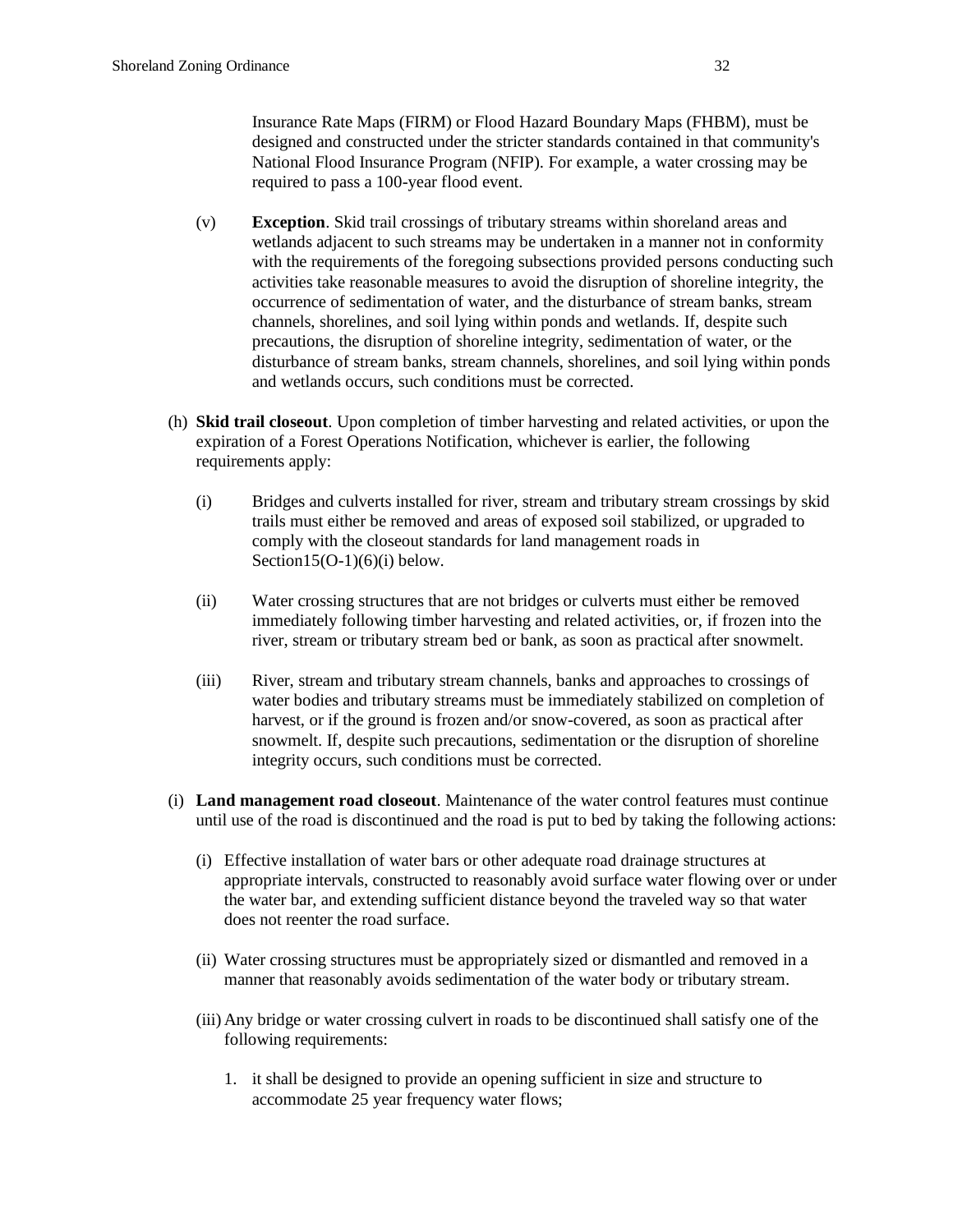Insurance Rate Maps (FIRM) or Flood Hazard Boundary Maps (FHBM), must be designed and constructed under the stricter standards contained in that community's National Flood Insurance Program (NFIP). For example, a water crossing may be required to pass a 100-year flood event.

(v) **Exception**. Skid trail crossings of tributary streams within shoreland areas and wetlands adjacent to such streams may be undertaken in a manner not in conformity with the requirements of the foregoing subsections provided persons conducting such activities take reasonable measures to avoid the disruption of shoreline integrity, the occurrence of sedimentation of water, and the disturbance of stream banks, stream channels, shorelines, and soil lying within ponds and wetlands. If, despite such precautions, the disruption of shoreline integrity, sedimentation of water, or the disturbance of stream banks, stream channels, shorelines, and soil lying within ponds and wetlands occurs, such conditions must be corrected.

(h) **Skid trail closeout**. Upon completion of timber harvesting and related activities, or upon the expiration of a Forest Operations Notification, whichever is earlier, the following requirements apply:

(i) Bridges and culverts installed for river, stream and tributary stream crossings by skid trails must either be removed and areas of exposed soil stabilized, or upgraded to comply with the closeout standards for land management roads in Section15(O-1)(6)(i) below.

(ii) Water crossing structures that are not bridges or culverts must either be removed immediately following timber harvesting and related activities, or, if frozen into the river, stream or tributary stream bed or bank, as soon as practical after snowmelt.

(iii) River, stream and tributary stream channels, banks and approaches to crossings of water bodies and tributary streams must be immediately stabilized on completion of harvest, or if the ground is frozen and/or snow-covered, as soon as practical after snowmelt. If, despite such precautions, sedimentation or the disruption of shoreline integrity occurs, such conditions must be corrected.

(i) **Land management road closeout**. Maintenance of the water control features must continue until use of the road is discontinued and the road is put to bed by taking the following actions:

(i) Effective installation of water bars or other adequate road drainage structures at appropriate intervals, constructed to reasonably avoid surface water flowing over or under the water bar, and extending sufficient distance beyond the traveled way so that water does not reenter the road surface.

(ii) Water crossing structures must be appropriately sized or dismantled and removed in a manner that reasonably avoids sedimentation of the water body or tributary stream.

(iii) Any bridge or water crossing culvert in roads to be discontinued shall satisfy one of the following requirements:

1. it shall be designed to provide an opening sufficient in size and structure to accommodate 25 year frequency water flows;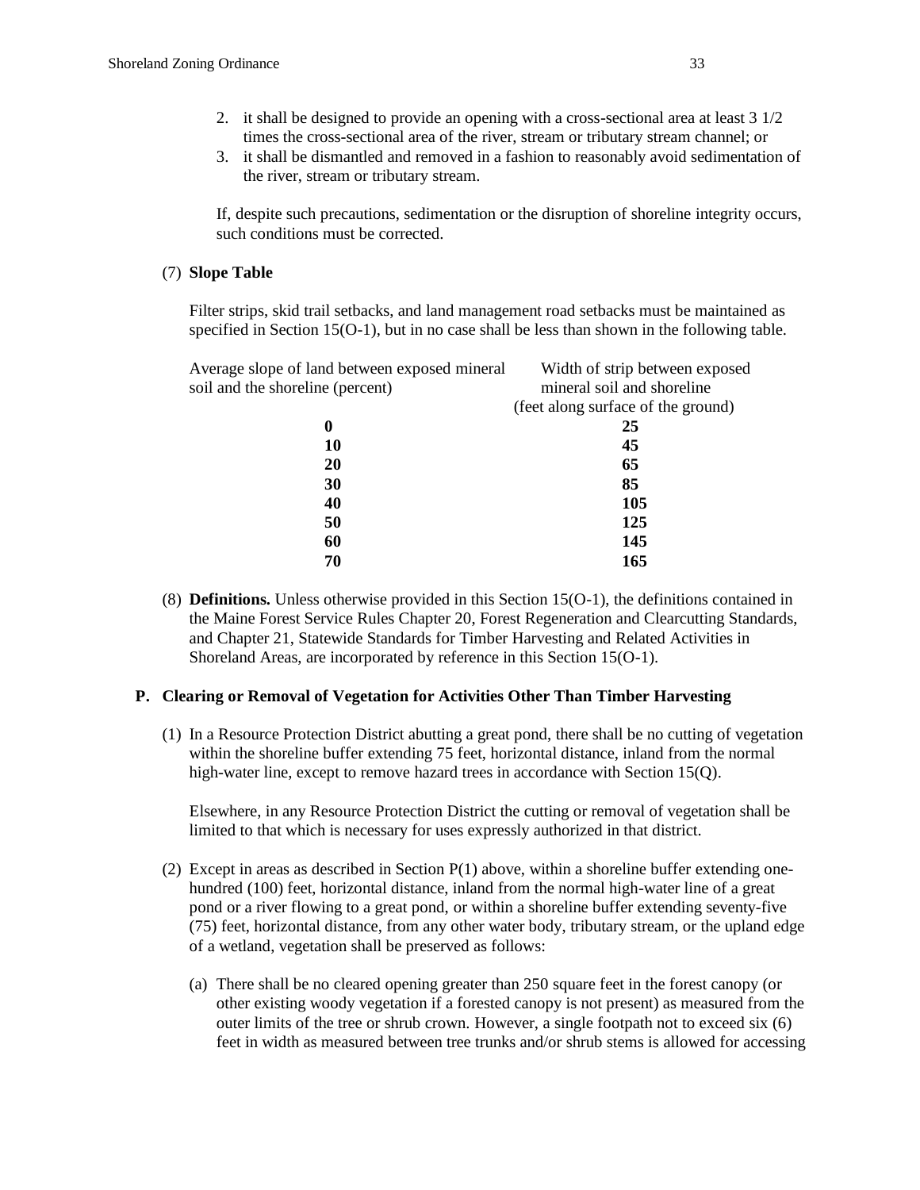2. it shall be designed to provide an opening with a cross-sectional area at least 3 1/2 times the cross-sectional area of the river, stream or tributary stream channel; or
3. it shall be dismantled and removed in a fashion to reasonably avoid sedimentation of the river, stream or tributary stream.

If, despite such precautions, sedimentation or the disruption of shoreline integrity occurs, such conditions must be corrected.

(7) **Slope Table**

Filter strips, skid trail setbacks, and land management road setbacks must be maintained as specified in Section 15(O-1), but in no case shall be less than shown in the following table.

| Average slope of land between exposed mineral soil and the shoreline (percent) | Width of strip between exposed mineral soil and shoreline (feet along surface of the ground) |
|---|---|
| **0** | **25** |
| **10** | **45** |
| **20** | **65** |
| **30** | **85** |
| **40** | **105** |
| **50** | **125** |
| **60** | **145** |
| **70** | **165** |

(8) **Definitions.** Unless otherwise provided in this Section 15(O-1), the definitions contained in the Maine Forest Service Rules Chapter 20, Forest Regeneration and Clearcutting Standards, and Chapter 21, Statewide Standards for Timber Harvesting and Related Activities in Shoreland Areas, are incorporated by reference in this Section 15(O-1).

**P. Clearing or Removal of Vegetation for Activities Other Than Timber Harvesting**

(1) In a Resource Protection District abutting a great pond, there shall be no cutting of vegetation within the shoreline buffer extending 75 feet, horizontal distance, inland from the normal high-water line, except to remove hazard trees in accordance with Section 15(Q).

Elsewhere, in any Resource Protection District the cutting or removal of vegetation shall be limited to that which is necessary for uses expressly authorized in that district.

(2) Except in areas as described in Section P(1) above, within a shoreline buffer extending one-hundred (100) feet, horizontal distance, inland from the normal high-water line of a great pond or a river flowing to a great pond, or within a shoreline buffer extending seventy-five (75) feet, horizontal distance, from any other water body, tributary stream, or the upland edge of a wetland, vegetation shall be preserved as follows:

(a) There shall be no cleared opening greater than 250 square feet in the forest canopy (or other existing woody vegetation if a forested canopy is not present) as measured from the outer limits of the tree or shrub crown. However, a single footpath not to exceed six (6) feet in width as measured between tree trunks and/or shrub stems is allowed for accessing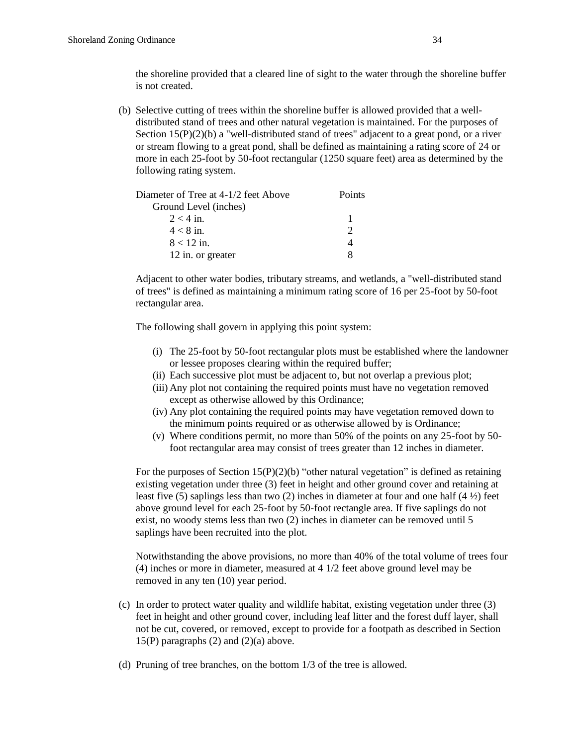the shoreline provided that a cleared line of sight to the water through the shoreline buffer is not created.

(b) Selective cutting of trees within the shoreline buffer is allowed provided that a well-distributed stand of trees and other natural vegetation is maintained. For the purposes of Section 15(P)(2)(b) a "well-distributed stand of trees" adjacent to a great pond, or a river or stream flowing to a great pond, shall be defined as maintaining a rating score of 24 or more in each 25-foot by 50-foot rectangular (1250 square feet) area as determined by the following rating system.

| Diameter of Tree at 4-1/2 feet Above Ground Level (inches) | Points |
|---|---|
| 2 < 4 in. | 1 |
| 4 < 8 in. | 2 |
| 8 < 12 in. | 4 |
| 12 in. or greater | 8 |

Adjacent to other water bodies, tributary streams, and wetlands, a "well-distributed stand of trees" is defined as maintaining a minimum rating score of 16 per 25-foot by 50-foot rectangular area.

The following shall govern in applying this point system:

(i) The 25-foot by 50-foot rectangular plots must be established where the landowner or lessee proposes clearing within the required buffer;
(ii) Each successive plot must be adjacent to, but not overlap a previous plot;
(iii) Any plot not containing the required points must have no vegetation removed except as otherwise allowed by this Ordinance;
(iv) Any plot containing the required points may have vegetation removed down to the minimum points required or as otherwise allowed by is Ordinance;
(v) Where conditions permit, no more than 50% of the points on any 25-foot by 50-foot rectangular area may consist of trees greater than 12 inches in diameter.

For the purposes of Section 15(P)(2)(b) "other natural vegetation" is defined as retaining existing vegetation under three (3) feet in height and other ground cover and retaining at least five (5) saplings less than two (2) inches in diameter at four and one half (4 ½) feet above ground level for each 25-foot by 50-foot rectangle area. If five saplings do not exist, no woody stems less than two (2) inches in diameter can be removed until 5 saplings have been recruited into the plot.

Notwithstanding the above provisions, no more than 40% of the total volume of trees four (4) inches or more in diameter, measured at 4 1/2 feet above ground level may be removed in any ten (10) year period.

(c) In order to protect water quality and wildlife habitat, existing vegetation under three (3) feet in height and other ground cover, including leaf litter and the forest duff layer, shall not be cut, covered, or removed, except to provide for a footpath as described in Section 15(P) paragraphs (2) and (2)(a) above.

(d) Pruning of tree branches, on the bottom 1/3 of the tree is allowed.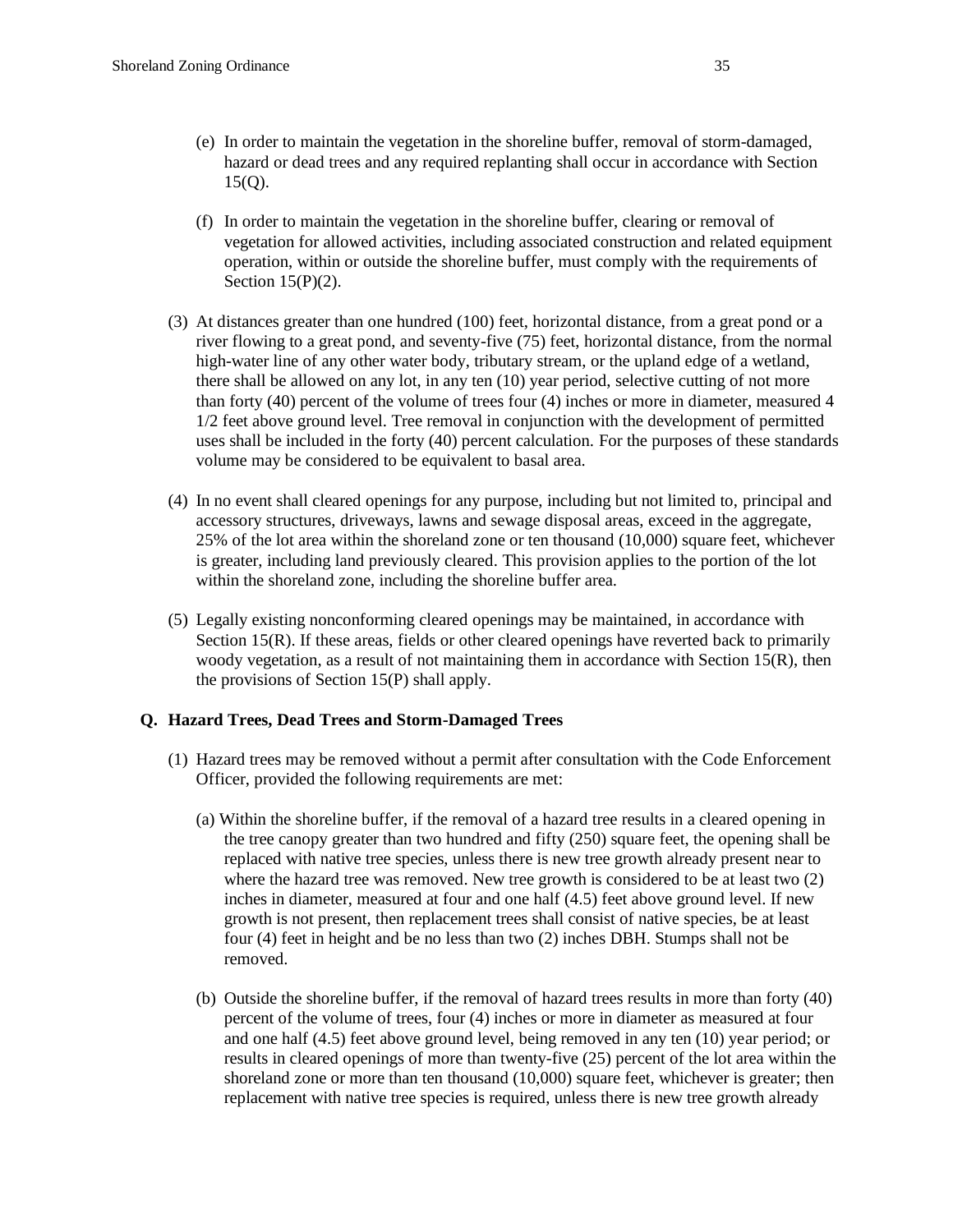(e) In order to maintain the vegetation in the shoreline buffer, removal of storm-damaged, hazard or dead trees and any required replanting shall occur in accordance with Section 15(Q).

(f) In order to maintain the vegetation in the shoreline buffer, clearing or removal of vegetation for allowed activities, including associated construction and related equipment operation, within or outside the shoreline buffer, must comply with the requirements of Section 15(P)(2).

(3) At distances greater than one hundred (100) feet, horizontal distance, from a great pond or a river flowing to a great pond, and seventy-five (75) feet, horizontal distance, from the normal high-water line of any other water body, tributary stream, or the upland edge of a wetland, there shall be allowed on any lot, in any ten (10) year period, selective cutting of not more than forty (40) percent of the volume of trees four (4) inches or more in diameter, measured 4 1/2 feet above ground level. Tree removal in conjunction with the development of permitted uses shall be included in the forty (40) percent calculation. For the purposes of these standards volume may be considered to be equivalent to basal area.

(4) In no event shall cleared openings for any purpose, including but not limited to, principal and accessory structures, driveways, lawns and sewage disposal areas, exceed in the aggregate, 25% of the lot area within the shoreland zone or ten thousand (10,000) square feet, whichever is greater, including land previously cleared. This provision applies to the portion of the lot within the shoreland zone, including the shoreline buffer area.

(5) Legally existing nonconforming cleared openings may be maintained, in accordance with Section 15(R). If these areas, fields or other cleared openings have reverted back to primarily woody vegetation, as a result of not maintaining them in accordance with Section 15(R), then the provisions of Section 15(P) shall apply.

### Q. Hazard Trees, Dead Trees and Storm-Damaged Trees

(1) Hazard trees may be removed without a permit after consultation with the Code Enforcement Officer, provided the following requirements are met:

(a) Within the shoreline buffer, if the removal of a hazard tree results in a cleared opening in the tree canopy greater than two hundred and fifty (250) square feet, the opening shall be replaced with native tree species, unless there is new tree growth already present near to where the hazard tree was removed. New tree growth is considered to be at least two (2) inches in diameter, measured at four and one half (4.5) feet above ground level. If new growth is not present, then replacement trees shall consist of native species, be at least four (4) feet in height and be no less than two (2) inches DBH. Stumps shall not be removed.

(b) Outside the shoreline buffer, if the removal of hazard trees results in more than forty (40) percent of the volume of trees, four (4) inches or more in diameter as measured at four and one half (4.5) feet above ground level, being removed in any ten (10) year period; or results in cleared openings of more than twenty-five (25) percent of the lot area within the shoreland zone or more than ten thousand (10,000) square feet, whichever is greater; then replacement with native tree species is required, unless there is new tree growth already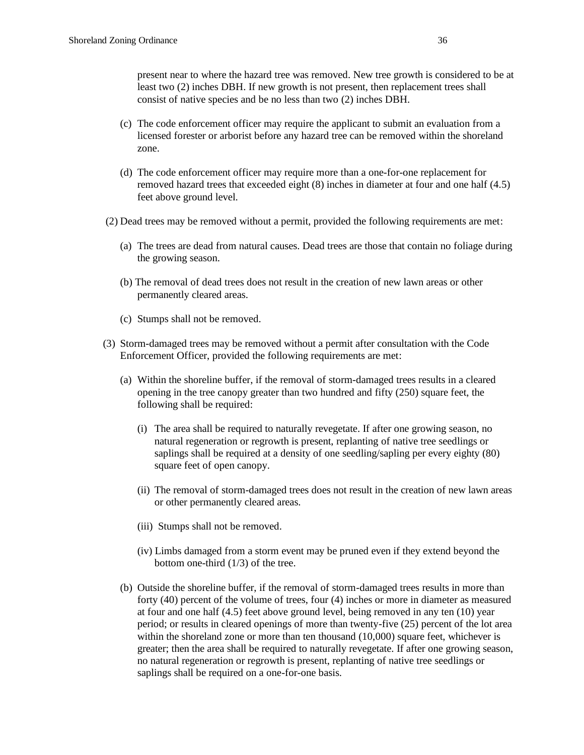present near to where the hazard tree was removed. New tree growth is considered to be at least two (2) inches DBH. If new growth is not present, then replacement trees shall consist of native species and be no less than two (2) inches DBH.

(c) The code enforcement officer may require the applicant to submit an evaluation from a licensed forester or arborist before any hazard tree can be removed within the shoreland zone.

(d) The code enforcement officer may require more than a one-for-one replacement for removed hazard trees that exceeded eight (8) inches in diameter at four and one half (4.5) feet above ground level.

(2) Dead trees may be removed without a permit, provided the following requirements are met:

(a) The trees are dead from natural causes. Dead trees are those that contain no foliage during the growing season.

(b) The removal of dead trees does not result in the creation of new lawn areas or other permanently cleared areas.

(c) Stumps shall not be removed.

(3) Storm-damaged trees may be removed without a permit after consultation with the Code Enforcement Officer, provided the following requirements are met:

(a) Within the shoreline buffer, if the removal of storm-damaged trees results in a cleared opening in the tree canopy greater than two hundred and fifty (250) square feet, the following shall be required:

(i) The area shall be required to naturally revegetate. If after one growing season, no natural regeneration or regrowth is present, replanting of native tree seedlings or saplings shall be required at a density of one seedling/sapling per every eighty (80) square feet of open canopy.

(ii) The removal of storm-damaged trees does not result in the creation of new lawn areas or other permanently cleared areas.

(iii) Stumps shall not be removed.

(iv) Limbs damaged from a storm event may be pruned even if they extend beyond the bottom one-third (1/3) of the tree.

(b) Outside the shoreline buffer, if the removal of storm-damaged trees results in more than forty (40) percent of the volume of trees, four (4) inches or more in diameter as measured at four and one half (4.5) feet above ground level, being removed in any ten (10) year period; or results in cleared openings of more than twenty-five (25) percent of the lot area within the shoreland zone or more than ten thousand (10,000) square feet, whichever is greater; then the area shall be required to naturally revegetate. If after one growing season, no natural regeneration or regrowth is present, replanting of native tree seedlings or saplings shall be required on a one-for-one basis.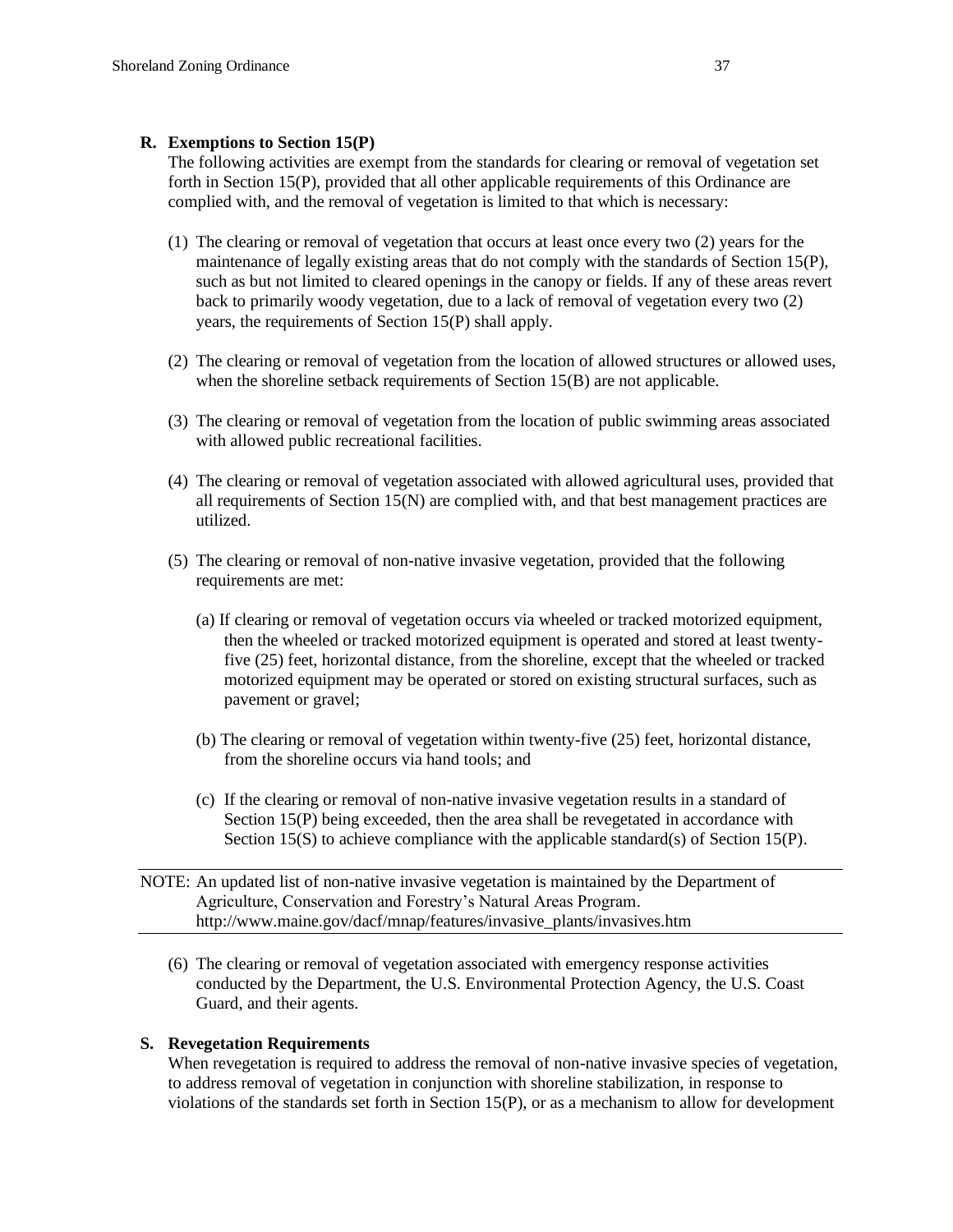**R. Exemptions to Section 15(P)**

The following activities are exempt from the standards for clearing or removal of vegetation set forth in Section 15(P), provided that all other applicable requirements of this Ordinance are complied with, and the removal of vegetation is limited to that which is necessary:

(1) The clearing or removal of vegetation that occurs at least once every two (2) years for the maintenance of legally existing areas that do not comply with the standards of Section 15(P), such as but not limited to cleared openings in the canopy or fields. If any of these areas revert back to primarily woody vegetation, due to a lack of removal of vegetation every two (2) years, the requirements of Section 15(P) shall apply.

(2) The clearing or removal of vegetation from the location of allowed structures or allowed uses, when the shoreline setback requirements of Section 15(B) are not applicable.

(3) The clearing or removal of vegetation from the location of public swimming areas associated with allowed public recreational facilities.

(4) The clearing or removal of vegetation associated with allowed agricultural uses, provided that all requirements of Section 15(N) are complied with, and that best management practices are utilized.

(5) The clearing or removal of non-native invasive vegetation, provided that the following requirements are met:

(a) If clearing or removal of vegetation occurs via wheeled or tracked motorized equipment, then the wheeled or tracked motorized equipment is operated and stored at least twenty-five (25) feet, horizontal distance, from the shoreline, except that the wheeled or tracked motorized equipment may be operated or stored on existing structural surfaces, such as pavement or gravel;

(b) The clearing or removal of vegetation within twenty-five (25) feet, horizontal distance, from the shoreline occurs via hand tools; and

(c) If the clearing or removal of non-native invasive vegetation results in a standard of Section 15(P) being exceeded, then the area shall be revegetated in accordance with Section 15(S) to achieve compliance with the applicable standard(s) of Section 15(P).

---

NOTE: An updated list of non-native invasive vegetation is maintained by the Department of Agriculture, Conservation and Forestry's Natural Areas Program. http://www.maine.gov/dacf/mnap/features/invasive_plants/invasives.htm

---

(6) The clearing or removal of vegetation associated with emergency response activities conducted by the Department, the U.S. Environmental Protection Agency, the U.S. Coast Guard, and their agents.

**S. Revegetation Requirements**

When revegetation is required to address the removal of non-native invasive species of vegetation, to address removal of vegetation in conjunction with shoreline stabilization, in response to violations of the standards set forth in Section 15(P), or as a mechanism to allow for development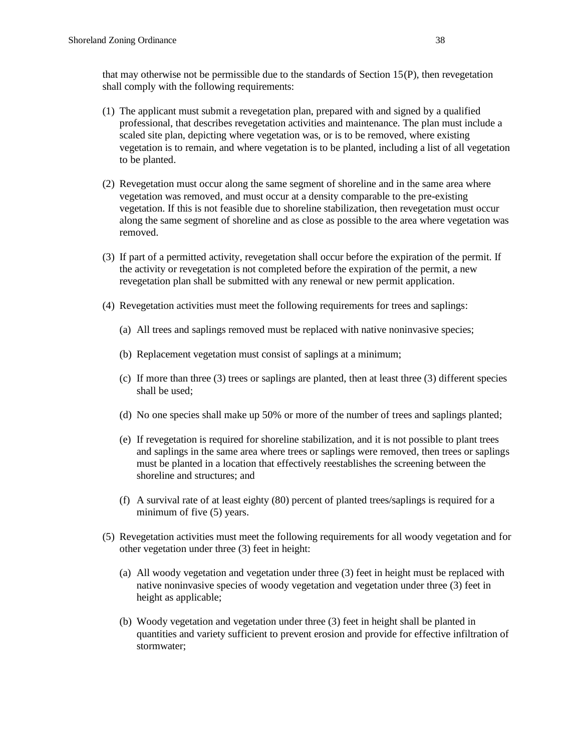that may otherwise not be permissible due to the standards of Section 15(P), then revegetation shall comply with the following requirements:

(1) The applicant must submit a revegetation plan, prepared with and signed by a qualified professional, that describes revegetation activities and maintenance. The plan must include a scaled site plan, depicting where vegetation was, or is to be removed, where existing vegetation is to remain, and where vegetation is to be planted, including a list of all vegetation to be planted.

(2) Revegetation must occur along the same segment of shoreline and in the same area where vegetation was removed, and must occur at a density comparable to the pre-existing vegetation. If this is not feasible due to shoreline stabilization, then revegetation must occur along the same segment of shoreline and as close as possible to the area where vegetation was removed.

(3) If part of a permitted activity, revegetation shall occur before the expiration of the permit. If the activity or revegetation is not completed before the expiration of the permit, a new revegetation plan shall be submitted with any renewal or new permit application.

(4) Revegetation activities must meet the following requirements for trees and saplings:

   (a) All trees and saplings removed must be replaced with native noninvasive species;

   (b) Replacement vegetation must consist of saplings at a minimum;

   (c) If more than three (3) trees or saplings are planted, then at least three (3) different species shall be used;

   (d) No one species shall make up 50% or more of the number of trees and saplings planted;

   (e) If revegetation is required for shoreline stabilization, and it is not possible to plant trees and saplings in the same area where trees or saplings were removed, then trees or saplings must be planted in a location that effectively reestablishes the screening between the shoreline and structures; and

   (f) A survival rate of at least eighty (80) percent of planted trees/saplings is required for a minimum of five (5) years.

(5) Revegetation activities must meet the following requirements for all woody vegetation and for other vegetation under three (3) feet in height:

   (a) All woody vegetation and vegetation under three (3) feet in height must be replaced with native noninvasive species of woody vegetation and vegetation under three (3) feet in height as applicable;

   (b) Woody vegetation and vegetation under three (3) feet in height shall be planted in quantities and variety sufficient to prevent erosion and provide for effective infiltration of stormwater;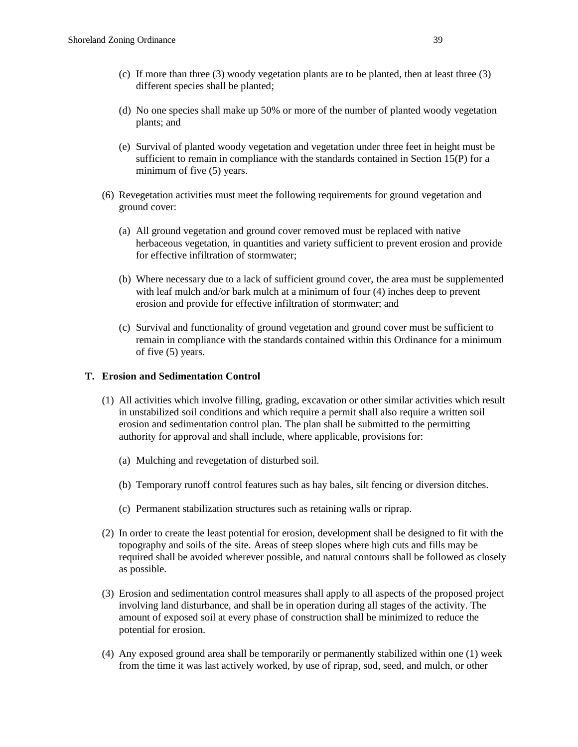(c) If more than three (3) woody vegetation plants are to be planted, then at least three (3) different species shall be planted;

(d) No one species shall make up 50% or more of the number of planted woody vegetation plants; and

(e) Survival of planted woody vegetation and vegetation under three feet in height must be sufficient to remain in compliance with the standards contained in Section 15(P) for a minimum of five (5) years.

(6) Revegetation activities must meet the following requirements for ground vegetation and ground cover:

(a) All ground vegetation and ground cover removed must be replaced with native herbaceous vegetation, in quantities and variety sufficient to prevent erosion and provide for effective infiltration of stormwater;

(b) Where necessary due to a lack of sufficient ground cover, the area must be supplemented with leaf mulch and/or bark mulch at a minimum of four (4) inches deep to prevent erosion and provide for effective infiltration of stormwater; and

(c) Survival and functionality of ground vegetation and ground cover must be sufficient to remain in compliance with the standards contained within this Ordinance for a minimum of five (5) years.

**T. Erosion and Sedimentation Control**

(1) All activities which involve filling, grading, excavation or other similar activities which result in unstabilized soil conditions and which require a permit shall also require a written soil erosion and sedimentation control plan. The plan shall be submitted to the permitting authority for approval and shall include, where applicable, provisions for:

(a) Mulching and revegetation of disturbed soil.

(b) Temporary runoff control features such as hay bales, silt fencing or diversion ditches.

(c) Permanent stabilization structures such as retaining walls or riprap.

(2) In order to create the least potential for erosion, development shall be designed to fit with the topography and soils of the site. Areas of steep slopes where high cuts and fills may be required shall be avoided wherever possible, and natural contours shall be followed as closely as possible.

(3) Erosion and sedimentation control measures shall apply to all aspects of the proposed project involving land disturbance, and shall be in operation during all stages of the activity. The amount of exposed soil at every phase of construction shall be minimized to reduce the potential for erosion.

(4) Any exposed ground area shall be temporarily or permanently stabilized within one (1) week from the time it was last actively worked, by use of riprap, sod, seed, and mulch, or other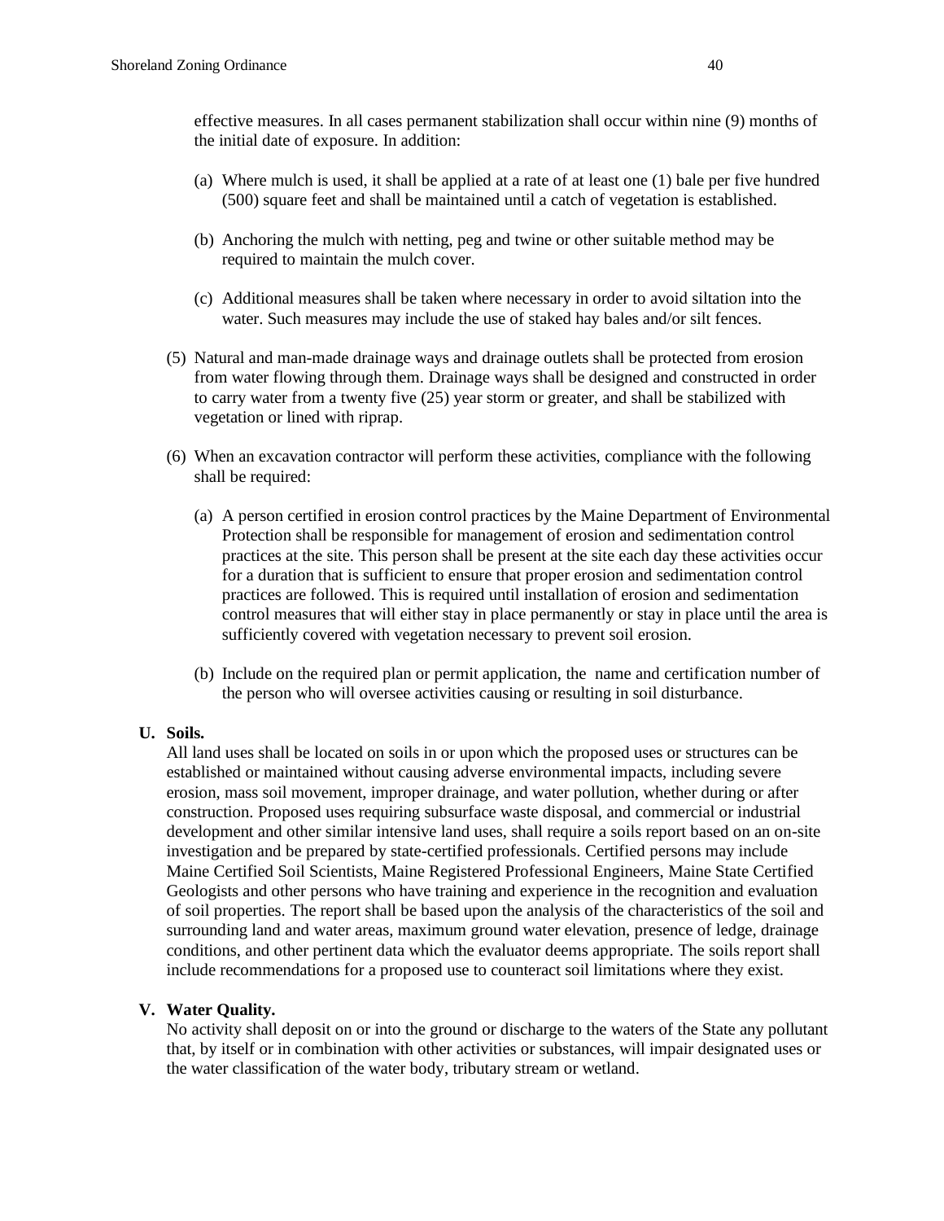effective measures. In all cases permanent stabilization shall occur within nine (9) months of the initial date of exposure. In addition:

(a) Where mulch is used, it shall be applied at a rate of at least one (1) bale per five hundred (500) square feet and shall be maintained until a catch of vegetation is established.

(b) Anchoring the mulch with netting, peg and twine or other suitable method may be required to maintain the mulch cover.

(c) Additional measures shall be taken where necessary in order to avoid siltation into the water. Such measures may include the use of staked hay bales and/or silt fences.

(5) Natural and man-made drainage ways and drainage outlets shall be protected from erosion from water flowing through them. Drainage ways shall be designed and constructed in order to carry water from a twenty five (25) year storm or greater, and shall be stabilized with vegetation or lined with riprap.

(6) When an excavation contractor will perform these activities, compliance with the following shall be required:

(a) A person certified in erosion control practices by the Maine Department of Environmental Protection shall be responsible for management of erosion and sedimentation control practices at the site. This person shall be present at the site each day these activities occur for a duration that is sufficient to ensure that proper erosion and sedimentation control practices are followed. This is required until installation of erosion and sedimentation control measures that will either stay in place permanently or stay in place until the area is sufficiently covered with vegetation necessary to prevent soil erosion.

(b) Include on the required plan or permit application, the name and certification number of the person who will oversee activities causing or resulting in soil disturbance.

**U. Soils.**

All land uses shall be located on soils in or upon which the proposed uses or structures can be established or maintained without causing adverse environmental impacts, including severe erosion, mass soil movement, improper drainage, and water pollution, whether during or after construction. Proposed uses requiring subsurface waste disposal, and commercial or industrial development and other similar intensive land uses, shall require a soils report based on an on-site investigation and be prepared by state-certified professionals. Certified persons may include Maine Certified Soil Scientists, Maine Registered Professional Engineers, Maine State Certified Geologists and other persons who have training and experience in the recognition and evaluation of soil properties. The report shall be based upon the analysis of the characteristics of the soil and surrounding land and water areas, maximum ground water elevation, presence of ledge, drainage conditions, and other pertinent data which the evaluator deems appropriate. The soils report shall include recommendations for a proposed use to counteract soil limitations where they exist.

**V. Water Quality.**

No activity shall deposit on or into the ground or discharge to the waters of the State any pollutant that, by itself or in combination with other activities or substances, will impair designated uses or the water classification of the water body, tributary stream or wetland.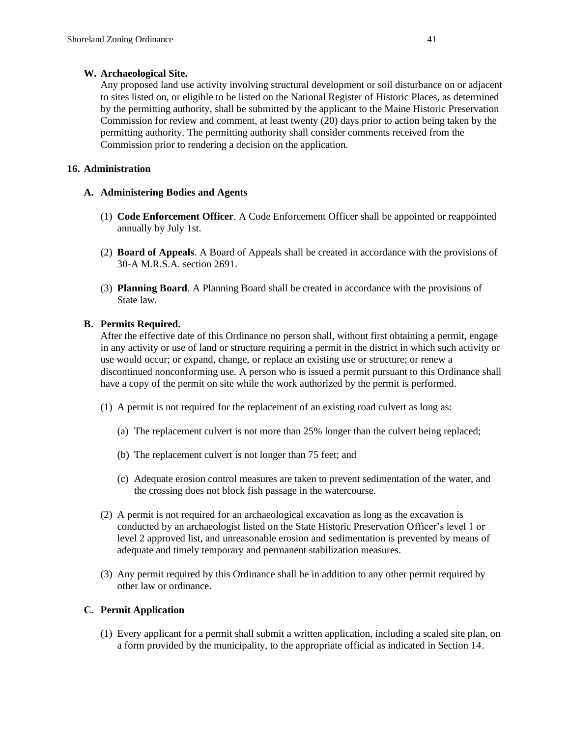**W. Archaeological Site.**

Any proposed land use activity involving structural development or soil disturbance on or adjacent to sites listed on, or eligible to be listed on the National Register of Historic Places, as determined by the permitting authority, shall be submitted by the applicant to the Maine Historic Preservation Commission for review and comment, at least twenty (20) days prior to action being taken by the permitting authority. The permitting authority shall consider comments received from the Commission prior to rendering a decision on the application.

## 16. Administration

### A. Administering Bodies and Agents

(1) **Code Enforcement Officer**. A Code Enforcement Officer shall be appointed or reappointed annually by July 1st.

(2) **Board of Appeals**. A Board of Appeals shall be created in accordance with the provisions of 30-A M.R.S.A. section 2691.

(3) **Planning Board**. A Planning Board shall be created in accordance with the provisions of State law.

### B. Permits Required.

After the effective date of this Ordinance no person shall, without first obtaining a permit, engage in any activity or use of land or structure requiring a permit in the district in which such activity or use would occur; or expand, change, or replace an existing use or structure; or renew a discontinued nonconforming use. A person who is issued a permit pursuant to this Ordinance shall have a copy of the permit on site while the work authorized by the permit is performed.

(1) A permit is not required for the replacement of an existing road culvert as long as:

(a) The replacement culvert is not more than 25% longer than the culvert being replaced;

(b) The replacement culvert is not longer than 75 feet; and

(c) Adequate erosion control measures are taken to prevent sedimentation of the water, and the crossing does not block fish passage in the watercourse.

(2) A permit is not required for an archaeological excavation as long as the excavation is conducted by an archaeologist listed on the State Historic Preservation Officer's level 1 or level 2 approved list, and unreasonable erosion and sedimentation is prevented by means of adequate and timely temporary and permanent stabilization measures.

(3) Any permit required by this Ordinance shall be in addition to any other permit required by other law or ordinance.

### C. Permit Application

(1) Every applicant for a permit shall submit a written application, including a scaled site plan, on a form provided by the municipality, to the appropriate official as indicated in Section 14.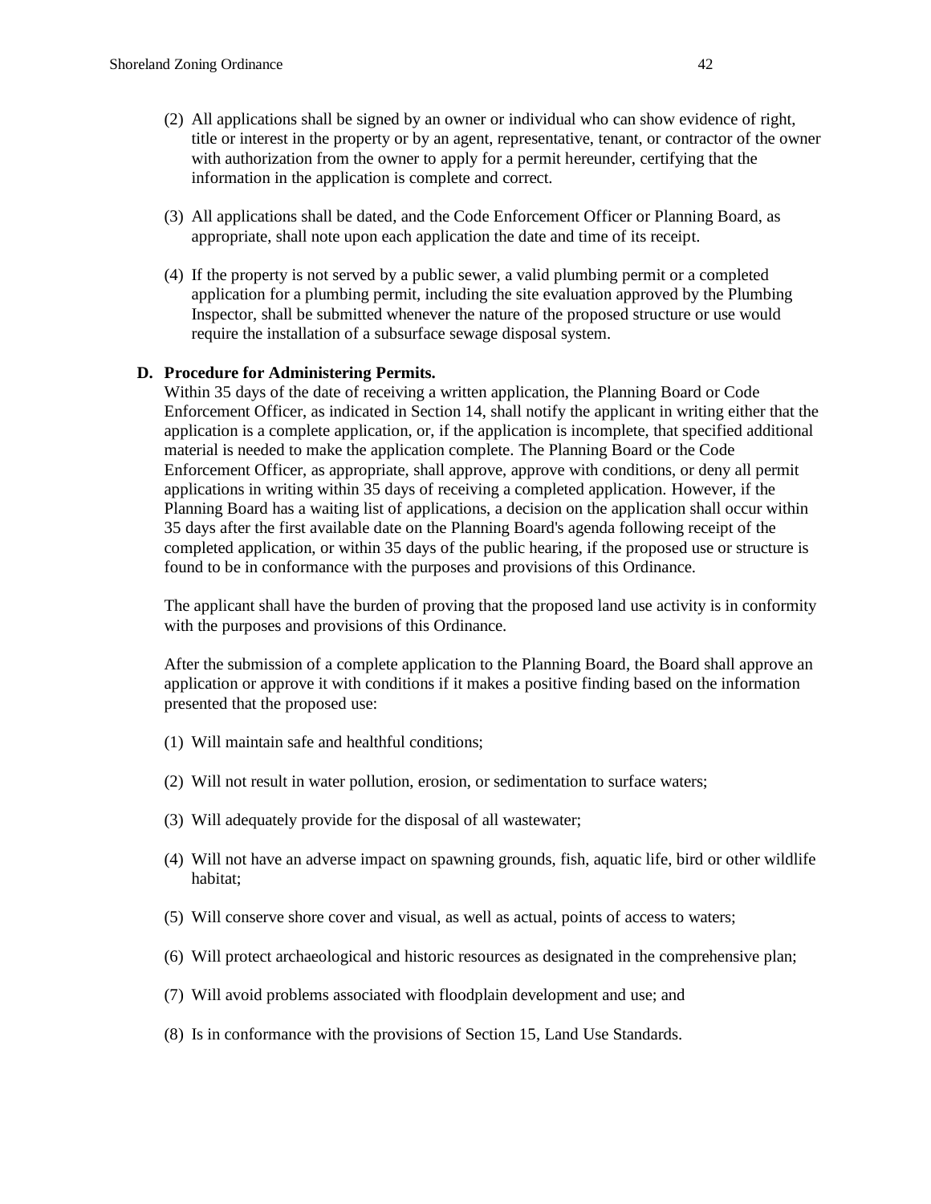(2) All applications shall be signed by an owner or individual who can show evidence of right, title or interest in the property or by an agent, representative, tenant, or contractor of the owner with authorization from the owner to apply for a permit hereunder, certifying that the information in the application is complete and correct.

(3) All applications shall be dated, and the Code Enforcement Officer or Planning Board, as appropriate, shall note upon each application the date and time of its receipt.

(4) If the property is not served by a public sewer, a valid plumbing permit or a completed application for a plumbing permit, including the site evaluation approved by the Plumbing Inspector, shall be submitted whenever the nature of the proposed structure or use would require the installation of a subsurface sewage disposal system.

**D. Procedure for Administering Permits.**

Within 35 days of the date of receiving a written application, the Planning Board or Code Enforcement Officer, as indicated in Section 14, shall notify the applicant in writing either that the application is a complete application, or, if the application is incomplete, that specified additional material is needed to make the application complete. The Planning Board or the Code Enforcement Officer, as appropriate, shall approve, approve with conditions, or deny all permit applications in writing within 35 days of receiving a completed application. However, if the Planning Board has a waiting list of applications, a decision on the application shall occur within 35 days after the first available date on the Planning Board's agenda following receipt of the completed application, or within 35 days of the public hearing, if the proposed use or structure is found to be in conformance with the purposes and provisions of this Ordinance.

The applicant shall have the burden of proving that the proposed land use activity is in conformity with the purposes and provisions of this Ordinance.

After the submission of a complete application to the Planning Board, the Board shall approve an application or approve it with conditions if it makes a positive finding based on the information presented that the proposed use:

(1) Will maintain safe and healthful conditions;

(2) Will not result in water pollution, erosion, or sedimentation to surface waters;

(3) Will adequately provide for the disposal of all wastewater;

(4) Will not have an adverse impact on spawning grounds, fish, aquatic life, bird or other wildlife habitat;

(5) Will conserve shore cover and visual, as well as actual, points of access to waters;

(6) Will protect archaeological and historic resources as designated in the comprehensive plan;

(7) Will avoid problems associated with floodplain development and use; and

(8) Is in conformance with the provisions of Section 15, Land Use Standards.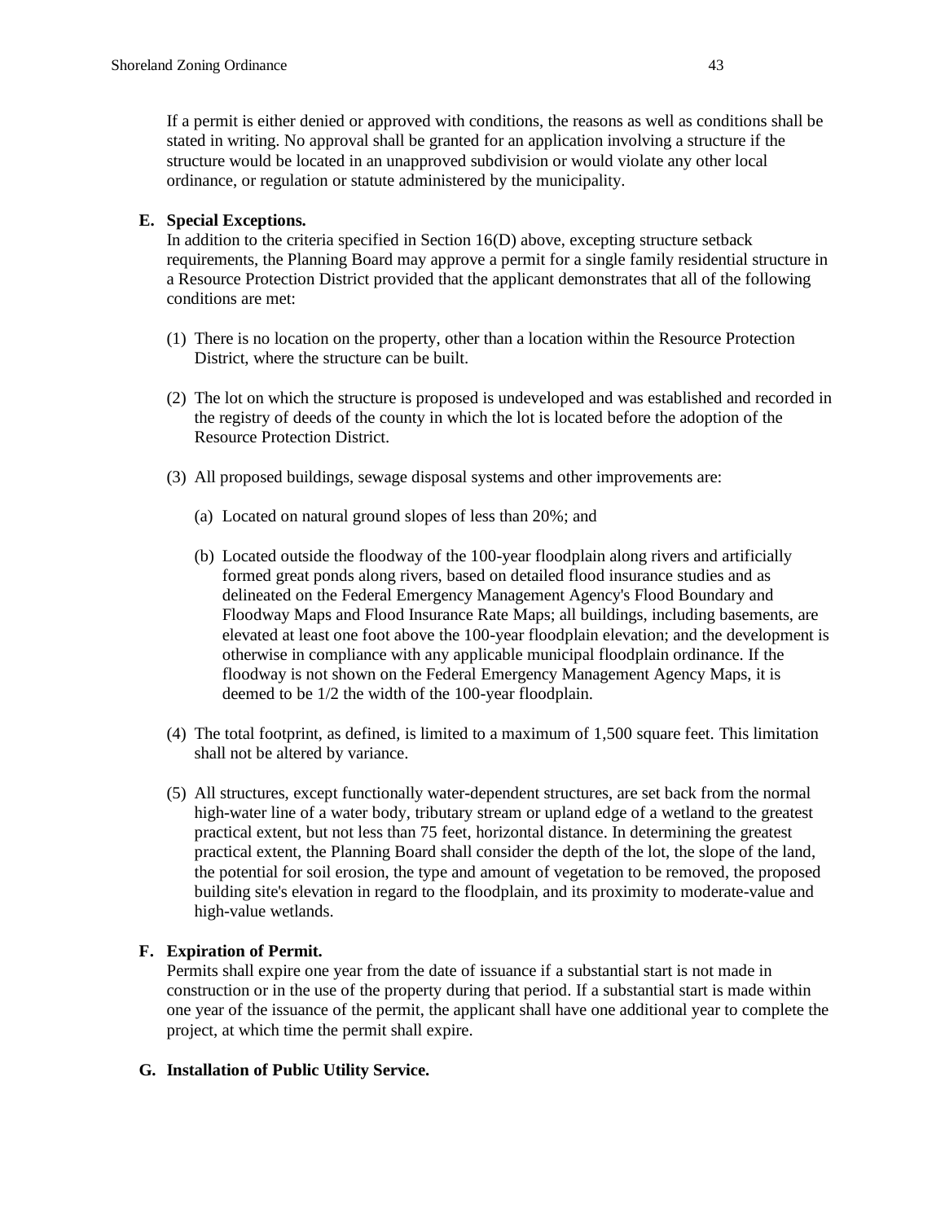If a permit is either denied or approved with conditions, the reasons as well as conditions shall be stated in writing. No approval shall be granted for an application involving a structure if the structure would be located in an unapproved subdivision or would violate any other local ordinance, or regulation or statute administered by the municipality.

**E. Special Exceptions.**

In addition to the criteria specified in Section 16(D) above, excepting structure setback requirements, the Planning Board may approve a permit for a single family residential structure in a Resource Protection District provided that the applicant demonstrates that all of the following conditions are met:

(1) There is no location on the property, other than a location within the Resource Protection District, where the structure can be built.

(2) The lot on which the structure is proposed is undeveloped and was established and recorded in the registry of deeds of the county in which the lot is located before the adoption of the Resource Protection District.

(3) All proposed buildings, sewage disposal systems and other improvements are:

(a) Located on natural ground slopes of less than 20%; and

(b) Located outside the floodway of the 100-year floodplain along rivers and artificially formed great ponds along rivers, based on detailed flood insurance studies and as delineated on the Federal Emergency Management Agency's Flood Boundary and Floodway Maps and Flood Insurance Rate Maps; all buildings, including basements, are elevated at least one foot above the 100-year floodplain elevation; and the development is otherwise in compliance with any applicable municipal floodplain ordinance. If the floodway is not shown on the Federal Emergency Management Agency Maps, it is deemed to be 1/2 the width of the 100-year floodplain.

(4) The total footprint, as defined, is limited to a maximum of 1,500 square feet. This limitation shall not be altered by variance.

(5) All structures, except functionally water-dependent structures, are set back from the normal high-water line of a water body, tributary stream or upland edge of a wetland to the greatest practical extent, but not less than 75 feet, horizontal distance. In determining the greatest practical extent, the Planning Board shall consider the depth of the lot, the slope of the land, the potential for soil erosion, the type and amount of vegetation to be removed, the proposed building site's elevation in regard to the floodplain, and its proximity to moderate-value and high-value wetlands.

**F. Expiration of Permit.**

Permits shall expire one year from the date of issuance if a substantial start is not made in construction or in the use of the property during that period. If a substantial start is made within one year of the issuance of the permit, the applicant shall have one additional year to complete the project, at which time the permit shall expire.

**G. Installation of Public Utility Service.**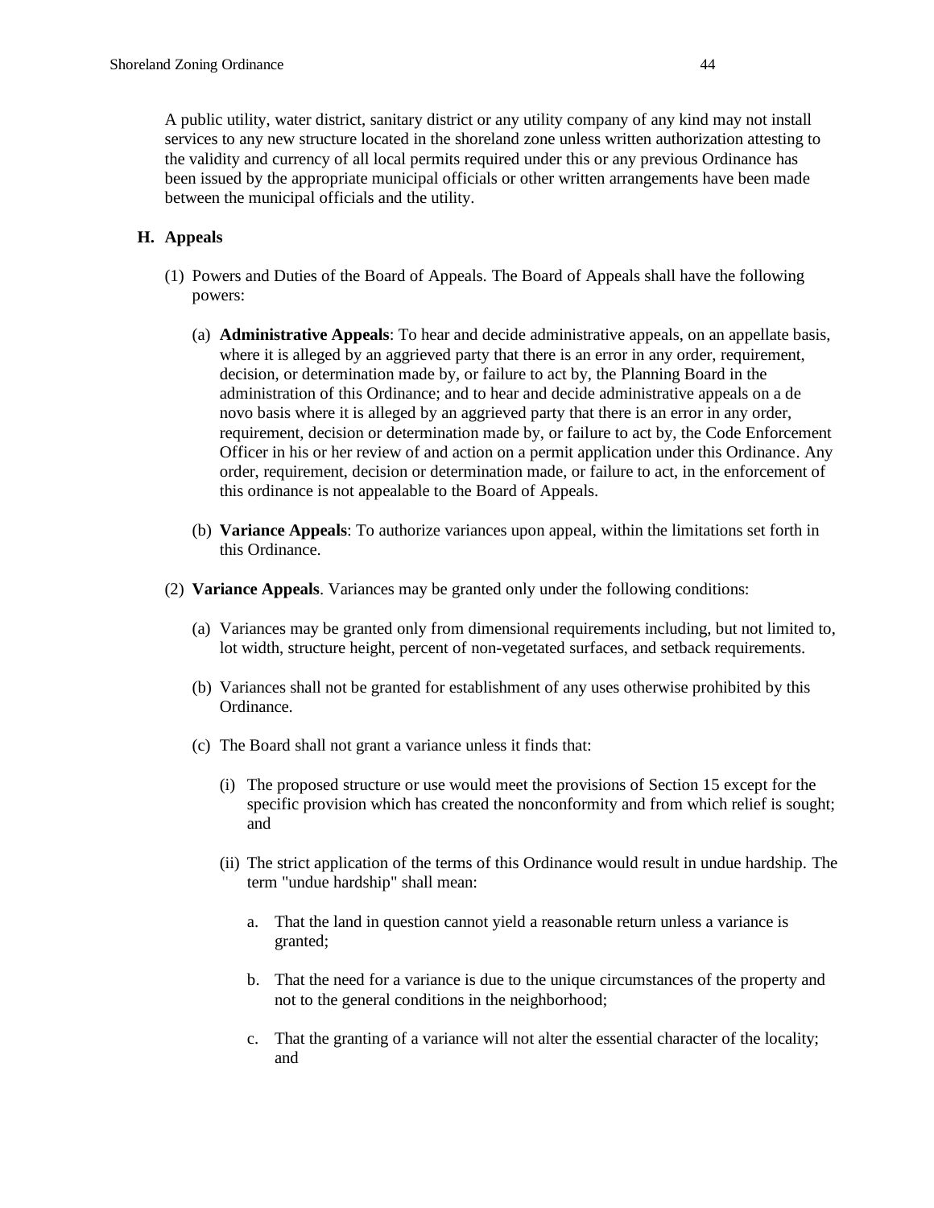A public utility, water district, sanitary district or any utility company of any kind may not install services to any new structure located in the shoreland zone unless written authorization attesting to the validity and currency of all local permits required under this or any previous Ordinance has been issued by the appropriate municipal officials or other written arrangements have been made between the municipal officials and the utility.

### H. Appeals

(1) Powers and Duties of the Board of Appeals. The Board of Appeals shall have the following powers:

(a) **Administrative Appeals**: To hear and decide administrative appeals, on an appellate basis, where it is alleged by an aggrieved party that there is an error in any order, requirement, decision, or determination made by, or failure to act by, the Planning Board in the administration of this Ordinance; and to hear and decide administrative appeals on a de novo basis where it is alleged by an aggrieved party that there is an error in any order, requirement, decision or determination made by, or failure to act by, the Code Enforcement Officer in his or her review of and action on a permit application under this Ordinance. Any order, requirement, decision or determination made, or failure to act, in the enforcement of this ordinance is not appealable to the Board of Appeals.

(b) **Variance Appeals**: To authorize variances upon appeal, within the limitations set forth in this Ordinance.

(2) **Variance Appeals**. Variances may be granted only under the following conditions:

(a) Variances may be granted only from dimensional requirements including, but not limited to, lot width, structure height, percent of non-vegetated surfaces, and setback requirements.

(b) Variances shall not be granted for establishment of any uses otherwise prohibited by this Ordinance.

(c) The Board shall not grant a variance unless it finds that:

(i) The proposed structure or use would meet the provisions of Section 15 except for the specific provision which has created the nonconformity and from which relief is sought; and

(ii) The strict application of the terms of this Ordinance would result in undue hardship. The term "undue hardship" shall mean:

a. That the land in question cannot yield a reasonable return unless a variance is granted;

b. That the need for a variance is due to the unique circumstances of the property and not to the general conditions in the neighborhood;

c. That the granting of a variance will not alter the essential character of the locality; and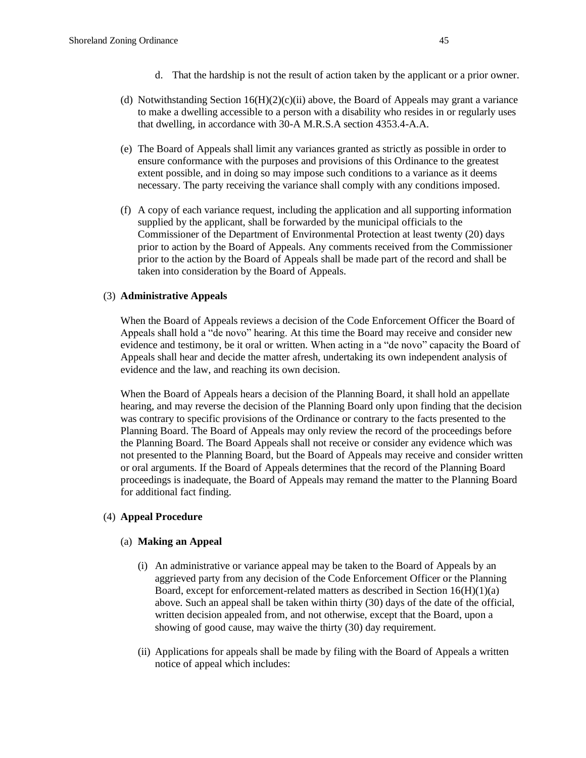d. That the hardship is not the result of action taken by the applicant or a prior owner.

(d) Notwithstanding Section 16(H)(2)(c)(ii) above, the Board of Appeals may grant a variance to make a dwelling accessible to a person with a disability who resides in or regularly uses that dwelling, in accordance with 30-A M.R.S.A section 4353.4-A.A.

(e) The Board of Appeals shall limit any variances granted as strictly as possible in order to ensure conformance with the purposes and provisions of this Ordinance to the greatest extent possible, and in doing so may impose such conditions to a variance as it deems necessary. The party receiving the variance shall comply with any conditions imposed.

(f) A copy of each variance request, including the application and all supporting information supplied by the applicant, shall be forwarded by the municipal officials to the Commissioner of the Department of Environmental Protection at least twenty (20) days prior to action by the Board of Appeals. Any comments received from the Commissioner prior to the action by the Board of Appeals shall be made part of the record and shall be taken into consideration by the Board of Appeals.

(3) **Administrative Appeals**

When the Board of Appeals reviews a decision of the Code Enforcement Officer the Board of Appeals shall hold a "de novo" hearing. At this time the Board may receive and consider new evidence and testimony, be it oral or written. When acting in a "de novo" capacity the Board of Appeals shall hear and decide the matter afresh, undertaking its own independent analysis of evidence and the law, and reaching its own decision.

When the Board of Appeals hears a decision of the Planning Board, it shall hold an appellate hearing, and may reverse the decision of the Planning Board only upon finding that the decision was contrary to specific provisions of the Ordinance or contrary to the facts presented to the Planning Board. The Board of Appeals may only review the record of the proceedings before the Planning Board. The Board Appeals shall not receive or consider any evidence which was not presented to the Planning Board, but the Board of Appeals may receive and consider written or oral arguments. If the Board of Appeals determines that the record of the Planning Board proceedings is inadequate, the Board of Appeals may remand the matter to the Planning Board for additional fact finding.

(4) **Appeal Procedure**

(a) **Making an Appeal**

(i) An administrative or variance appeal may be taken to the Board of Appeals by an aggrieved party from any decision of the Code Enforcement Officer or the Planning Board, except for enforcement-related matters as described in Section 16(H)(1)(a) above. Such an appeal shall be taken within thirty (30) days of the date of the official, written decision appealed from, and not otherwise, except that the Board, upon a showing of good cause, may waive the thirty (30) day requirement.

(ii) Applications for appeals shall be made by filing with the Board of Appeals a written notice of appeal which includes: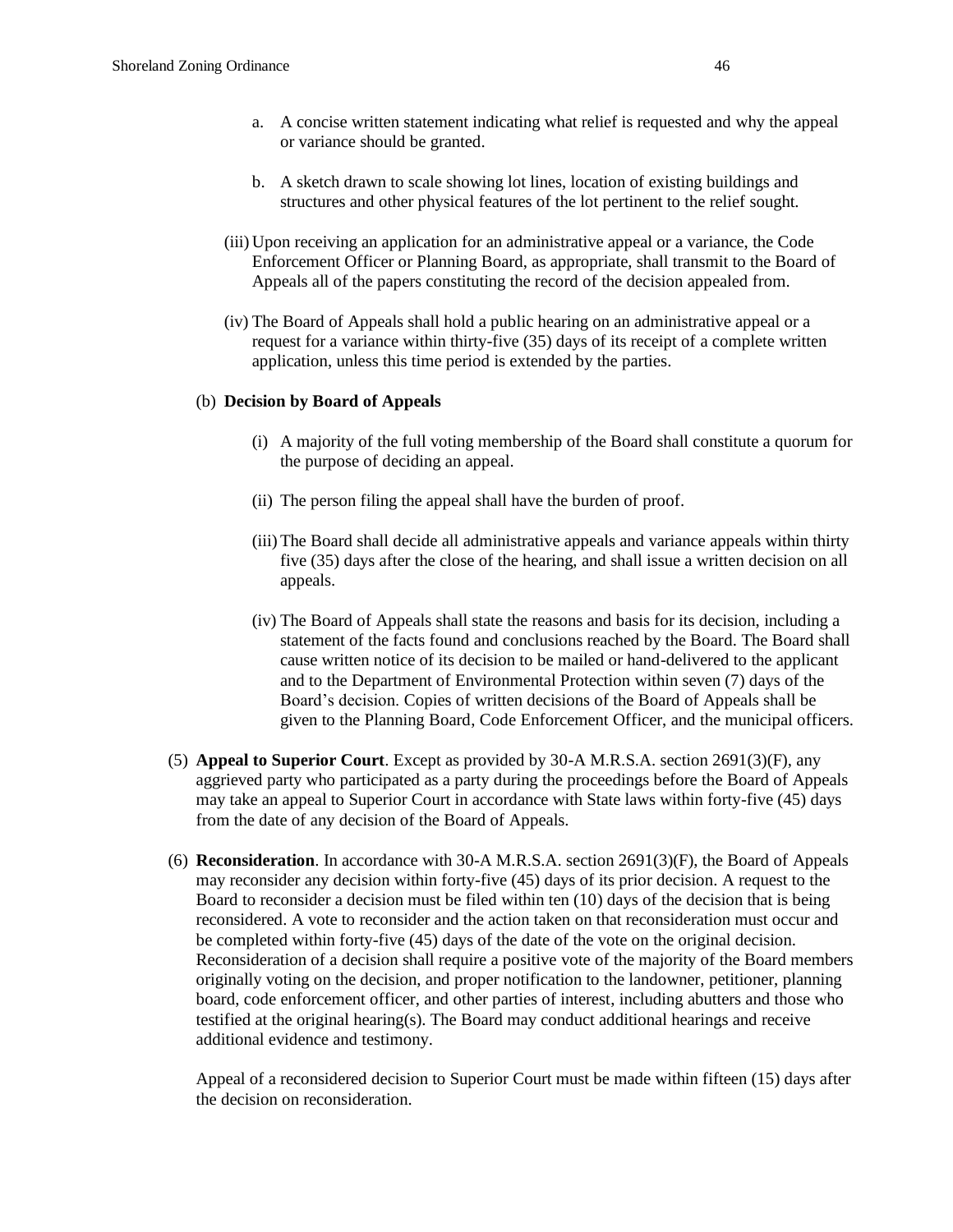a. A concise written statement indicating what relief is requested and why the appeal or variance should be granted.

b. A sketch drawn to scale showing lot lines, location of existing buildings and structures and other physical features of the lot pertinent to the relief sought.

(iii) Upon receiving an application for an administrative appeal or a variance, the Code Enforcement Officer or Planning Board, as appropriate, shall transmit to the Board of Appeals all of the papers constituting the record of the decision appealed from.

(iv) The Board of Appeals shall hold a public hearing on an administrative appeal or a request for a variance within thirty-five (35) days of its receipt of a complete written application, unless this time period is extended by the parties.

(b) **Decision by Board of Appeals**

(i) A majority of the full voting membership of the Board shall constitute a quorum for the purpose of deciding an appeal.

(ii) The person filing the appeal shall have the burden of proof.

(iii) The Board shall decide all administrative appeals and variance appeals within thirty five (35) days after the close of the hearing, and shall issue a written decision on all appeals.

(iv) The Board of Appeals shall state the reasons and basis for its decision, including a statement of the facts found and conclusions reached by the Board. The Board shall cause written notice of its decision to be mailed or hand-delivered to the applicant and to the Department of Environmental Protection within seven (7) days of the Board's decision. Copies of written decisions of the Board of Appeals shall be given to the Planning Board, Code Enforcement Officer, and the municipal officers.

(5) **Appeal to Superior Court**. Except as provided by 30-A M.R.S.A. section 2691(3)(F), any aggrieved party who participated as a party during the proceedings before the Board of Appeals may take an appeal to Superior Court in accordance with State laws within forty-five (45) days from the date of any decision of the Board of Appeals.

(6) **Reconsideration**. In accordance with 30-A M.R.S.A. section 2691(3)(F), the Board of Appeals may reconsider any decision within forty-five (45) days of its prior decision. A request to the Board to reconsider a decision must be filed within ten (10) days of the decision that is being reconsidered. A vote to reconsider and the action taken on that reconsideration must occur and be completed within forty-five (45) days of the date of the vote on the original decision. Reconsideration of a decision shall require a positive vote of the majority of the Board members originally voting on the decision, and proper notification to the landowner, petitioner, planning board, code enforcement officer, and other parties of interest, including abutters and those who testified at the original hearing(s). The Board may conduct additional hearings and receive additional evidence and testimony.

Appeal of a reconsidered decision to Superior Court must be made within fifteen (15) days after the decision on reconsideration.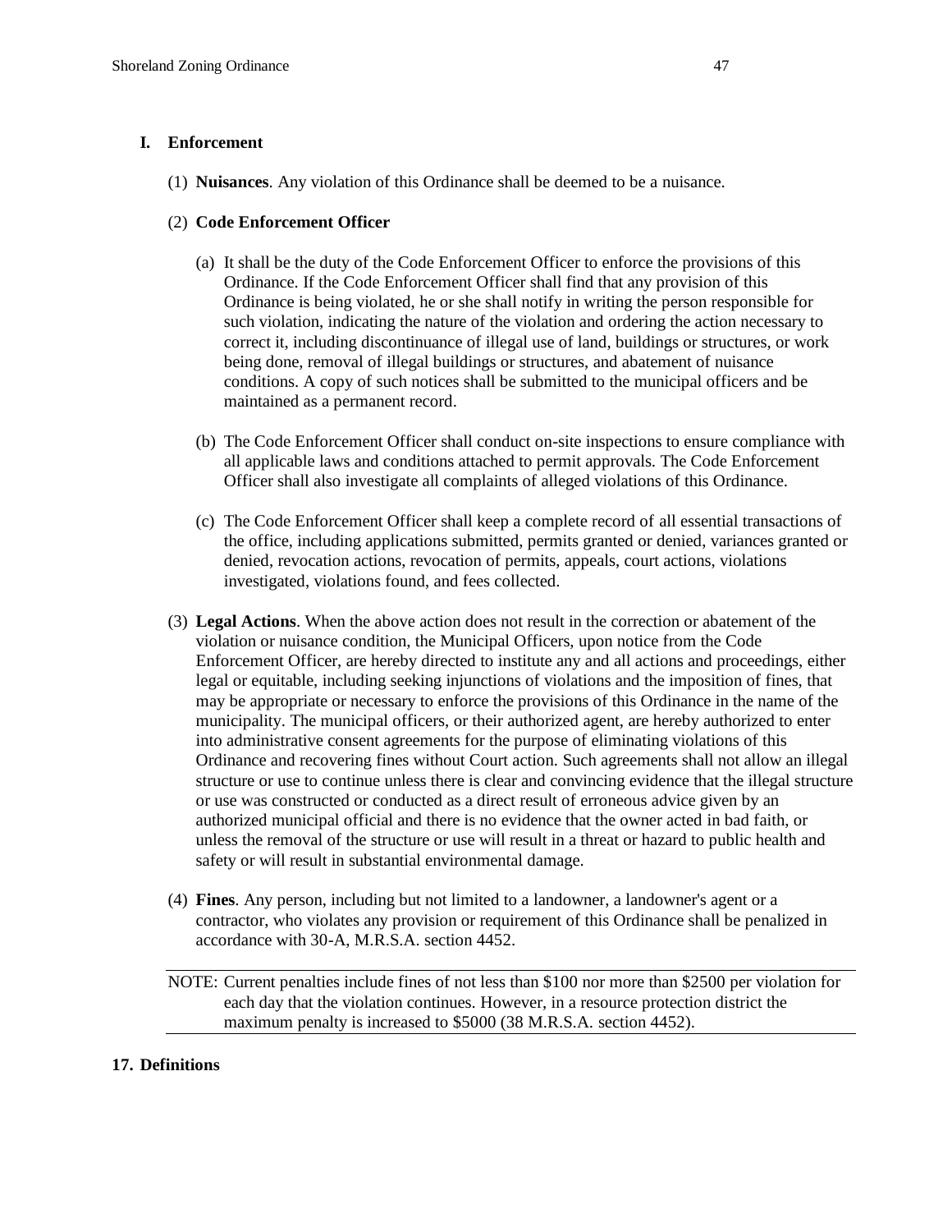## I. Enforcement

(1) **Nuisances**. Any violation of this Ordinance shall be deemed to be a nuisance.

(2) **Code Enforcement Officer**

(a) It shall be the duty of the Code Enforcement Officer to enforce the provisions of this Ordinance. If the Code Enforcement Officer shall find that any provision of this Ordinance is being violated, he or she shall notify in writing the person responsible for such violation, indicating the nature of the violation and ordering the action necessary to correct it, including discontinuance of illegal use of land, buildings or structures, or work being done, removal of illegal buildings or structures, and abatement of nuisance conditions. A copy of such notices shall be submitted to the municipal officers and be maintained as a permanent record.

(b) The Code Enforcement Officer shall conduct on-site inspections to ensure compliance with all applicable laws and conditions attached to permit approvals. The Code Enforcement Officer shall also investigate all complaints of alleged violations of this Ordinance.

(c) The Code Enforcement Officer shall keep a complete record of all essential transactions of the office, including applications submitted, permits granted or denied, variances granted or denied, revocation actions, revocation of permits, appeals, court actions, violations investigated, violations found, and fees collected.

(3) **Legal Actions**. When the above action does not result in the correction or abatement of the violation or nuisance condition, the Municipal Officers, upon notice from the Code Enforcement Officer, are hereby directed to institute any and all actions and proceedings, either legal or equitable, including seeking injunctions of violations and the imposition of fines, that may be appropriate or necessary to enforce the provisions of this Ordinance in the name of the municipality. The municipal officers, or their authorized agent, are hereby authorized to enter into administrative consent agreements for the purpose of eliminating violations of this Ordinance and recovering fines without Court action. Such agreements shall not allow an illegal structure or use to continue unless there is clear and convincing evidence that the illegal structure or use was constructed or conducted as a direct result of erroneous advice given by an authorized municipal official and there is no evidence that the owner acted in bad faith, or unless the removal of the structure or use will result in a threat or hazard to public health and safety or will result in substantial environmental damage.

(4) **Fines**. Any person, including but not limited to a landowner, a landowner's agent or a contractor, who violates any provision or requirement of this Ordinance shall be penalized in accordance with 30-A, M.R.S.A. section 4452.

NOTE: Current penalties include fines of not less than $100 nor more than $2500 per violation for each day that the violation continues. However, in a resource protection district the maximum penalty is increased to $5000 (38 M.R.S.A. section 4452).

# 17. Definitions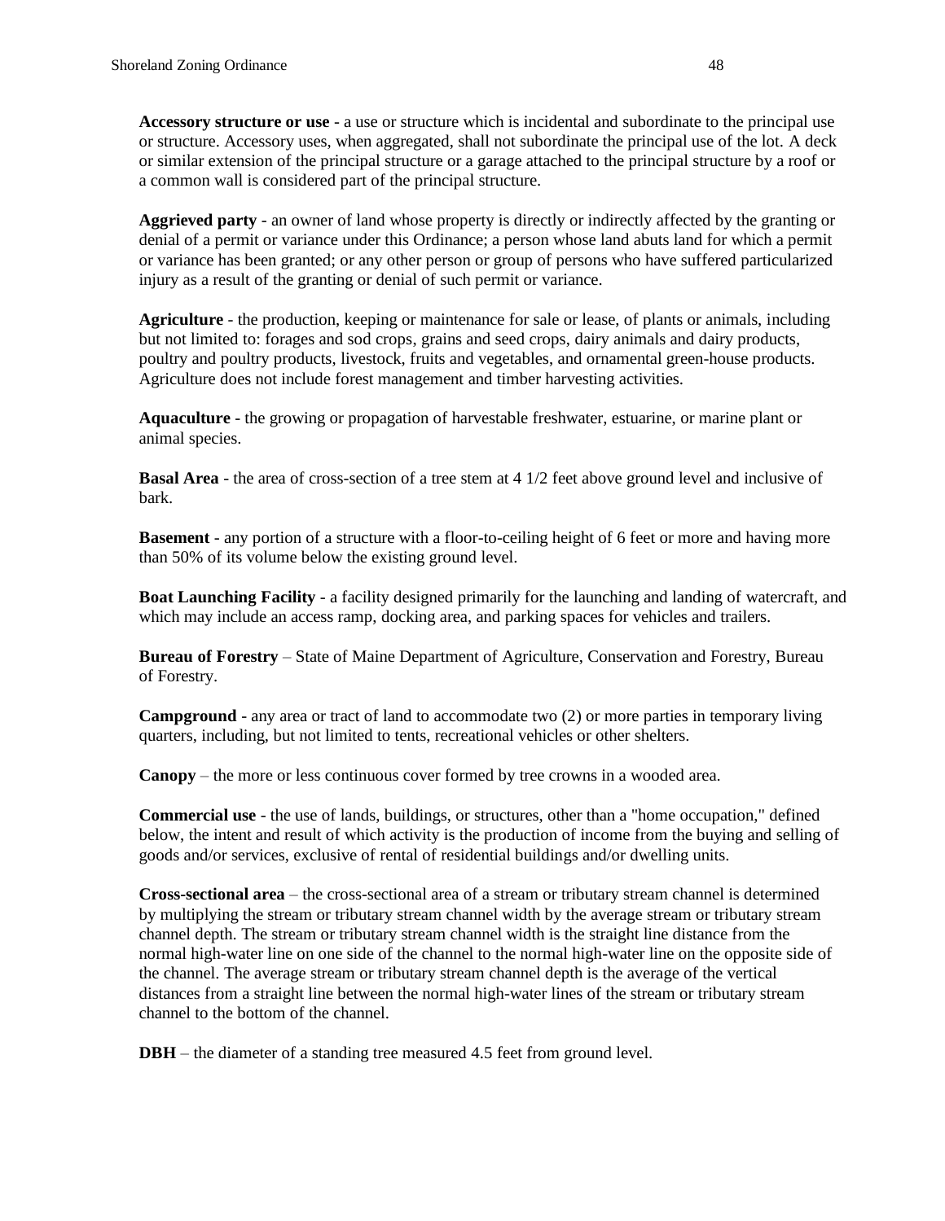**Accessory structure or use** - a use or structure which is incidental and subordinate to the principal use or structure. Accessory uses, when aggregated, shall not subordinate the principal use of the lot. A deck or similar extension of the principal structure or a garage attached to the principal structure by a roof or a common wall is considered part of the principal structure.

**Aggrieved party** - an owner of land whose property is directly or indirectly affected by the granting or denial of a permit or variance under this Ordinance; a person whose land abuts land for which a permit or variance has been granted; or any other person or group of persons who have suffered particularized injury as a result of the granting or denial of such permit or variance.

**Agriculture** - the production, keeping or maintenance for sale or lease, of plants or animals, including but not limited to: forages and sod crops, grains and seed crops, dairy animals and dairy products, poultry and poultry products, livestock, fruits and vegetables, and ornamental green-house products. Agriculture does not include forest management and timber harvesting activities.

**Aquaculture** - the growing or propagation of harvestable freshwater, estuarine, or marine plant or animal species.

**Basal Area** - the area of cross-section of a tree stem at 4 1/2 feet above ground level and inclusive of bark.

**Basement** - any portion of a structure with a floor-to-ceiling height of 6 feet or more and having more than 50% of its volume below the existing ground level.

**Boat Launching Facility** - a facility designed primarily for the launching and landing of watercraft, and which may include an access ramp, docking area, and parking spaces for vehicles and trailers.

**Bureau of Forestry** – State of Maine Department of Agriculture, Conservation and Forestry, Bureau of Forestry.

**Campground** - any area or tract of land to accommodate two (2) or more parties in temporary living quarters, including, but not limited to tents, recreational vehicles or other shelters.

**Canopy** – the more or less continuous cover formed by tree crowns in a wooded area.

**Commercial use** - the use of lands, buildings, or structures, other than a "home occupation," defined below, the intent and result of which activity is the production of income from the buying and selling of goods and/or services, exclusive of rental of residential buildings and/or dwelling units.

**Cross-sectional area** – the cross-sectional area of a stream or tributary stream channel is determined by multiplying the stream or tributary stream channel width by the average stream or tributary stream channel depth. The stream or tributary stream channel width is the straight line distance from the normal high-water line on one side of the channel to the normal high-water line on the opposite side of the channel. The average stream or tributary stream channel depth is the average of the vertical distances from a straight line between the normal high-water lines of the stream or tributary stream channel to the bottom of the channel.

**DBH** – the diameter of a standing tree measured 4.5 feet from ground level.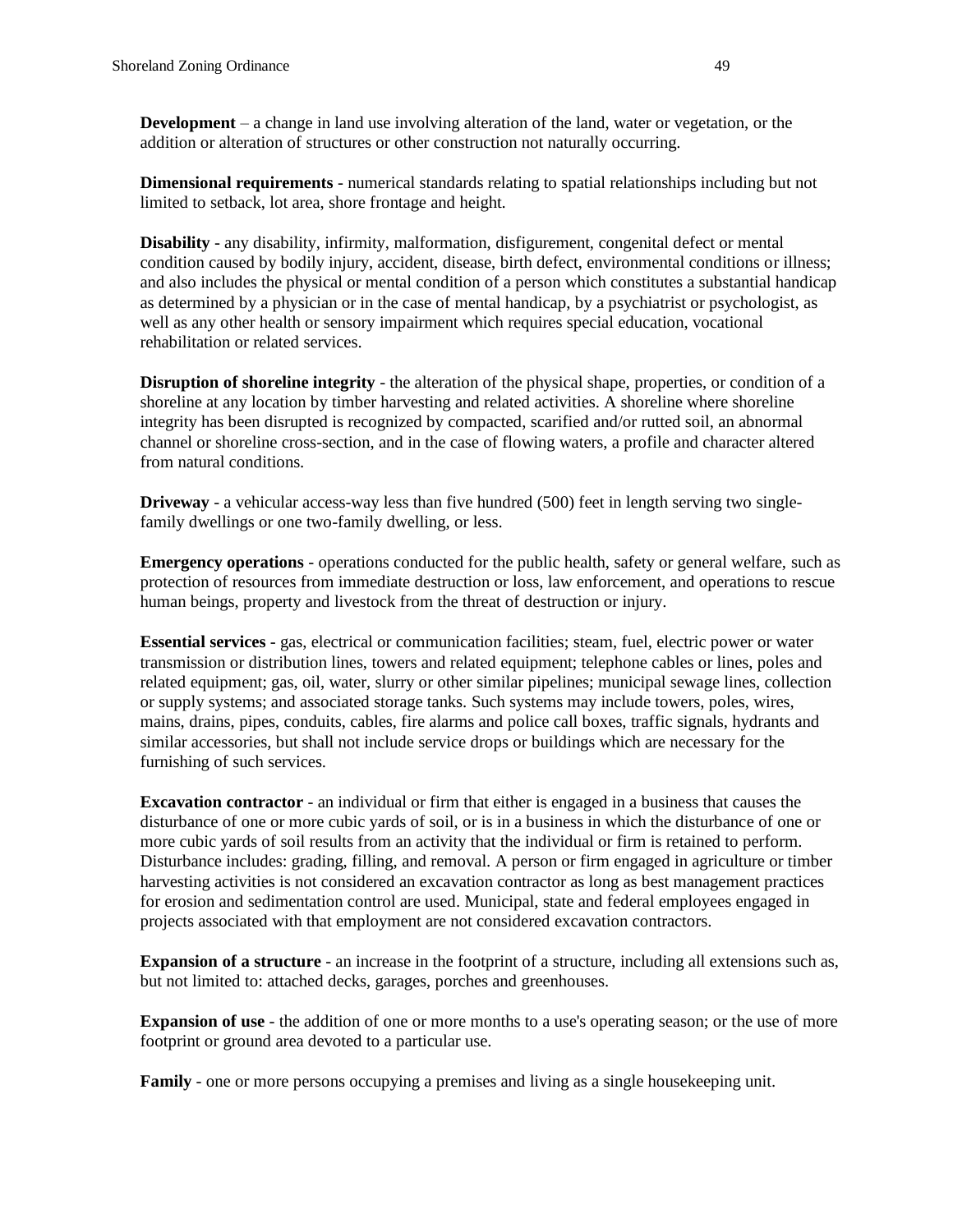**Development** – a change in land use involving alteration of the land, water or vegetation, or the addition or alteration of structures or other construction not naturally occurring.

**Dimensional requirements** - numerical standards relating to spatial relationships including but not limited to setback, lot area, shore frontage and height.

**Disability** - any disability, infirmity, malformation, disfigurement, congenital defect or mental condition caused by bodily injury, accident, disease, birth defect, environmental conditions or illness; and also includes the physical or mental condition of a person which constitutes a substantial handicap as determined by a physician or in the case of mental handicap, by a psychiatrist or psychologist, as well as any other health or sensory impairment which requires special education, vocational rehabilitation or related services.

**Disruption of shoreline integrity** - the alteration of the physical shape, properties, or condition of a shoreline at any location by timber harvesting and related activities. A shoreline where shoreline integrity has been disrupted is recognized by compacted, scarified and/or rutted soil, an abnormal channel or shoreline cross-section, and in the case of flowing waters, a profile and character altered from natural conditions.

**Driveway** - a vehicular access-way less than five hundred (500) feet in length serving two single-family dwellings or one two-family dwelling, or less.

**Emergency operations** - operations conducted for the public health, safety or general welfare, such as protection of resources from immediate destruction or loss, law enforcement, and operations to rescue human beings, property and livestock from the threat of destruction or injury.

**Essential services** - gas, electrical or communication facilities; steam, fuel, electric power or water transmission or distribution lines, towers and related equipment; telephone cables or lines, poles and related equipment; gas, oil, water, slurry or other similar pipelines; municipal sewage lines, collection or supply systems; and associated storage tanks. Such systems may include towers, poles, wires, mains, drains, pipes, conduits, cables, fire alarms and police call boxes, traffic signals, hydrants and similar accessories, but shall not include service drops or buildings which are necessary for the furnishing of such services.

**Excavation contractor** - an individual or firm that either is engaged in a business that causes the disturbance of one or more cubic yards of soil, or is in a business in which the disturbance of one or more cubic yards of soil results from an activity that the individual or firm is retained to perform. Disturbance includes: grading, filling, and removal. A person or firm engaged in agriculture or timber harvesting activities is not considered an excavation contractor as long as best management practices for erosion and sedimentation control are used. Municipal, state and federal employees engaged in projects associated with that employment are not considered excavation contractors.

**Expansion of a structure** - an increase in the footprint of a structure, including all extensions such as, but not limited to: attached decks, garages, porches and greenhouses.

**Expansion of use** - the addition of one or more months to a use's operating season; or the use of more footprint or ground area devoted to a particular use.

**Family** - one or more persons occupying a premises and living as a single housekeeping unit.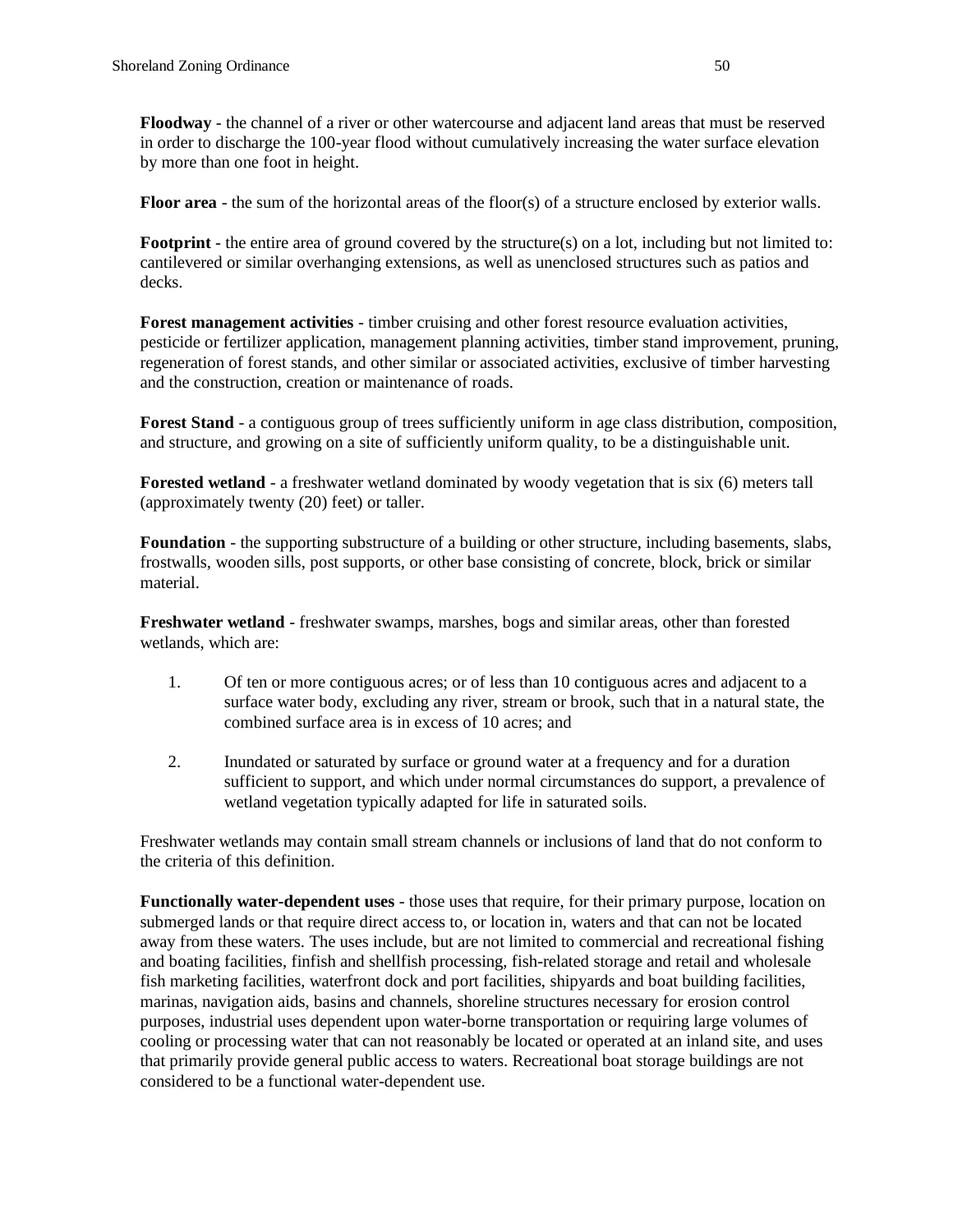**Floodway** - the channel of a river or other watercourse and adjacent land areas that must be reserved in order to discharge the 100-year flood without cumulatively increasing the water surface elevation by more than one foot in height.

**Floor area** - the sum of the horizontal areas of the floor(s) of a structure enclosed by exterior walls.

**Footprint** - the entire area of ground covered by the structure(s) on a lot, including but not limited to: cantilevered or similar overhanging extensions, as well as unenclosed structures such as patios and decks.

**Forest management activities** - timber cruising and other forest resource evaluation activities, pesticide or fertilizer application, management planning activities, timber stand improvement, pruning, regeneration of forest stands, and other similar or associated activities, exclusive of timber harvesting and the construction, creation or maintenance of roads.

**Forest Stand** - a contiguous group of trees sufficiently uniform in age class distribution, composition, and structure, and growing on a site of sufficiently uniform quality, to be a distinguishable unit.

**Forested wetland** - a freshwater wetland dominated by woody vegetation that is six (6) meters tall (approximately twenty (20) feet) or taller.

**Foundation** - the supporting substructure of a building or other structure, including basements, slabs, frostwalls, wooden sills, post supports, or other base consisting of concrete, block, brick or similar material.

**Freshwater wetland** - freshwater swamps, marshes, bogs and similar areas, other than forested wetlands, which are:

1. Of ten or more contiguous acres; or of less than 10 contiguous acres and adjacent to a surface water body, excluding any river, stream or brook, such that in a natural state, the combined surface area is in excess of 10 acres; and

2. Inundated or saturated by surface or ground water at a frequency and for a duration sufficient to support, and which under normal circumstances do support, a prevalence of wetland vegetation typically adapted for life in saturated soils.

Freshwater wetlands may contain small stream channels or inclusions of land that do not conform to the criteria of this definition.

**Functionally water-dependent uses** - those uses that require, for their primary purpose, location on submerged lands or that require direct access to, or location in, waters and that can not be located away from these waters. The uses include, but are not limited to commercial and recreational fishing and boating facilities, finfish and shellfish processing, fish-related storage and retail and wholesale fish marketing facilities, waterfront dock and port facilities, shipyards and boat building facilities, marinas, navigation aids, basins and channels, shoreline structures necessary for erosion control purposes, industrial uses dependent upon water-borne transportation or requiring large volumes of cooling or processing water that can not reasonably be located or operated at an inland site, and uses that primarily provide general public access to waters. Recreational boat storage buildings are not considered to be a functional water-dependent use.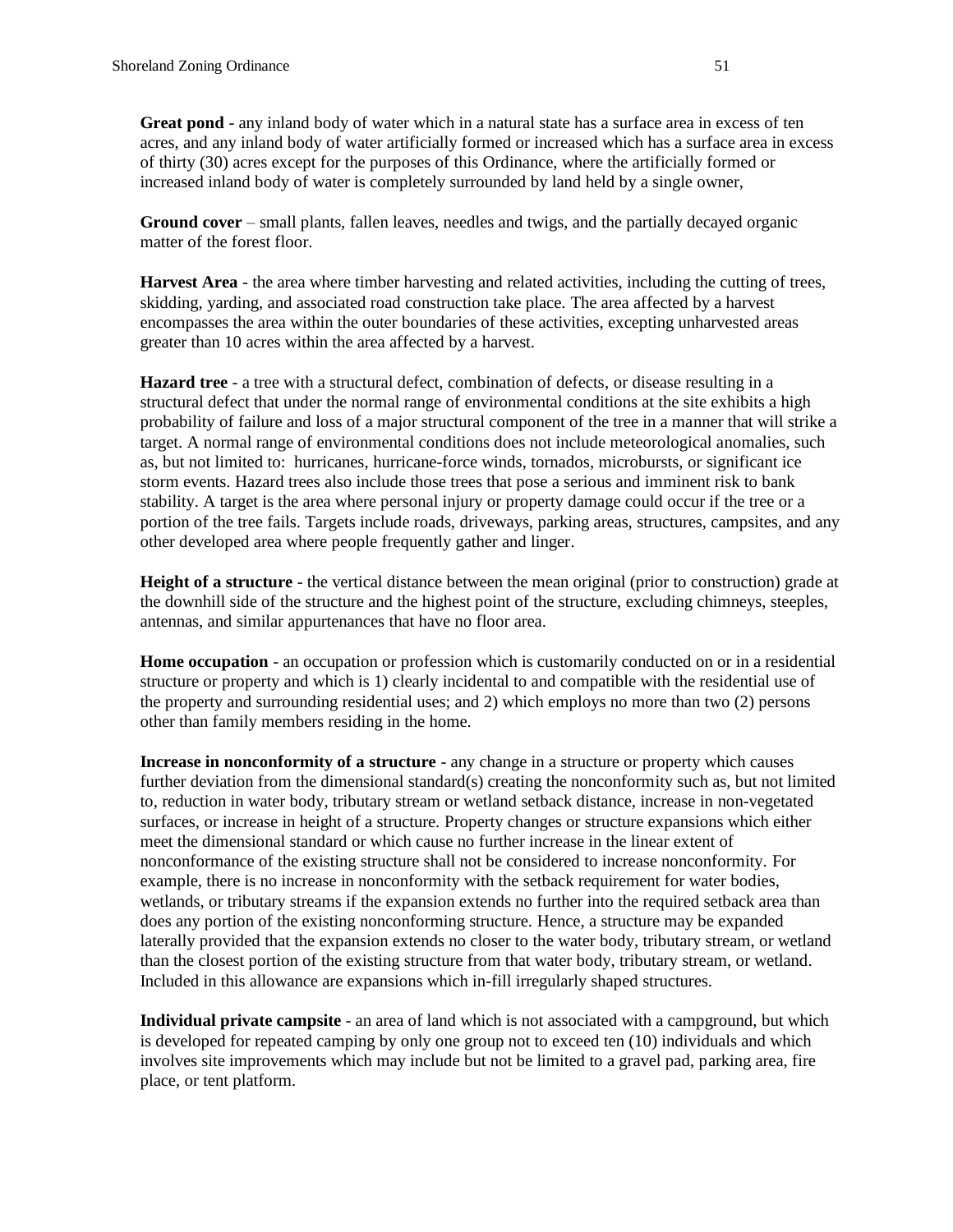**Great pond** - any inland body of water which in a natural state has a surface area in excess of ten acres, and any inland body of water artificially formed or increased which has a surface area in excess of thirty (30) acres except for the purposes of this Ordinance, where the artificially formed or increased inland body of water is completely surrounded by land held by a single owner,

**Ground cover** – small plants, fallen leaves, needles and twigs, and the partially decayed organic matter of the forest floor.

**Harvest Area** - the area where timber harvesting and related activities, including the cutting of trees, skidding, yarding, and associated road construction take place. The area affected by a harvest encompasses the area within the outer boundaries of these activities, excepting unharvested areas greater than 10 acres within the area affected by a harvest.

**Hazard tree** - a tree with a structural defect, combination of defects, or disease resulting in a structural defect that under the normal range of environmental conditions at the site exhibits a high probability of failure and loss of a major structural component of the tree in a manner that will strike a target. A normal range of environmental conditions does not include meteorological anomalies, such as, but not limited to: hurricanes, hurricane-force winds, tornados, microbursts, or significant ice storm events. Hazard trees also include those trees that pose a serious and imminent risk to bank stability. A target is the area where personal injury or property damage could occur if the tree or a portion of the tree fails. Targets include roads, driveways, parking areas, structures, campsites, and any other developed area where people frequently gather and linger.

**Height of a structure** - the vertical distance between the mean original (prior to construction) grade at the downhill side of the structure and the highest point of the structure, excluding chimneys, steeples, antennas, and similar appurtenances that have no floor area.

**Home occupation** - an occupation or profession which is customarily conducted on or in a residential structure or property and which is 1) clearly incidental to and compatible with the residential use of the property and surrounding residential uses; and 2) which employs no more than two (2) persons other than family members residing in the home.

**Increase in nonconformity of a structure** - any change in a structure or property which causes further deviation from the dimensional standard(s) creating the nonconformity such as, but not limited to, reduction in water body, tributary stream or wetland setback distance, increase in non-vegetated surfaces, or increase in height of a structure. Property changes or structure expansions which either meet the dimensional standard or which cause no further increase in the linear extent of nonconformance of the existing structure shall not be considered to increase nonconformity. For example, there is no increase in nonconformity with the setback requirement for water bodies, wetlands, or tributary streams if the expansion extends no further into the required setback area than does any portion of the existing nonconforming structure. Hence, a structure may be expanded laterally provided that the expansion extends no closer to the water body, tributary stream, or wetland than the closest portion of the existing structure from that water body, tributary stream, or wetland. Included in this allowance are expansions which in-fill irregularly shaped structures.

**Individual private campsite** - an area of land which is not associated with a campground, but which is developed for repeated camping by only one group not to exceed ten (10) individuals and which involves site improvements which may include but not be limited to a gravel pad, parking area, fire place, or tent platform.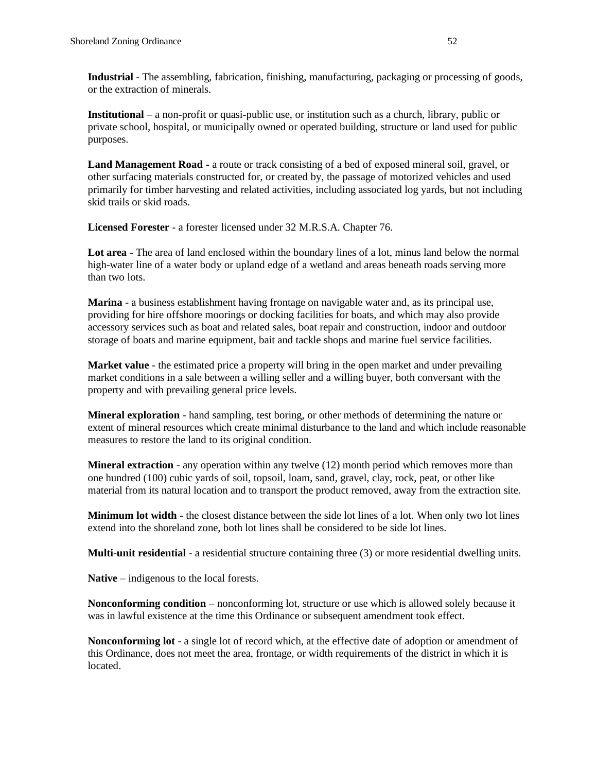**Industrial** - The assembling, fabrication, finishing, manufacturing, packaging or processing of goods, or the extraction of minerals.

**Institutional** – a non-profit or quasi-public use, or institution such as a church, library, public or private school, hospital, or municipally owned or operated building, structure or land used for public purposes.

**Land Management Road** - a route or track consisting of a bed of exposed mineral soil, gravel, or other surfacing materials constructed for, or created by, the passage of motorized vehicles and used primarily for timber harvesting and related activities, including associated log yards, but not including skid trails or skid roads.

**Licensed Forester** - a forester licensed under 32 M.R.S.A. Chapter 76.

**Lot area** - The area of land enclosed within the boundary lines of a lot, minus land below the normal high-water line of a water body or upland edge of a wetland and areas beneath roads serving more than two lots.

**Marina** - a business establishment having frontage on navigable water and, as its principal use, providing for hire offshore moorings or docking facilities for boats, and which may also provide accessory services such as boat and related sales, boat repair and construction, indoor and outdoor storage of boats and marine equipment, bait and tackle shops and marine fuel service facilities.

**Market value** - the estimated price a property will bring in the open market and under prevailing market conditions in a sale between a willing seller and a willing buyer, both conversant with the property and with prevailing general price levels.

**Mineral exploration** - hand sampling, test boring, or other methods of determining the nature or extent of mineral resources which create minimal disturbance to the land and which include reasonable measures to restore the land to its original condition.

**Mineral extraction** - any operation within any twelve (12) month period which removes more than one hundred (100) cubic yards of soil, topsoil, loam, sand, gravel, clay, rock, peat, or other like material from its natural location and to transport the product removed, away from the extraction site.

**Minimum lot width** - the closest distance between the side lot lines of a lot. When only two lot lines extend into the shoreland zone, both lot lines shall be considered to be side lot lines.

**Multi-unit residential** - a residential structure containing three (3) or more residential dwelling units.

**Native** – indigenous to the local forests.

**Nonconforming condition** – nonconforming lot, structure or use which is allowed solely because it was in lawful existence at the time this Ordinance or subsequent amendment took effect.

**Nonconforming lot** - a single lot of record which, at the effective date of adoption or amendment of this Ordinance, does not meet the area, frontage, or width requirements of the district in which it is located.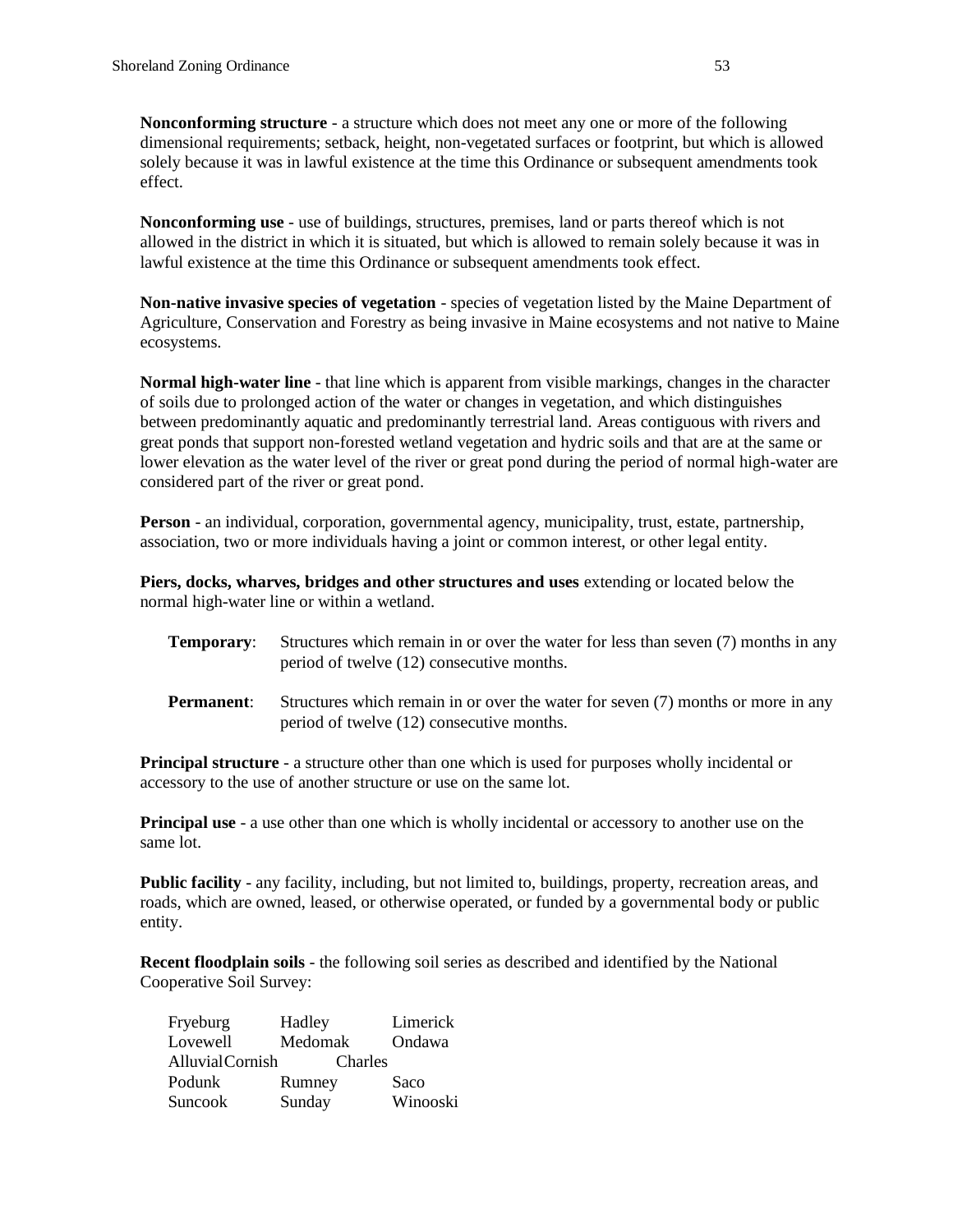**Nonconforming structure** - a structure which does not meet any one or more of the following dimensional requirements; setback, height, non-vegetated surfaces or footprint, but which is allowed solely because it was in lawful existence at the time this Ordinance or subsequent amendments took effect.

**Nonconforming use** - use of buildings, structures, premises, land or parts thereof which is not allowed in the district in which it is situated, but which is allowed to remain solely because it was in lawful existence at the time this Ordinance or subsequent amendments took effect.

**Non-native invasive species of vegetation** - species of vegetation listed by the Maine Department of Agriculture, Conservation and Forestry as being invasive in Maine ecosystems and not native to Maine ecosystems.

**Normal high-water line** - that line which is apparent from visible markings, changes in the character of soils due to prolonged action of the water or changes in vegetation, and which distinguishes between predominantly aquatic and predominantly terrestrial land. Areas contiguous with rivers and great ponds that support non-forested wetland vegetation and hydric soils and that are at the same or lower elevation as the water level of the river or great pond during the period of normal high-water are considered part of the river or great pond.

**Person** - an individual, corporation, governmental agency, municipality, trust, estate, partnership, association, two or more individuals having a joint or common interest, or other legal entity.

**Piers, docks, wharves, bridges and other structures and uses** extending or located below the normal high-water line or within a wetland.

**Temporary**: Structures which remain in or over the water for less than seven (7) months in any period of twelve (12) consecutive months.

**Permanent**: Structures which remain in or over the water for seven (7) months or more in any period of twelve (12) consecutive months.

**Principal structure** - a structure other than one which is used for purposes wholly incidental or accessory to the use of another structure or use on the same lot.

**Principal use** - a use other than one which is wholly incidental or accessory to another use on the same lot.

**Public facility** - any facility, including, but not limited to, buildings, property, recreation areas, and roads, which are owned, leased, or otherwise operated, or funded by a governmental body or public entity.

**Recent floodplain soils** - the following soil series as described and identified by the National Cooperative Soil Survey:

| | | |
|---|---|---|
| Fryeburg | Hadley | Limerick |
| Lovewell | Medomak | Ondawa |
| Alluvial | Cornish | Charles |
| Podunk | Rumney | Saco |
| Suncook | Sunday | Winooski |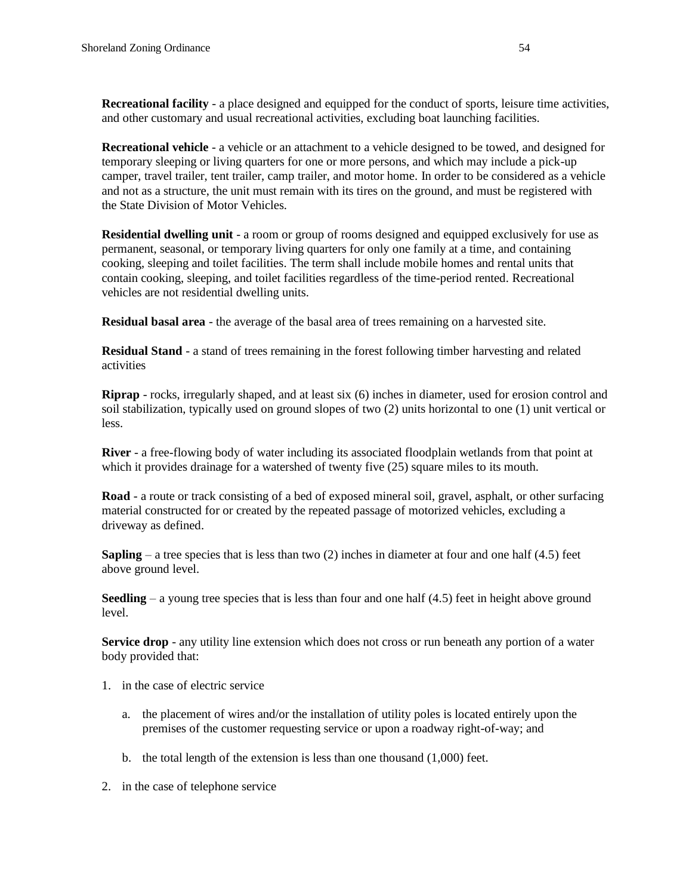**Recreational facility** - a place designed and equipped for the conduct of sports, leisure time activities, and other customary and usual recreational activities, excluding boat launching facilities.

**Recreational vehicle** - a vehicle or an attachment to a vehicle designed to be towed, and designed for temporary sleeping or living quarters for one or more persons, and which may include a pick-up camper, travel trailer, tent trailer, camp trailer, and motor home. In order to be considered as a vehicle and not as a structure, the unit must remain with its tires on the ground, and must be registered with the State Division of Motor Vehicles.

**Residential dwelling unit** - a room or group of rooms designed and equipped exclusively for use as permanent, seasonal, or temporary living quarters for only one family at a time, and containing cooking, sleeping and toilet facilities. The term shall include mobile homes and rental units that contain cooking, sleeping, and toilet facilities regardless of the time-period rented. Recreational vehicles are not residential dwelling units.

**Residual basal area** - the average of the basal area of trees remaining on a harvested site.

**Residual Stand** - a stand of trees remaining in the forest following timber harvesting and related activities

**Riprap** - rocks, irregularly shaped, and at least six (6) inches in diameter, used for erosion control and soil stabilization, typically used on ground slopes of two (2) units horizontal to one (1) unit vertical or less.

**River** - a free-flowing body of water including its associated floodplain wetlands from that point at which it provides drainage for a watershed of twenty five (25) square miles to its mouth.

**Road** - a route or track consisting of a bed of exposed mineral soil, gravel, asphalt, or other surfacing material constructed for or created by the repeated passage of motorized vehicles, excluding a driveway as defined.

**Sapling** – a tree species that is less than two (2) inches in diameter at four and one half (4.5) feet above ground level.

**Seedling** – a young tree species that is less than four and one half (4.5) feet in height above ground level.

**Service drop** - any utility line extension which does not cross or run beneath any portion of a water body provided that:

1. in the case of electric service

   a. the placement of wires and/or the installation of utility poles is located entirely upon the premises of the customer requesting service or upon a roadway right-of-way; and

   b. the total length of the extension is less than one thousand (1,000) feet.

2. in the case of telephone service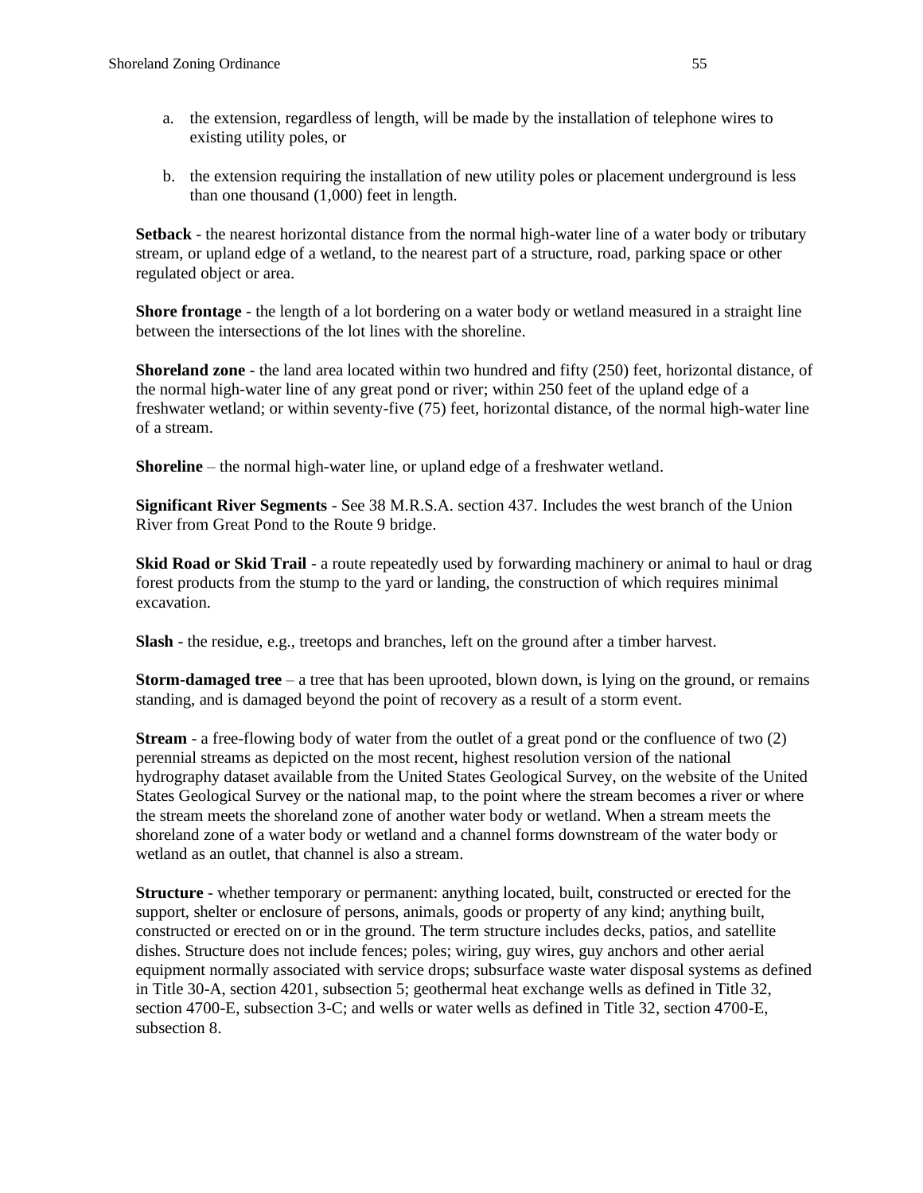a. the extension, regardless of length, will be made by the installation of telephone wires to existing utility poles, or

b. the extension requiring the installation of new utility poles or placement underground is less than one thousand (1,000) feet in length.

**Setback** - the nearest horizontal distance from the normal high-water line of a water body or tributary stream, or upland edge of a wetland, to the nearest part of a structure, road, parking space or other regulated object or area.

**Shore frontage** - the length of a lot bordering on a water body or wetland measured in a straight line between the intersections of the lot lines with the shoreline.

**Shoreland zone** - the land area located within two hundred and fifty (250) feet, horizontal distance, of the normal high-water line of any great pond or river; within 250 feet of the upland edge of a freshwater wetland; or within seventy-five (75) feet, horizontal distance, of the normal high-water line of a stream.

**Shoreline** – the normal high-water line, or upland edge of a freshwater wetland.

**Significant River Segments** - See 38 M.R.S.A. section 437. Includes the west branch of the Union River from Great Pond to the Route 9 bridge.

**Skid Road or Skid Trail** - a route repeatedly used by forwarding machinery or animal to haul or drag forest products from the stump to the yard or landing, the construction of which requires minimal excavation.

**Slash** - the residue, e.g., treetops and branches, left on the ground after a timber harvest.

**Storm-damaged tree** – a tree that has been uprooted, blown down, is lying on the ground, or remains standing, and is damaged beyond the point of recovery as a result of a storm event.

**Stream** - a free-flowing body of water from the outlet of a great pond or the confluence of two (2) perennial streams as depicted on the most recent, highest resolution version of the national hydrography dataset available from the United States Geological Survey, on the website of the United States Geological Survey or the national map, to the point where the stream becomes a river or where the stream meets the shoreland zone of another water body or wetland. When a stream meets the shoreland zone of a water body or wetland and a channel forms downstream of the water body or wetland as an outlet, that channel is also a stream.

**Structure** - whether temporary or permanent: anything located, built, constructed or erected for the support, shelter or enclosure of persons, animals, goods or property of any kind; anything built, constructed or erected on or in the ground. The term structure includes decks, patios, and satellite dishes. Structure does not include fences; poles; wiring, guy wires, guy anchors and other aerial equipment normally associated with service drops; subsurface waste water disposal systems as defined in Title 30-A, section 4201, subsection 5; geothermal heat exchange wells as defined in Title 32, section 4700-E, subsection 3-C; and wells or water wells as defined in Title 32, section 4700-E, subsection 8.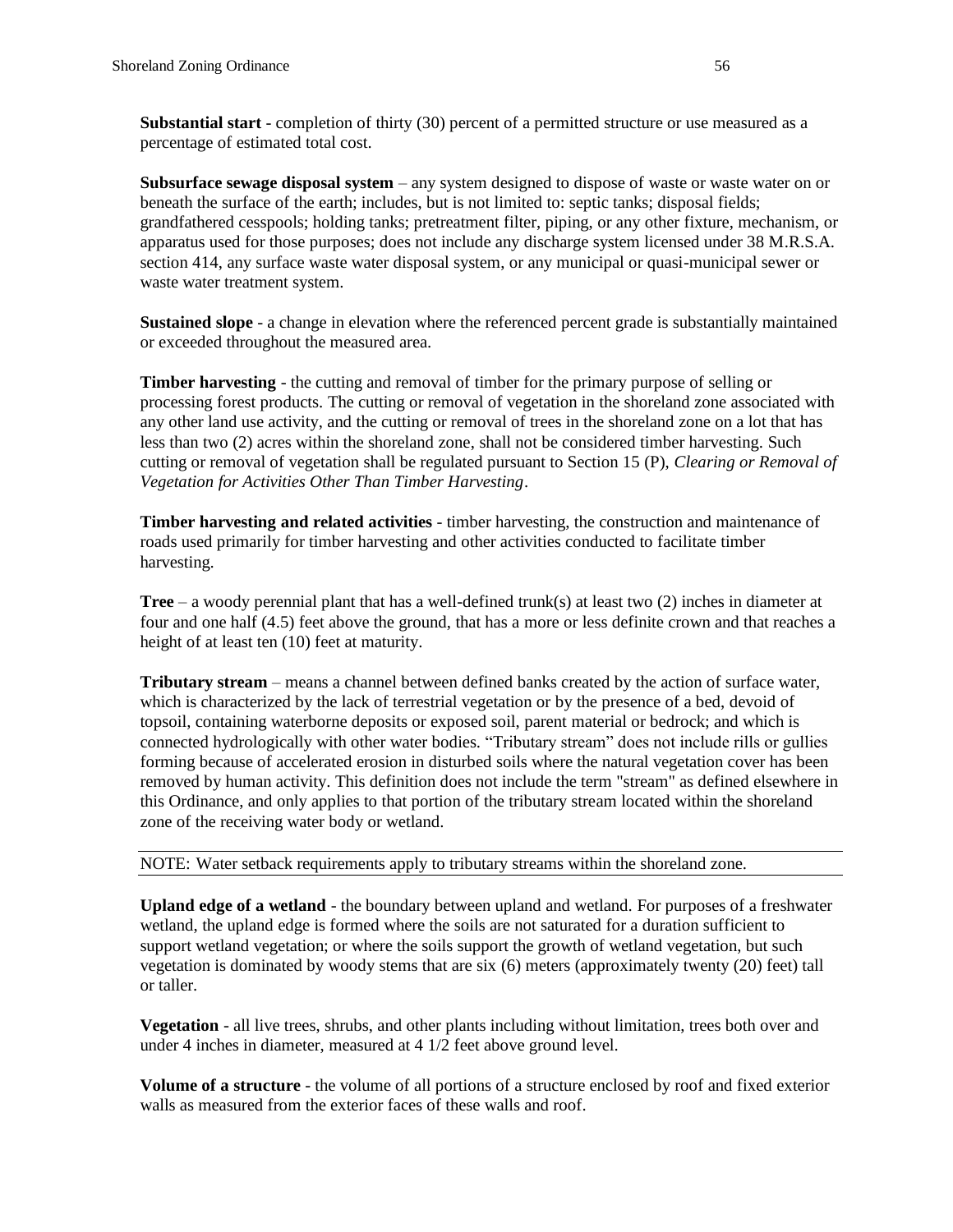**Substantial start** - completion of thirty (30) percent of a permitted structure or use measured as a percentage of estimated total cost.

**Subsurface sewage disposal system** – any system designed to dispose of waste or waste water on or beneath the surface of the earth; includes, but is not limited to: septic tanks; disposal fields; grandfathered cesspools; holding tanks; pretreatment filter, piping, or any other fixture, mechanism, or apparatus used for those purposes; does not include any discharge system licensed under 38 M.R.S.A. section 414, any surface waste water disposal system, or any municipal or quasi-municipal sewer or waste water treatment system.

**Sustained slope** - a change in elevation where the referenced percent grade is substantially maintained or exceeded throughout the measured area.

**Timber harvesting** - the cutting and removal of timber for the primary purpose of selling or processing forest products. The cutting or removal of vegetation in the shoreland zone associated with any other land use activity, and the cutting or removal of trees in the shoreland zone on a lot that has less than two (2) acres within the shoreland zone, shall not be considered timber harvesting. Such cutting or removal of vegetation shall be regulated pursuant to Section 15 (P), *Clearing or Removal of Vegetation for Activities Other Than Timber Harvesting*.

**Timber harvesting and related activities** - timber harvesting, the construction and maintenance of roads used primarily for timber harvesting and other activities conducted to facilitate timber harvesting.

**Tree** – a woody perennial plant that has a well-defined trunk(s) at least two (2) inches in diameter at four and one half (4.5) feet above the ground, that has a more or less definite crown and that reaches a height of at least ten (10) feet at maturity.

**Tributary stream** – means a channel between defined banks created by the action of surface water, which is characterized by the lack of terrestrial vegetation or by the presence of a bed, devoid of topsoil, containing waterborne deposits or exposed soil, parent material or bedrock; and which is connected hydrologically with other water bodies. "Tributary stream" does not include rills or gullies forming because of accelerated erosion in disturbed soils where the natural vegetation cover has been removed by human activity. This definition does not include the term "stream" as defined elsewhere in this Ordinance, and only applies to that portion of the tributary stream located within the shoreland zone of the receiving water body or wetland.

NOTE: Water setback requirements apply to tributary streams within the shoreland zone.

**Upland edge of a wetland** - the boundary between upland and wetland. For purposes of a freshwater wetland, the upland edge is formed where the soils are not saturated for a duration sufficient to support wetland vegetation; or where the soils support the growth of wetland vegetation, but such vegetation is dominated by woody stems that are six (6) meters (approximately twenty (20) feet) tall or taller.

**Vegetation** - all live trees, shrubs, and other plants including without limitation, trees both over and under 4 inches in diameter, measured at 4 1/2 feet above ground level.

**Volume of a structure** - the volume of all portions of a structure enclosed by roof and fixed exterior walls as measured from the exterior faces of these walls and roof.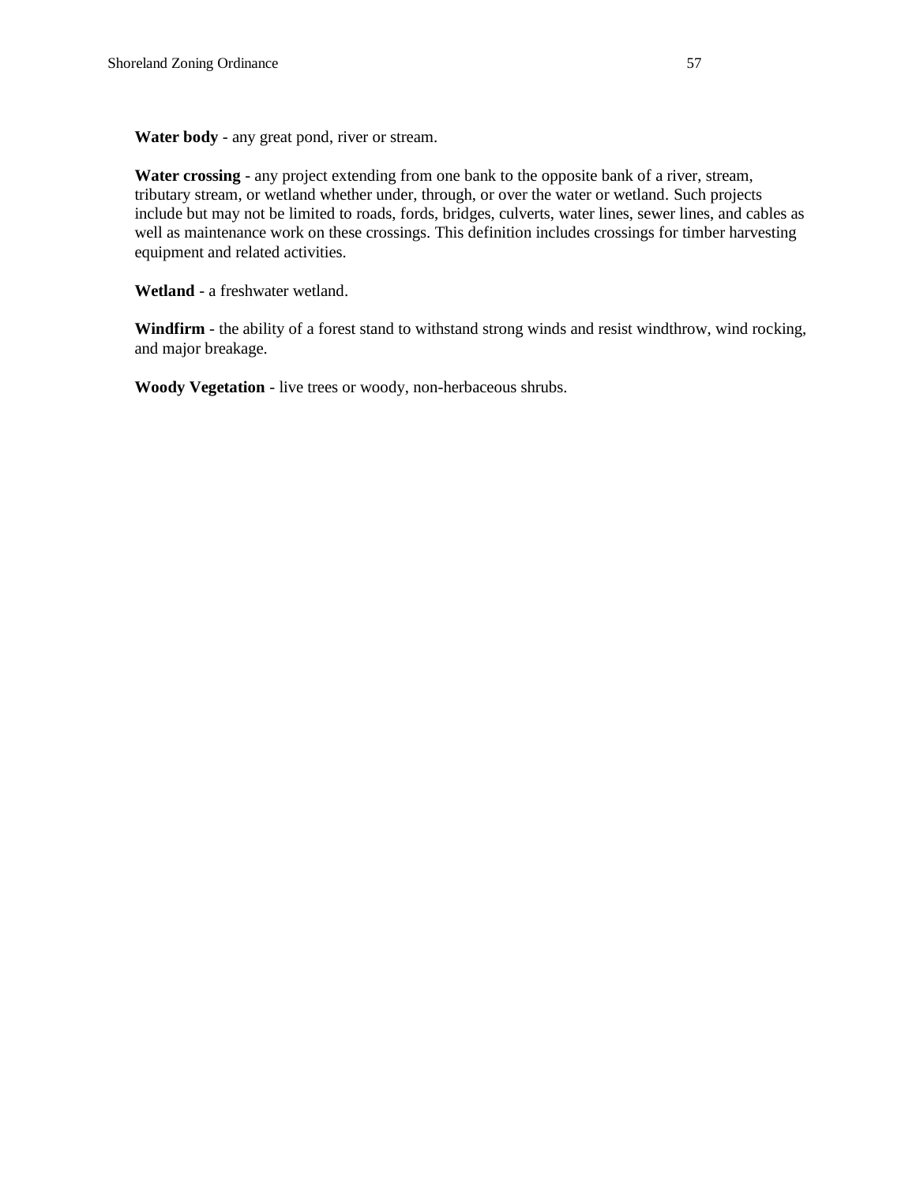**Water body** - any great pond, river or stream.

**Water crossing** - any project extending from one bank to the opposite bank of a river, stream, tributary stream, or wetland whether under, through, or over the water or wetland. Such projects include but may not be limited to roads, fords, bridges, culverts, water lines, sewer lines, and cables as well as maintenance work on these crossings. This definition includes crossings for timber harvesting equipment and related activities.

**Wetland** - a freshwater wetland.

**Windfirm** - the ability of a forest stand to withstand strong winds and resist windthrow, wind rocking, and major breakage.

**Woody Vegetation** - live trees or woody, non-herbaceous shrubs.